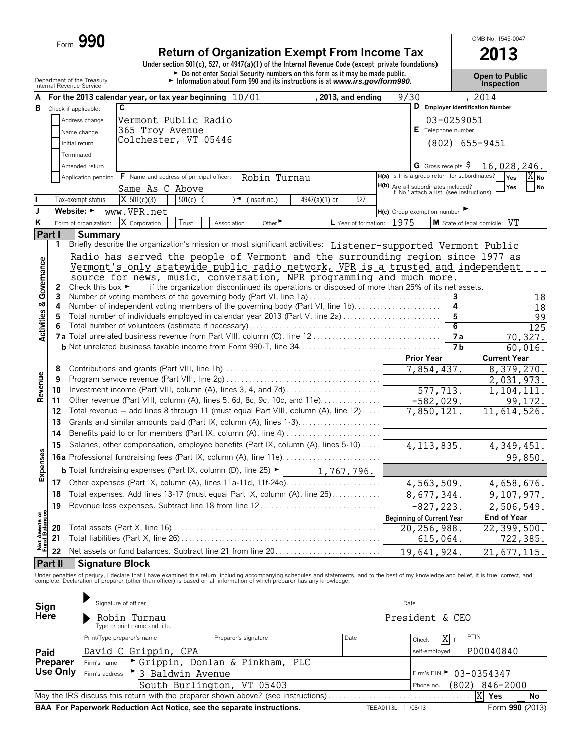Form **990**

# Return of Organization Exempt From Income Tax

**2013**

Under section 501(c), 527, or 4947(a)(1) of the Internal Revenue Code (except private foundations)

► Do not enter Social Security numbers on this form as it may be made public.

► Information about Form 990 and its instructions is at *www.irs.gov/form990.*

Department of the Treasury
Internal Revenue Service

OMB No. 1545-0047

**Open to Public Inspection**

**A** For the 2013 calendar year, or tax year beginning 10/01 , 2013, and ending 9/30 , 2014

**B** Check if applicable:
- Address change
- Name change
- Initial return
- Terminated
- Amended return
- Application pending

**C** Vermont Public Radio
365 Troy Avenue
Colchester, VT 05446

**D** Employer Identification Number: 03-0259051

**E** Telephone number: (802) 655-9451

**G** Gross receipts $ 16,028,246.

**F** Name and address of principal officer: Robin Turnau
Same As C Above

**H(a)** Is this a group return for subordinates? Yes [ ] No [X]

**H(b)** Are all subordinates included? Yes [ ] No [ ]
If 'No,' attach a list. (see instructions)

**I** Tax-exempt status [X] 501(c)(3) [ ] 501(c) ( ) ◄ (insert no.) [ ] 4947(a)(1) or [ ] 527

**J** Website: ► www.VPR.net

**H(c)** Group exemption number ►

**K** Form of organization: [X] Corporation [ ] Trust [ ] Association [ ] Other ►

**L** Year of formation: 1975

**M** State of legal domicile: VT

## Part I Summary

**Activities & Governance**

1 Briefly describe the organization's mission or most significant activities: Listener-supported Vermont Public Radio has served the people of Vermont and the surrounding region since 1977 as Vermont's only statewide public radio network, VPR is a trusted and independent source for news, music, conversation, NPR programming and much more.

2 Check this box ► [ ] if the organization discontinued its operations or disposed of more than 25% of its net assets.

| | | | |
|---|---|---|---|
| 3 | Number of voting members of the governing body (Part VI, line 1a) | 3 | 18 |
| 4 | Number of independent voting members of the governing body (Part VI, line 1b) | 4 | 18 |
| 5 | Total number of individuals employed in calendar year 2013 (Part V, line 2a) | 5 | 99 |
| 6 | Total number of volunteers (estimate if necessary) | 6 | 125 |
| 7a | Total unrelated business revenue from Part VIII, column (C), line 12 | 7a | 70,327. |
| b | Net unrelated business taxable income from Form 990-T, line 34 | 7b | 60,016. |

| | | | Prior Year | Current Year |
|---|---|---|---|---|
| **Revenue** | 8 | Contributions and grants (Part VIII, line 1h) | 7,854,437. | 8,379,270. |
| | 9 | Program service revenue (Part VIII, line 2g) | | 2,031,973. |
| | 10 | Investment income (Part VIII, column (A), lines 3, 4, and 7d) | 577,713. | 1,104,111. |
| | 11 | Other revenue (Part VIII, column (A), lines 5, 6d, 8c, 9c, 10c, and 11e) | -582,029. | 99,172. |
| | 12 | Total revenue — add lines 8 through 11 (must equal Part VIII, column (A), line 12) | 7,850,121. | 11,614,526. |
| **Expenses** | 13 | Grants and similar amounts paid (Part IX, column (A), lines 1-3) | | |
| | 14 | Benefits paid to or for members (Part IX, column (A), line 4) | | |
| | 15 | Salaries, other compensation, employee benefits (Part IX, column (A), lines 5-10) | 4,113,835. | 4,349,451. |
| | 16a | Professional fundraising fees (Part IX, column (A), line 11e) | | 99,850. |
| | b | Total fundraising expenses (Part IX, column (D), line 25) ► 1,767,796. | | |
| | 17 | Other expenses (Part IX, column (A), lines 11a-11d, 11f-24e) | 4,563,509. | 4,658,676. |
| | 18 | Total expenses. Add lines 13-17 (must equal Part IX, column (A), line 25) | 8,677,344. | 9,107,977. |
| | 19 | Revenue less expenses. Subtract line 18 from line 12 | -827,223. | 2,506,549. |
| | | | **Beginning of Current Year** | **End of Year** |
| **Net Assets or Fund Balances** | 20 | Total assets (Part X, line 16) | 20,256,988. | 22,399,500. |
| | 21 | Total liabilities (Part X, line 26) | 615,064. | 722,385. |
| | 22 | Net assets or fund balances. Subtract line 21 from line 20 | 19,641,924. | 21,677,115. |

## Part II Signature Block

Under penalties of perjury, I declare that I have examined this return, including accompanying schedules and statements, and to the best of my knowledge and belief, it is true, correct, and complete. Declaration of preparer (other than officer) is based on all information of which preparer has any knowledge.

**Sign Here**

Signature of officer ____________ Date ____________

Robin Turnau President & CEO
Type or print name and title.

**Paid Preparer Use Only**

| Print/Type preparer's name | Preparer's signature | Date | Check [X] if self-employed | PTIN |
|---|---|---|---|---|
| David C Grippin, CPA | | | | P00040840 |

Firm's name ► Grippin, Donlan & Pinkham, PLC

Firm's address ► 3 Baldwin Avenue, South Burlington, VT 05403

Firm's EIN ► 03-0354347

Phone no. (802) 846-2000

May the IRS discuss this return with the preparer shown above? (see instructions) [X] Yes [ ] No

**BAA For Paperwork Reduction Act Notice, see the separate instructions.** TEEA0113L 11/08/13 Form **990** (2013)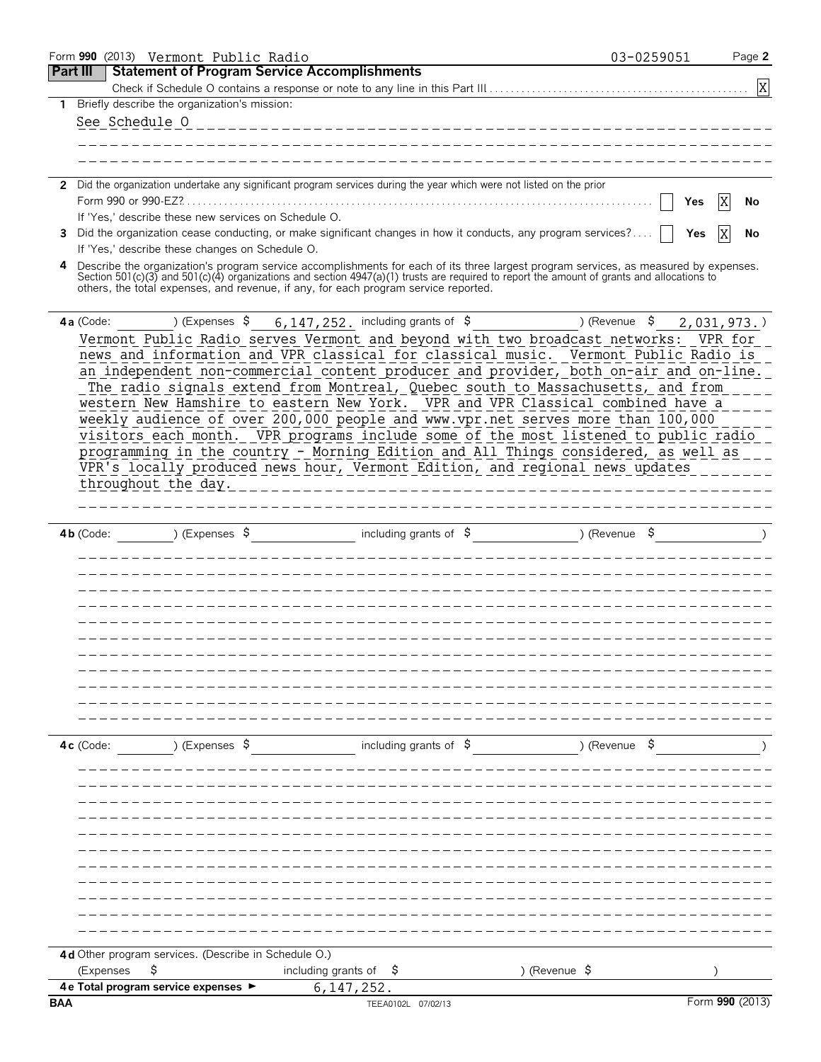Form **990** (2013) Vermont Public Radio 03-0259051

## Part III Statement of Program Service Accomplishments

Check if Schedule O contains a response or note to any line in this Part III .......... [X]

**1** Briefly describe the organization's mission:

See Schedule O

**2** Did the organization undertake any significant program services during the year which were not listed on the prior Form 990 or 990-EZ? .......... [ ] Yes [X] No

If 'Yes,' describe these new services on Schedule O.

**3** Did the organization cease conducting, or make significant changes in how it conducts, any program services? .... [ ] Yes [X] No

If 'Yes,' describe these changes on Schedule O.

**4** Describe the organization's program service accomplishments for each of its three largest program services, as measured by expenses. Section 501(c)(3) and 501(c)(4) organizations and section 4947(a)(1) trusts are required to report the amount of grants and allocations to others, the total expenses, and revenue, if any, for each program service reported.

**4a** (Code: ) (Expenses $ 6,147,252. including grants of $ ) (Revenue $ 2,031,973.)

Vermont Public Radio serves Vermont and beyond with two broadcast networks: VPR for news and information and VPR classical for classical music. Vermont Public Radio is an independent non-commercial content producer and provider, both on-air and on-line. The radio signals extend from Montreal, Quebec south to Massachusetts, and from western New Hamshire to eastern New York. VPR and VPR Classical combined have a weekly audience of over 200,000 people and www.vpr.net serves more than 100,000 visitors each month. VPR programs include some of the most listened to public radio programming in the country - Morning Edition and All Things considered, as well as VPR's locally produced news hour, Vermont Edition, and regional news updates throughout the day.

**4b** (Code: ) (Expenses $ including grants of $ ) (Revenue $ )

**4c** (Code: ) (Expenses $ including grants of $ ) (Revenue $ )

**4d** Other program services. (Describe in Schedule O.)

(Expenses $ including grants of $ ) (Revenue $ )

**4e Total program service expenses** ► 6,147,252.

BAA TEEA0102L 07/02/13 Form **990** (2013)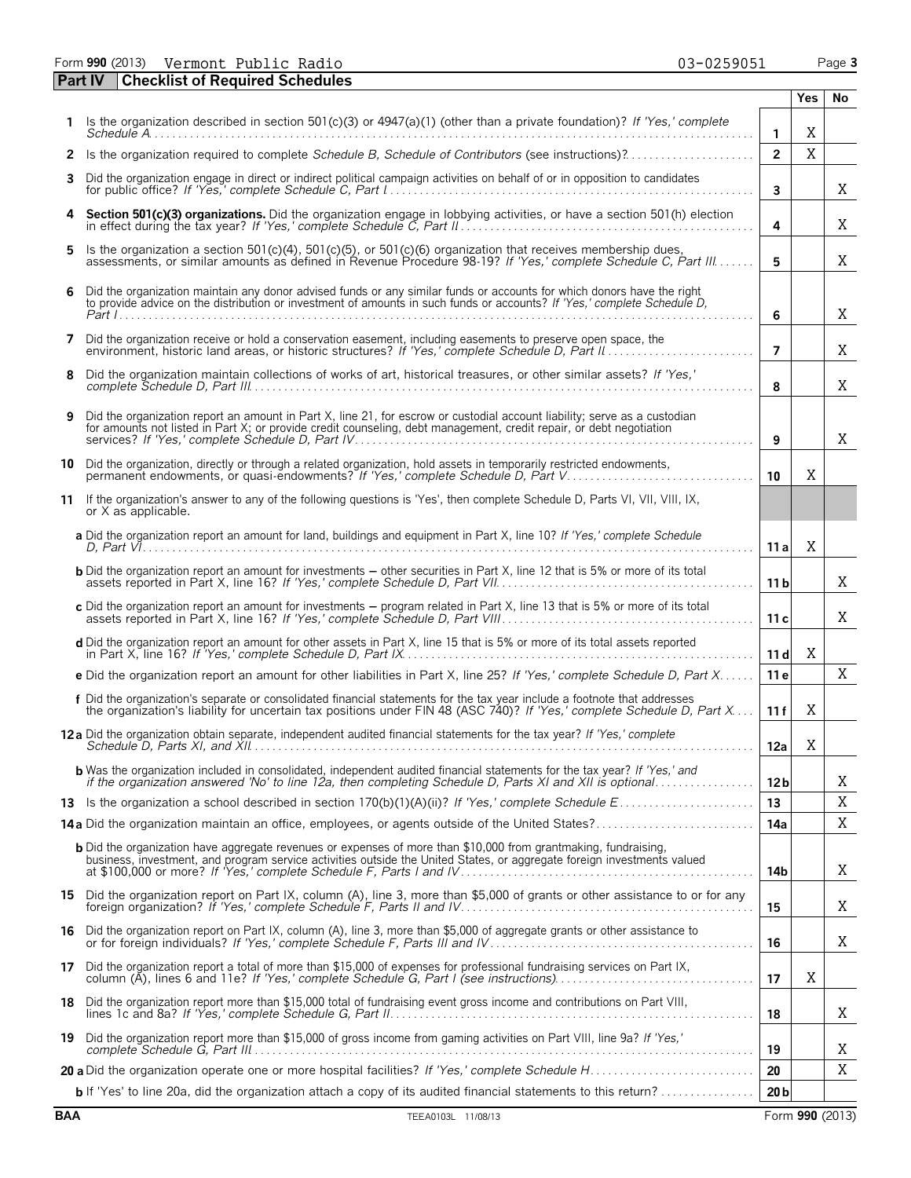Form **990** (2013) Vermont Public Radio 03-0259051

**Part IV Checklist of Required Schedules**

| | | | Yes | No |
|---|---|---|---|---|
| 1 | Is the organization described in section 501(c)(3) or 4947(a)(1) (other than a private foundation)? *If 'Yes,' complete Schedule A* | 1 | X | |
| 2 | Is the organization required to complete *Schedule B, Schedule of Contributors* (see instructions)? | 2 | X | |
| 3 | Did the organization engage in direct or indirect political campaign activities on behalf of or in opposition to candidates for public office? *If 'Yes,' complete Schedule C, Part I* | 3 | | X |
| 4 | **Section 501(c)(3) organizations.** Did the organization engage in lobbying activities, or have a section 501(h) election in effect during the tax year? *If 'Yes,' complete Schedule C, Part II* | 4 | | X |
| 5 | Is the organization a section 501(c)(4), 501(c)(5), or 501(c)(6) organization that receives membership dues, assessments, or similar amounts as defined in Revenue Procedure 98-19? *If 'Yes,' complete Schedule C, Part III* | 5 | | X |
| 6 | Did the organization maintain any donor advised funds or any similar funds or accounts for which donors have the right to provide advice on the distribution or investment of amounts in such funds or accounts? *If 'Yes,' complete Schedule D, Part I* | 6 | | X |
| 7 | Did the organization receive or hold a conservation easement, including easements to preserve open space, the environment, historic land areas, or historic structures? *If 'Yes,' complete Schedule D, Part II* | 7 | | X |
| 8 | Did the organization maintain collections of works of art, historical treasures, or other similar assets? *If 'Yes,' complete Schedule D, Part III* | 8 | | X |
| 9 | Did the organization report an amount in Part X, line 21, for escrow or custodial account liability; serve as a custodian for amounts not listed in Part X; or provide credit counseling, debt management, credit repair, or debt negotiation services? *If 'Yes,' complete Schedule D, Part IV* | 9 | | X |
| 10 | Did the organization, directly or through a related organization, hold assets in temporarily restricted endowments, permanent endowments, or quasi-endowments? *If 'Yes,' complete Schedule D, Part V* | 10 | X | |
| 11 | If the organization's answer to any of the following questions is 'Yes', then complete Schedule D, Parts VI, VII, VIII, IX, or X as applicable. | | | |
| | **a** Did the organization report an amount for land, buildings and equipment in Part X, line 10? *If 'Yes,' complete Schedule D, Part VI* | 11 a | X | |
| | **b** Did the organization report an amount for investments – other securities in Part X, line 12 that is 5% or more of its total assets reported in Part X, line 16? *If 'Yes,' complete Schedule D, Part VII* | 11 b | | X |
| | **c** Did the organization report an amount for investments – program related in Part X, line 13 that is 5% or more of its total assets reported in Part X, line 16? *If 'Yes,' complete Schedule D, Part VIII* | 11 c | | X |
| | **d** Did the organization report an amount for other assets in Part X, line 15 that is 5% or more of its total assets reported in Part X, line 16? *If 'Yes,' complete Schedule D, Part IX* | 11 d | X | |
| | **e** Did the organization report an amount for other liabilities in Part X, line 25? *If 'Yes,' complete Schedule D, Part X* | 11 e | | X |
| | **f** Did the organization's separate or consolidated financial statements for the tax year include a footnote that addresses the organization's liability for uncertain tax positions under FIN 48 (ASC 740)? *If 'Yes,' complete Schedule D, Part X* | 11 f | X | |
| 12 | **a** Did the organization obtain separate, independent audited financial statements for the tax year? *If 'Yes,' complete Schedule D, Parts XI, and XII* | 12a | X | |
| | **b** Was the organization included in consolidated, independent audited financial statements for the tax year? *If 'Yes,' and if the organization answered 'No' to line 12a, then completing Schedule D, Parts XI and XII is optional* | 12 b | | X |
| 13 | Is the organization a school described in section 170(b)(1)(A)(ii)? *If 'Yes,' complete Schedule E* | 13 | | X |
| 14 | **a** Did the organization maintain an office, employees, or agents outside of the United States? | 14a | | X |
| | **b** Did the organization have aggregate revenues or expenses of more than $10,000 from grantmaking, fundraising, business, investment, and program service activities outside the United States, or aggregate foreign investments valued at $100,000 or more? *If 'Yes,' complete Schedule F, Parts I and IV* | 14b | | X |
| 15 | Did the organization report on Part IX, column (A), line 3, more than $5,000 of grants or other assistance to or for any foreign organization? *If 'Yes,' complete Schedule F, Parts II and IV* | 15 | | X |
| 16 | Did the organization report on Part IX, column (A), line 3, more than $5,000 of aggregate grants or other assistance to or for foreign individuals? *If 'Yes,' complete Schedule F, Parts III and IV* | 16 | | X |
| 17 | Did the organization report a total of more than $15,000 of expenses for professional fundraising services on Part IX, column (A), lines 6 and 11e? *If 'Yes,' complete Schedule G, Part I (see instructions)* | 17 | X | |
| 18 | Did the organization report more than $15,000 total of fundraising event gross income and contributions on Part VIII, lines 1c and 8a? *If 'Yes,' complete Schedule G, Part II* | 18 | | X |
| 19 | Did the organization report more than $15,000 of gross income from gaming activities on Part VIII, line 9a? *If 'Yes,' complete Schedule G, Part III* | 19 | | X |
| 20 | **a** Did the organization operate one or more hospital facilities? *If 'Yes,' complete Schedule H* | 20 | | X |
| | **b** If 'Yes' to line 20a, did the organization attach a copy of its audited financial statements to this return? | 20 b | | |

BAA TEEA0103L 11/08/13 Form **990** (2013)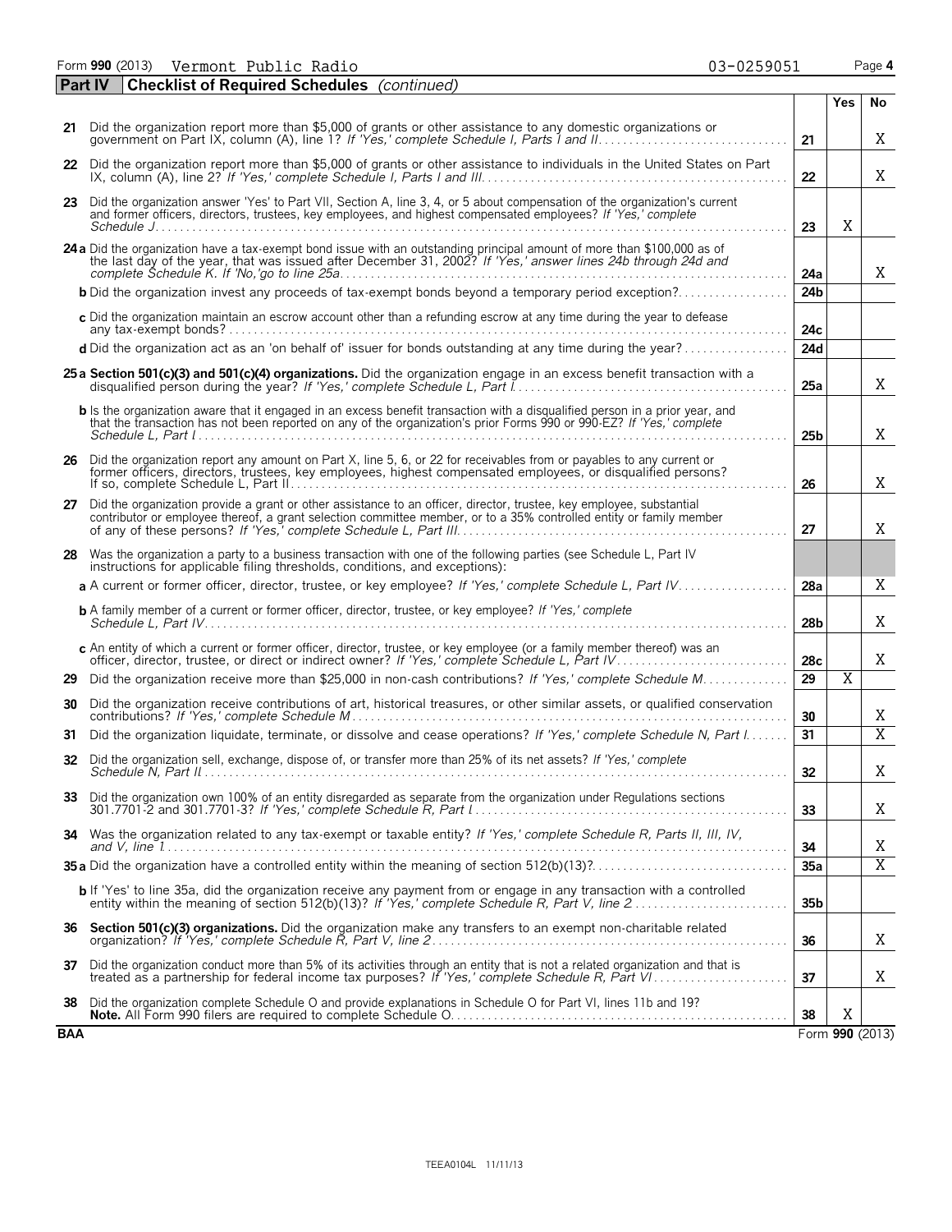Form **990** (2013) Vermont Public Radio 03-0259051 Page **4**

## Part IV Checklist of Required Schedules *(continued)*

| | | | Yes | No |
|---|---|---|---|---|
| 21 | Did the organization report more than $5,000 of grants or other assistance to any domestic organizations or government on Part IX, column (A), line 1? *If 'Yes,' complete Schedule I, Parts I and II* | 21 | | X |
| 22 | Did the organization report more than $5,000 of grants or other assistance to individuals in the United States on Part IX, column (A), line 2? *If 'Yes,' complete Schedule I, Parts I and III* | 22 | | X |
| 23 | Did the organization answer 'Yes' to Part VII, Section A, line 3, 4, or 5 about compensation of the organization's current and former officers, directors, trustees, key employees, and highest compensated employees? *If 'Yes,' complete Schedule J* | 23 | X | |
| 24a | Did the organization have a tax-exempt bond issue with an outstanding principal amount of more than $100,000 as of the last day of the year, that was issued after December 31, 2002? *If 'Yes,' answer lines 24b through 24d and complete Schedule K. If 'No,' go to line 25a* | 24a | | X |
| b | Did the organization invest any proceeds of tax-exempt bonds beyond a temporary period exception? | 24b | | |
| c | Did the organization maintain an escrow account other than a refunding escrow at any time during the year to defease any tax-exempt bonds? | 24c | | |
| d | Did the organization act as an 'on behalf of' issuer for bonds outstanding at any time during the year? | 24d | | |
| 25a | **Section 501(c)(3) and 501(c)(4) organizations.** Did the organization engage in an excess benefit transaction with a disqualified person during the year? *If 'Yes,' complete Schedule L, Part I* | 25a | | X |
| b | Is the organization aware that it engaged in an excess benefit transaction with a disqualified person in a prior year, and that the transaction has not been reported on any of the organization's prior Forms 990 or 990-EZ? *If 'Yes,' complete Schedule L, Part I* | 25b | | X |
| 26 | Did the organization report any amount on Part X, line 5, 6, or 22 for receivables from or payables to any current or former officers, directors, trustees, key employees, highest compensated employees, or disqualified persons? If so, complete Schedule L, Part II | 26 | | X |
| 27 | Did the organization provide a grant or other assistance to an officer, director, trustee, key employee, substantial contributor or employee thereof, a grant selection committee member, or to a 35% controlled entity or family member of any of these persons? *If 'Yes,' complete Schedule L, Part III* | 27 | | X |
| 28 | Was the organization a party to a business transaction with one of the following parties (see Schedule L, Part IV instructions for applicable filing thresholds, conditions, and exceptions): | | | |
| a | A current or former officer, director, trustee, or key employee? *If 'Yes,' complete Schedule L, Part IV* | 28a | | X |
| b | A family member of a current or former officer, director, trustee, or key employee? *If 'Yes,' complete Schedule L, Part IV* | 28b | | X |
| c | An entity of which a current or former officer, director, trustee, or key employee (or a family member thereof) was an officer, director, trustee, or direct or indirect owner? *If 'Yes,' complete Schedule L, Part IV* | 28c | | X |
| 29 | Did the organization receive more than $25,000 in non-cash contributions? *If 'Yes,' complete Schedule M* | 29 | X | |
| 30 | Did the organization receive contributions of art, historical treasures, or other similar assets, or qualified conservation contributions? *If 'Yes,' complete Schedule M* | 30 | | X |
| 31 | Did the organization liquidate, terminate, or dissolve and cease operations? *If 'Yes,' complete Schedule N, Part I* | 31 | | X |
| 32 | Did the organization sell, exchange, dispose of, or transfer more than 25% of its net assets? *If 'Yes,' complete Schedule N, Part II* | 32 | | X |
| 33 | Did the organization own 100% of an entity disregarded as separate from the organization under Regulations sections 301.7701-2 and 301.7701-3? *If 'Yes,' complete Schedule R, Part I* | 33 | | X |
| 34 | Was the organization related to any tax-exempt or taxable entity? *If 'Yes,' complete Schedule R, Parts II, III, IV, and V, line 1* | 34 | | X |
| 35a | Did the organization have a controlled entity within the meaning of section 512(b)(13)? | 35a | | X |
| b | If 'Yes' to line 35a, did the organization receive any payment from or engage in any transaction with a controlled entity within the meaning of section 512(b)(13)? *If 'Yes,' complete Schedule R, Part V, line 2* | 35b | | |
| 36 | **Section 501(c)(3) organizations.** Did the organization make any transfers to an exempt non-charitable related organization? *If 'Yes,' complete Schedule R, Part V, line 2* | 36 | | X |
| 37 | Did the organization conduct more than 5% of its activities through an entity that is not a related organization and that is treated as a partnership for federal income tax purposes? *If 'Yes,' complete Schedule R, Part VI* | 37 | | X |
| 38 | Did the organization complete Schedule O and provide explanations in Schedule O for Part VI, lines 11b and 19? **Note.** All Form 990 filers are required to complete Schedule O. | 38 | X | |

**BAA** Form **990** (2013)

TEEA0104L 11/11/13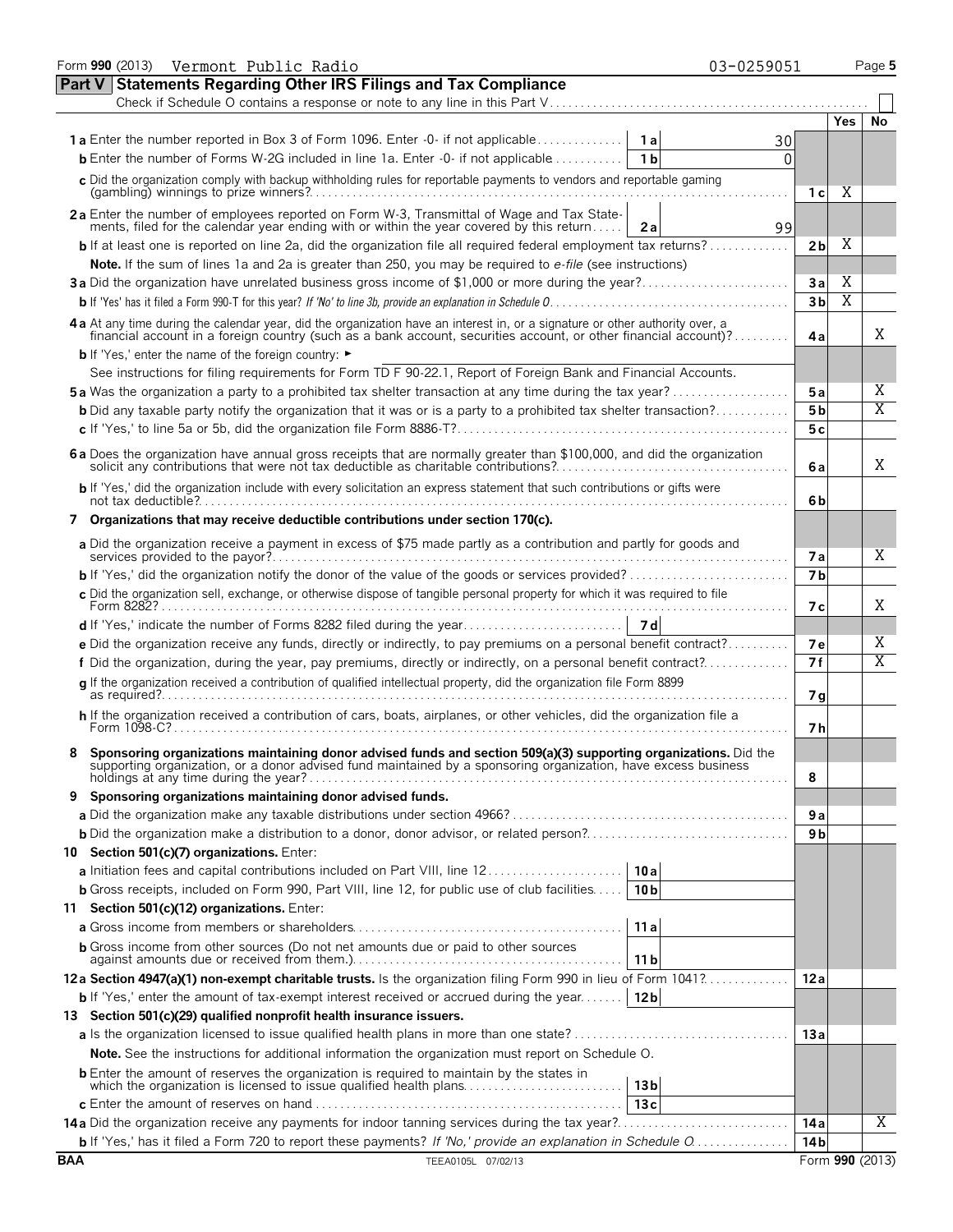Form **990** (2013) Vermont Public Radio 03-0259051

## Part V Statements Regarding Other IRS Filings and Tax Compliance

Check if Schedule O contains a response or note to any line in this Part V

| | | | | Yes | No |
|---|---|---|---|---|---|
| **1 a** Enter the number reported in Box 3 of Form 1096. Enter -0- if not applicable | 1 a | 30 | | | |
| **b** Enter the number of Forms W-2G included in line 1a. Enter -0- if not applicable | 1 b | 0 | | | |
| **c** Did the organization comply with backup withholding rules for reportable payments to vendors and reportable gaming (gambling) winnings to prize winners? | | | 1 c | X | |
| **2 a** Enter the number of employees reported on Form W-3, Transmittal of Wage and Tax Statements, filed for the calendar year ending with or within the year covered by this return | 2 a | 99 | | | |
| **b** If at least one is reported on line 2a, did the organization file all required federal employment tax returns? | | | 2 b | X | |
| **Note.** If the sum of lines 1a and 2a is greater than 250, you may be required to *e-file* (see instructions) | | | | | |
| **3 a** Did the organization have unrelated business gross income of $1,000 or more during the year? | | | 3 a | X | |
| **b** If 'Yes' has it filed a Form 990-T for this year? *If 'No' to line 3b, provide an explanation in Schedule O* | | | 3 b | X | |
| **4 a** At any time during the calendar year, did the organization have an interest in, or a signature or other authority over, a financial account in a foreign country (such as a bank account, securities account, or other financial account)? | | | 4 a | | X |
| **b** If 'Yes,' enter the name of the foreign country: ► | | | | | |
| See instructions for filing requirements for Form TD F 90-22.1, Report of Foreign Bank and Financial Accounts. | | | | | |
| **5 a** Was the organization a party to a prohibited tax shelter transaction at any time during the tax year? | | | 5 a | | X |
| **b** Did any taxable party notify the organization that it was or is a party to a prohibited tax shelter transaction? | | | 5 b | | X |
| **c** If 'Yes,' to line 5a or 5b, did the organization file Form 8886-T? | | | 5 c | | |
| **6 a** Does the organization have annual gross receipts that are normally greater than $100,000, and did the organization solicit any contributions that were not tax deductible as charitable contributions? | | | 6 a | | X |
| **b** If 'Yes,' did the organization include with every solicitation an express statement that such contributions or gifts were not tax deductible? | | | 6 b | | |
| **7 Organizations that may receive deductible contributions under section 170(c).** | | | | | |
| **a** Did the organization receive a payment in excess of $75 made partly as a contribution and partly for goods and services provided to the payor? | | | 7 a | | X |
| **b** If 'Yes,' did the organization notify the donor of the value of the goods or services provided? | | | 7 b | | |
| **c** Did the organization sell, exchange, or otherwise dispose of tangible personal property for which it was required to file Form 8282? | | | 7 c | | X |
| **d** If 'Yes,' indicate the number of Forms 8282 filed during the year | 7 d | | | | |
| **e** Did the organization receive any funds, directly or indirectly, to pay premiums on a personal benefit contract? | | | 7 e | | X |
| **f** Did the organization, during the year, pay premiums, directly or indirectly, on a personal benefit contract? | | | 7 f | | X |
| **g** If the organization received a contribution of qualified intellectual property, did the organization file Form 8899 as required? | | | 7 g | | |
| **h** If the organization received a contribution of cars, boats, airplanes, or other vehicles, did the organization file a Form 1098-C? | | | 7 h | | |
| **8 Sponsoring organizations maintaining donor advised funds and section 509(a)(3) supporting organizations.** Did the supporting organization, or a donor advised fund maintained by a sponsoring organization, have excess business holdings at any time during the year? | | | 8 | | |
| **9 Sponsoring organizations maintaining donor advised funds.** | | | | | |
| **a** Did the organization make any taxable distributions under section 4966? | | | 9 a | | |
| **b** Did the organization make a distribution to a donor, donor advisor, or related person? | | | 9 b | | |
| **10 Section 501(c)(7) organizations.** Enter: | | | | | |
| **a** Initiation fees and capital contributions included on Part VIII, line 12 | 10 a | | | | |
| **b** Gross receipts, included on Form 990, Part VIII, line 12, for public use of club facilities | 10 b | | | | |
| **11 Section 501(c)(12) organizations.** Enter: | | | | | |
| **a** Gross income from members or shareholders | 11 a | | | | |
| **b** Gross income from other sources (Do not net amounts due or paid to other sources against amounts due or received from them.) | 11 b | | | | |
| **12 a Section 4947(a)(1) non-exempt charitable trusts.** Is the organization filing Form 990 in lieu of Form 1041? | | | 12 a | | |
| **b** If 'Yes,' enter the amount of tax-exempt interest received or accrued during the year | 12 b | | | | |
| **13 Section 501(c)(29) qualified nonprofit health insurance issuers.** | | | | | |
| **a** Is the organization licensed to issue qualified health plans in more than one state? | | | 13 a | | |
| **Note.** See the instructions for additional information the organization must report on Schedule O. | | | | | |
| **b** Enter the amount of reserves the organization is required to maintain by the states in which the organization is licensed to issue qualified health plans | 13 b | | | | |
| **c** Enter the amount of reserves on hand | 13 c | | | | |
| **14 a** Did the organization receive any payments for indoor tanning services during the tax year? | | | 14 a | | X |
| **b** If 'Yes,' has it filed a Form 720 to report these payments? *If 'No,' provide an explanation in Schedule O* | | | 14 b | | |

BAA TEEA0105L 07/02/13 Form **990** (2013)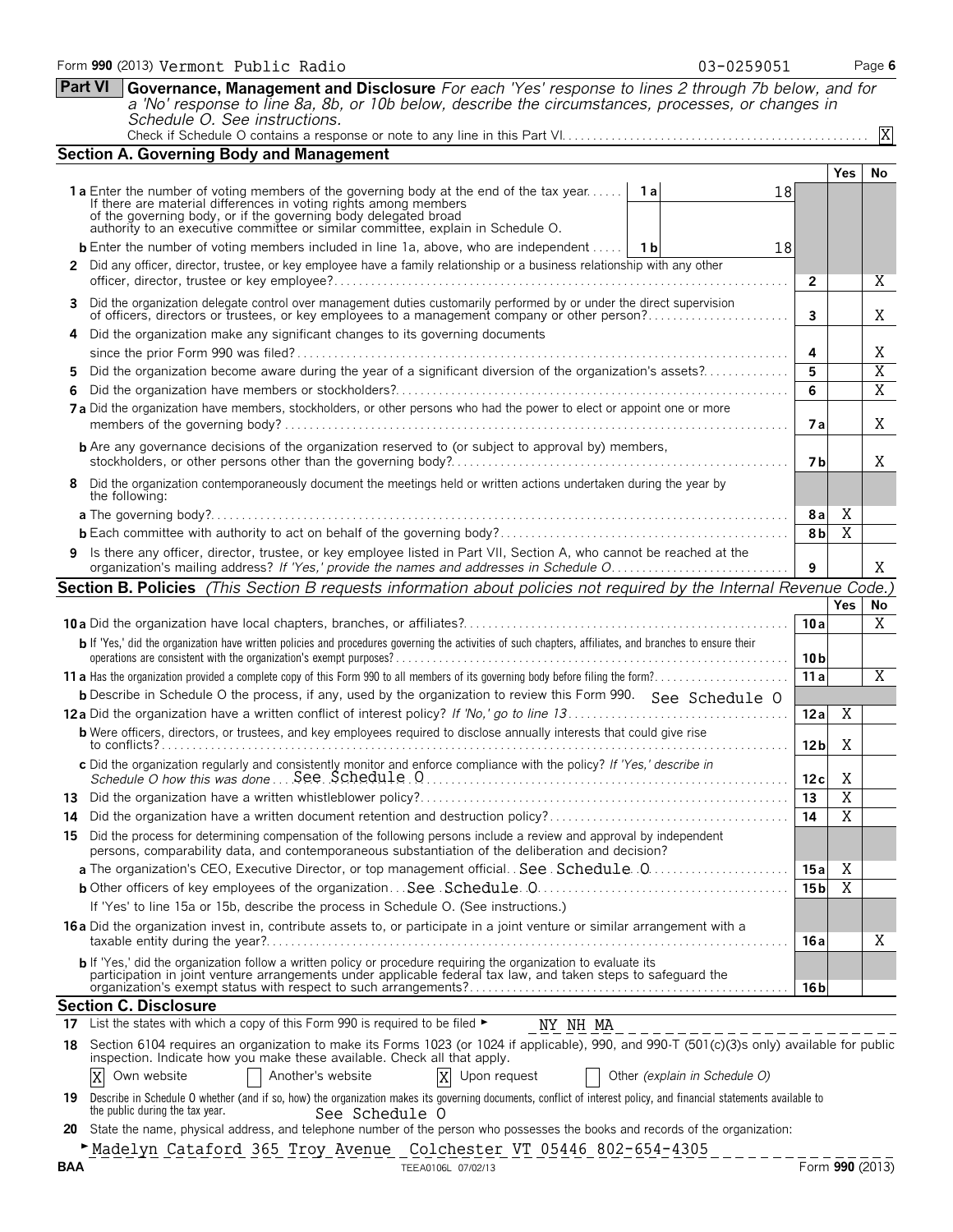Form **990** (2013) Vermont Public Radio 03-0259051 Page **6**

## Part VI Governance, Management and Disclosure

*For each 'Yes' response to lines 2 through 7b below, and for a 'No' response to line 8a, 8b, or 10b below, describe the circumstances, processes, or changes in Schedule O. See instructions.*

Check if Schedule O contains a response or note to any line in this Part VI . . . . . [X]

### Section A. Governing Body and Management

| | | | Yes | No |
|---|---|---|---|---|
| **1a** Enter the number of voting members of the governing body at the end of the tax year . . . . . If there are material differences in voting rights among members of the governing body, or if the governing body delegated broad authority to an executive committee or similar committee, explain in Schedule O. | 1a | 18 | | |
| **b** Enter the number of voting members included in line 1a, above, who are independent . . . . . | 1b | 18 | | |
| **2** Did any officer, director, trustee, or key employee have a family relationship or a business relationship with any other officer, director, trustee or key employee? | 2 | | | X |
| **3** Did the organization delegate control over management duties customarily performed by or under the direct supervision of officers, directors or trustees, or key employees to a management company or other person? | 3 | | | X |
| **4** Did the organization make any significant changes to its governing documents since the prior Form 990 was filed? | 4 | | | X |
| **5** Did the organization become aware during the year of a significant diversion of the organization's assets? | 5 | | | X |
| **6** Did the organization have members or stockholders? | 6 | | | X |
| **7a** Did the organization have members, stockholders, or other persons who had the power to elect or appoint one or more members of the governing body? | 7a | | | X |
| **b** Are any governance decisions of the organization reserved to (or subject to approval by) members, stockholders, or other persons other than the governing body? | 7b | | | X |
| **8** Did the organization contemporaneously document the meetings held or written actions undertaken during the year by the following: | | | | |
| **a** The governing body? | 8a | | X | |
| **b** Each committee with authority to act on behalf of the governing body? | 8b | | X | |
| **9** Is there any officer, director, trustee, or key employee listed in Part VII, Section A, who cannot be reached at the organization's mailing address? *If 'Yes,' provide the names and addresses in Schedule O* | 9 | | | X |

### Section B. Policies *(This Section B requests information about policies not required by the Internal Revenue Code.)*

| | | Yes | No |
|---|---|---|---|
| **10a** Did the organization have local chapters, branches, or affiliates? | 10a | | X |
| **b** If 'Yes,' did the organization have written policies and procedures governing the activities of such chapters, affiliates, and branches to ensure their operations are consistent with the organization's exempt purposes? | 10b | | |
| **11a** Has the organization provided a complete copy of this Form 990 to all members of its governing body before filing the form? | 11a | | X |
| **b** Describe in Schedule O the process, if any, used by the organization to review this Form 990. See Schedule O | | | |
| **12a** Did the organization have a written conflict of interest policy? *If 'No,' go to line 13* | 12a | X | |
| **b** Were officers, directors, or trustees, and key employees required to disclose annually interests that could give rise to conflicts? | 12b | X | |
| **c** Did the organization regularly and consistently monitor and enforce compliance with the policy? *If 'Yes,' describe in Schedule O how this was done* . . . See Schedule O | 12c | X | |
| **13** Did the organization have a written whistleblower policy? | 13 | X | |
| **14** Did the organization have a written document retention and destruction policy? | 14 | X | |
| **15** Did the process for determining compensation of the following persons include a review and approval by independent persons, comparability data, and contemporaneous substantiation of the deliberation and decision? | | | |
| **a** The organization's CEO, Executive Director, or top management official . . See Schedule O | 15a | X | |
| **b** Other officers of key employees of the organization . . . See Schedule O | 15b | X | |
| If 'Yes' to line 15a or 15b, describe the process in Schedule O. (See instructions.) | | | |
| **16a** Did the organization invest in, contribute assets to, or participate in a joint venture or similar arrangement with a taxable entity during the year? | 16a | | X |
| **b** If 'Yes,' did the organization follow a written policy or procedure requiring the organization to evaluate its participation in joint venture arrangements under applicable federal tax law, and taken steps to safeguard the organization's exempt status with respect to such arrangements? | 16b | | |

### Section C. Disclosure

**17** List the states with which a copy of this Form 990 is required to be filed ► NY NH MA

**18** Section 6104 requires an organization to make its Forms 1023 (or 1024 if applicable), 990, and 990-T (501(c)(3)s only) available for public inspection. Indicate how you make these available. Check all that apply.

[X] Own website [ ] Another's website [X] Upon request [ ] Other *(explain in Schedule O)*

**19** Describe in Schedule O whether (and if so, how) the organization makes its governing documents, conflict of interest policy, and financial statements available to the public during the tax year. See Schedule O

**20** State the name, physical address, and telephone number of the person who possesses the books and records of the organization:

► Madelyn Cataford 365 Troy Avenue Colchester VT 05446 802-654-4305

BAA TEEA0106L 07/02/13 Form **990** (2013)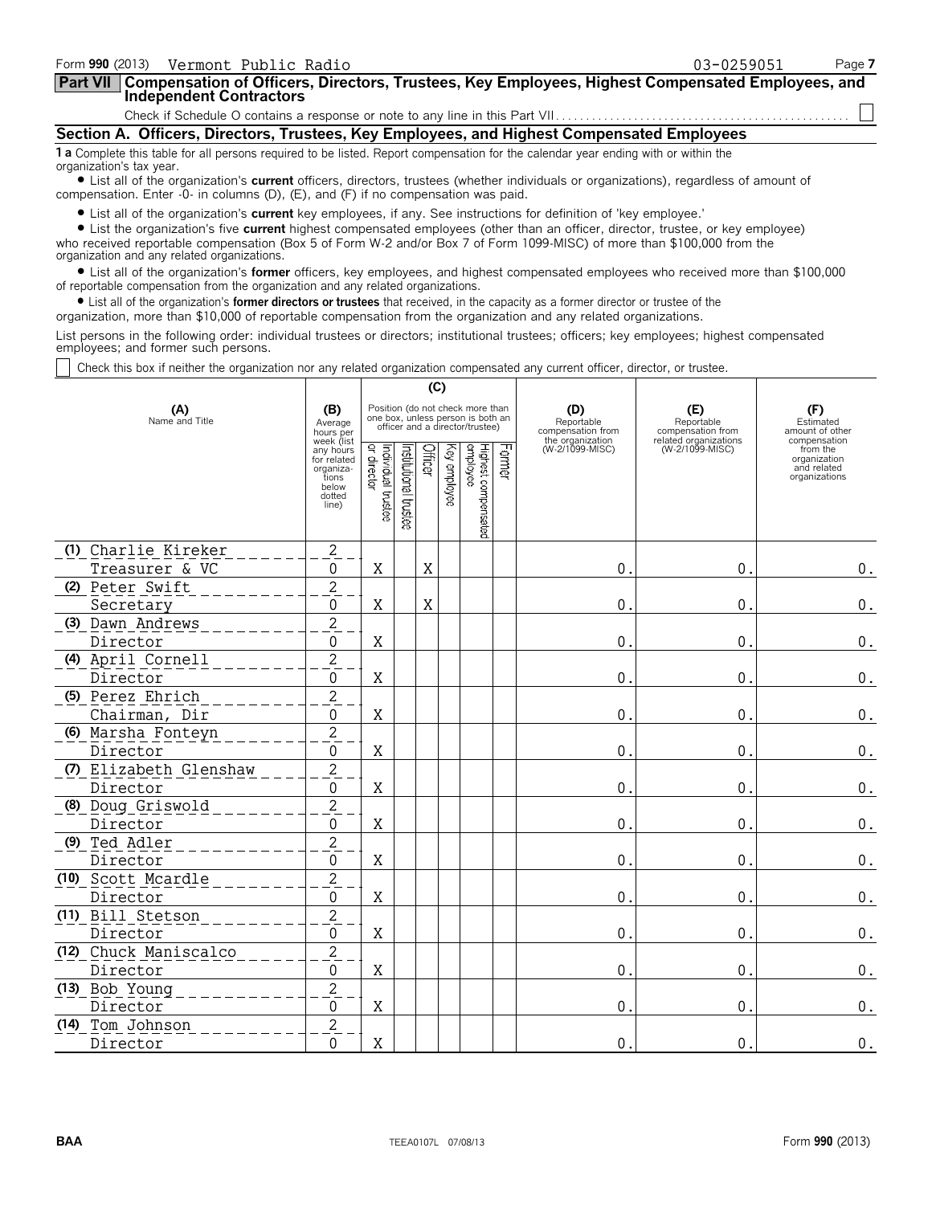Form **990** (2013) Vermont Public Radio 03-0259051

**Part VII** **Compensation of Officers, Directors, Trustees, Key Employees, Highest Compensated Employees, and Independent Contractors**

Check if Schedule O contains a response or note to any line in this Part VII . . . . . . . . . . . . . . . . . . . . . . . . . . . . . . . . . . . . . . . . . . . . . . . . ☐

## Section A. Officers, Directors, Trustees, Key Employees, and Highest Compensated Employees

**1 a** Complete this table for all persons required to be listed. Report compensation for the calendar year ending with or within the organization's tax year.

- List all of the organization's **current** officers, directors, trustees (whether individuals or organizations), regardless of amount of compensation. Enter -0- in columns (D), (E), and (F) if no compensation was paid.
- List all of the organization's **current** key employees, if any. See instructions for definition of 'key employee.'
- List the organization's five **current** highest compensated employees (other than an officer, director, trustee, or key employee) who received reportable compensation (Box 5 of Form W-2 and/or Box 7 of Form 1099-MISC) of more than $100,000 from the organization and any related organizations.
- List all of the organization's **former** officers, key employees, and highest compensated employees who received more than $100,000 of reportable compensation from the organization and any related organizations.
- List all of the organization's **former directors or trustees** that received, in the capacity as a former director or trustee of the organization, more than $10,000 of reportable compensation from the organization and any related organizations.

List persons in the following order: individual trustees or directors; institutional trustees; officers; key employees; highest compensated employees; and former such persons.

☐ Check this box if neither the organization nor any related organization compensated any current officer, director, or trustee.

| (A) Name and Title | (B) Average hours per week (list any hours for related organizations below dotted line) | (C) Position: Individual trustee or director | Institutional trustee | Officer | Key employee | Highest compensated employee | Former | (D) Reportable compensation from the organization (W-2/1099-MISC) | (E) Reportable compensation from related organizations (W-2/1099-MISC) | (F) Estimated amount of other compensation from the organization and related organizations |
|---|---|---|---|---|---|---|---|---|---|---|
| (1) Charlie Kireker<br>Treasurer & VC | 2<br>0 | X | | X | | | | 0. | 0. | 0. |
| (2) Peter Swift<br>Secretary | 2<br>0 | X | | X | | | | 0. | 0. | 0. |
| (3) Dawn Andrews<br>Director | 2<br>0 | X | | | | | | 0. | 0. | 0. |
| (4) April Cornell<br>Director | 2<br>0 | X | | | | | | 0. | 0. | 0. |
| (5) Perez Ehrich<br>Chairman, Dir | 2<br>0 | X | | | | | | 0. | 0. | 0. |
| (6) Marsha Fonteyn<br>Director | 2<br>0 | X | | | | | | 0. | 0. | 0. |
| (7) Elizabeth Glenshaw<br>Director | 2<br>0 | X | | | | | | 0. | 0. | 0. |
| (8) Doug Griswold<br>Director | 2<br>0 | X | | | | | | 0. | 0. | 0. |
| (9) Ted Adler<br>Director | 2<br>0 | X | | | | | | 0. | 0. | 0. |
| (10) Scott Mcardle<br>Director | 2<br>0 | X | | | | | | 0. | 0. | 0. |
| (11) Bill Stetson<br>Director | 2<br>0 | X | | | | | | 0. | 0. | 0. |
| (12) Chuck Maniscalco<br>Director | 2<br>0 | X | | | | | | 0. | 0. | 0. |
| (13) Bob Young<br>Director | 2<br>0 | X | | | | | | 0. | 0. | 0. |
| (14) Tom Johnson<br>Director | 2<br>0 | X | | | | | | 0. | 0. | 0. |

BAA TEEA0107L 07/08/13 Form **990** (2013)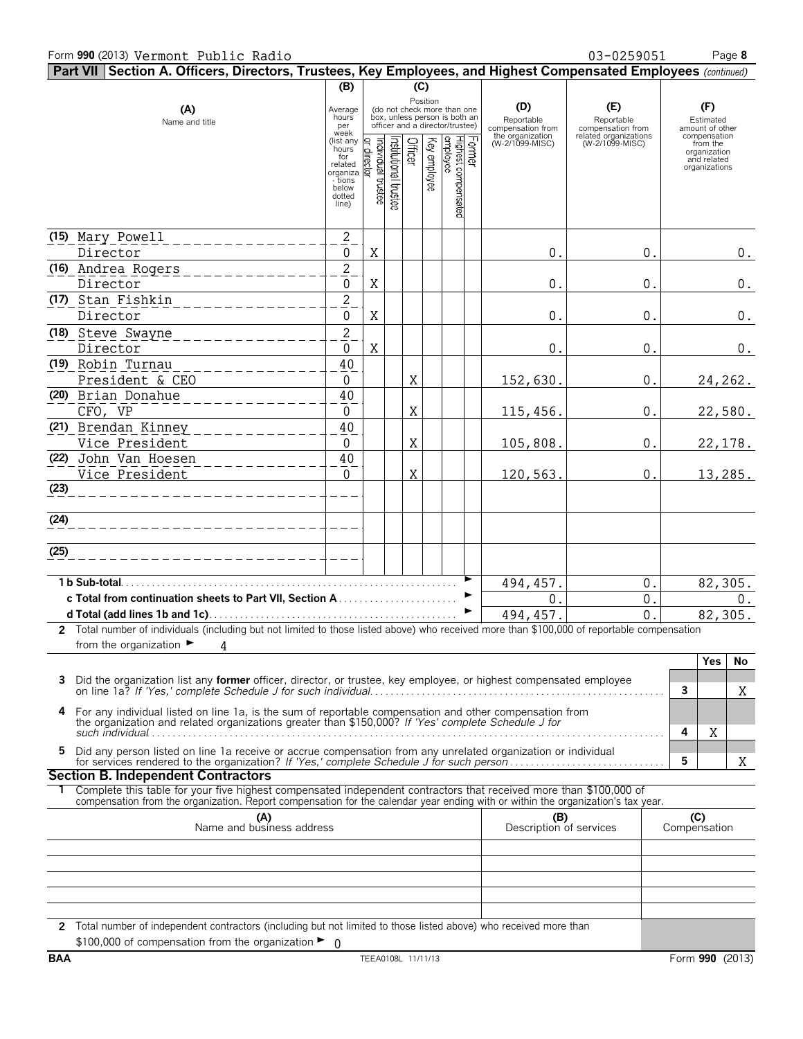Form **990** (2013) Vermont Public Radio 03-0259051

**Part VII Section A. Officers, Directors, Trustees, Key Employees, and Highest Compensated Employees** *(continued)*

| (A) Name and title | (B) Average hours per week (list any hours for related organizations below dotted line) | (C) Individual trustee or director | Institutional trustee | Officer | Key employee | Highest compensated employee | Former | (D) Reportable compensation from the organization (W-2/1099-MISC) | (E) Reportable compensation from related organizations (W-2/1099-MISC) | (F) Estimated amount of other compensation from the organization and related organizations |
|---|---|---|---|---|---|---|---|---|---|---|
| (15) Mary Powell<br>Director | 2<br>0 | X | | | | | | 0. | 0. | 0. |
| (16) Andrea Rogers<br>Director | 2<br>0 | X | | | | | | 0. | 0. | 0. |
| (17) Stan Fishkin<br>Director | 2<br>0 | X | | | | | | 0. | 0. | 0. |
| (18) Steve Swayne<br>Director | 2<br>0 | X | | | | | | 0. | 0. | 0. |
| (19) Robin Turnau<br>President & CEO | 40<br>0 | | | X | | | | 152,630. | 0. | 24,262. |
| (20) Brian Donahue<br>CFO, VP | 40<br>0 | | | X | | | | 115,456. | 0. | 22,580. |
| (21) Brendan Kinney<br>Vice President | 40<br>0 | | | X | | | | 105,808. | 0. | 22,178. |
| (22) John Van Hoesen<br>Vice President | 40<br>0 | | | X | | | | 120,563. | 0. | 13,285. |
| (23) | | | | | | | | | | |
| (24) | | | | | | | | | | |
| (25) | | | | | | | | | | |
| **1 b Sub-total** | | | | | | | | 494,457. | 0. | 82,305. |
| **c Total from continuation sheets to Part VII, Section A** | | | | | | | | 0. | 0. | 0. |
| **d Total (add lines 1b and 1c)** | | | | | | | | 494,457. | 0. | 82,305. |

**2** Total number of individuals (including but not limited to those listed above) who received more than $100,000 of reportable compensation from the organization ► 4

| | | Yes | No |
|---|---|---|---|
| **3** Did the organization list any **former** officer, director, or trustee, key employee, or highest compensated employee on line 1a? *If 'Yes,' complete Schedule J for such individual* | 3 | | X |
| **4** For any individual listed on line 1a, is the sum of reportable compensation and other compensation from the organization and related organizations greater than $150,000? *If 'Yes' complete Schedule J for such individual* | 4 | X | |
| **5** Did any person listed on line 1a receive or accrue compensation from any unrelated organization or individual for services rendered to the organization? *If 'Yes,' complete Schedule J for such person* | 5 | | X |

**Section B. Independent Contractors**

**1** Complete this table for your five highest compensated independent contractors that received more than $100,000 of compensation from the organization. Report compensation for the calendar year ending with or within the organization's tax year.

| (A) Name and business address | (B) Description of services | (C) Compensation |
|---|---|---|
| | | |
| | | |
| | | |
| | | |
| | | |

**2** Total number of independent contractors (including but not limited to those listed above) who received more than $100,000 of compensation from the organization ► 0

BAA TEEA0108L 11/11/13 Form **990** (2013)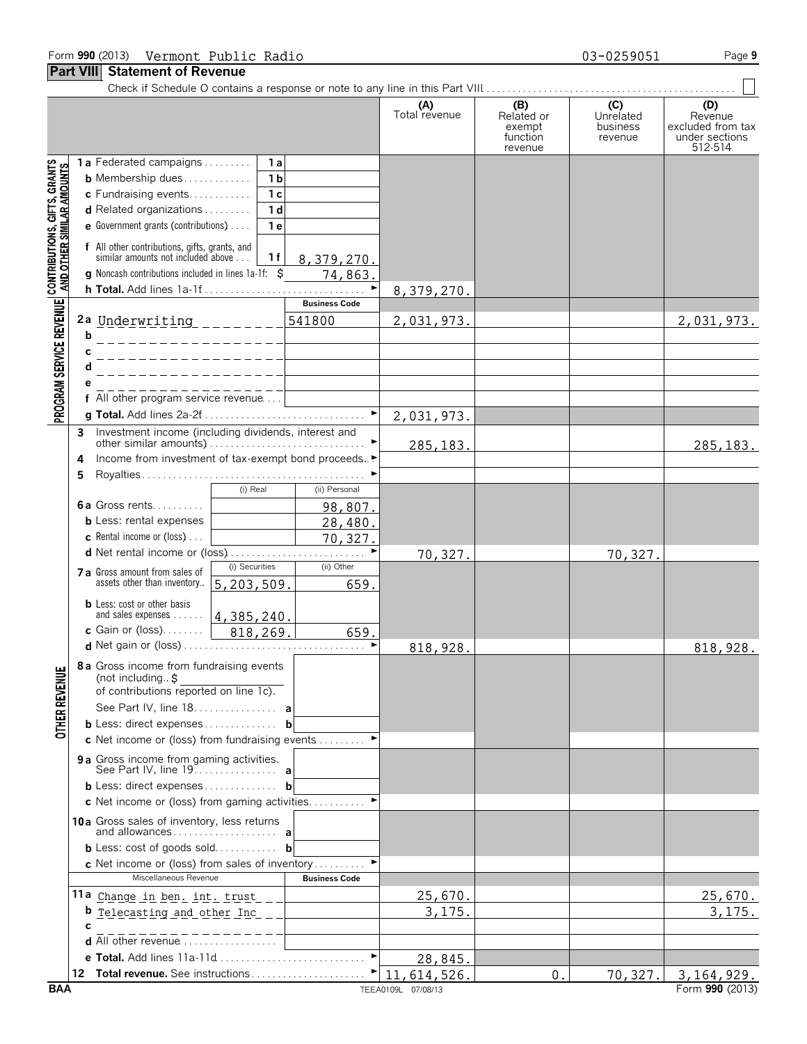Form **990** (2013) Vermont Public Radio 03-0259051 Page **9**

## Part VIII Statement of Revenue

Check if Schedule O contains a response or note to any line in this Part VIII . . . . . . . . . . ☐

| | | | | (A) Total revenue | (B) Related or exempt function revenue | (C) Unrelated business revenue | (D) Revenue excluded from tax under sections 512-514 |
|---|---|---|---|---|---|---|---|
| **CONTRIBUTIONS, GIFTS, GRANTS AND OTHER SIMILAR AMOUNTS** | **1a** Federated campaigns | 1a | | | | | |
| | **b** Membership dues | 1b | | | | | |
| | **c** Fundraising events | 1c | | | | | |
| | **d** Related organizations | 1d | | | | | |
| | **e** Government grants (contributions) | 1e | | | | | |
| | **f** All other contributions, gifts, grants, and similar amounts not included above | 1f | 8,379,270. | | | | |
| | **g** Noncash contributions included in lines 1a-1f: $ | | 74,863. | | | | |
| | **h Total.** Add lines 1a-1f | | ► | 8,379,270. | | | |
| **PROGRAM SERVICE REVENUE** | | | **Business Code** | | | | |
| | **2a** Underwriting | | 541800 | 2,031,973. | | | 2,031,973. |
| | **b** | | | | | | |
| | **c** | | | | | | |
| | **d** | | | | | | |
| | **e** | | | | | | |
| | **f** All other program service revenue | | | | | | |
| | **g Total.** Add lines 2a-2f | | ► | 2,031,973. | | | |
| **OTHER REVENUE** | **3** Investment income (including dividends, interest and other similar amounts) | | ► | 285,183. | | | 285,183. |
| | **4** Income from investment of tax-exempt bond proceeds | | ► | | | | |
| | **5** Royalties | | ► | | | | |
| | | (i) Real | (ii) Personal | | | | |
| | **6a** Gross rents | | 98,807. | | | | |
| | **b** Less: rental expenses | | 28,480. | | | | |
| | **c** Rental income or (loss) | | 70,327. | | | | |
| | **d** Net rental income or (loss) | | ► | 70,327. | | 70,327. | |
| | | (i) Securities | (ii) Other | | | | |
| | **7a** Gross amount from sales of assets other than inventory | 5,203,509. | 659. | | | | |
| | **b** Less: cost or other basis and sales expenses | 4,385,240. | | | | | |
| | **c** Gain or (loss) | 818,269. | 659. | | | | |
| | **d** Net gain or (loss) | | ► | 818,928. | | | 818,928. |
| | **8a** Gross income from fundraising events (not including $ ______ of contributions reported on line 1c). See Part IV, line 18 | a | | | | | |
| | **b** Less: direct expenses | b | | | | | |
| | **c** Net income or (loss) from fundraising events | | ► | | | | |
| | **9a** Gross income from gaming activities. See Part IV, line 19 | a | | | | | |
| | **b** Less: direct expenses | b | | | | | |
| | **c** Net income or (loss) from gaming activities | | ► | | | | |
| | **10a** Gross sales of inventory, less returns and allowances | a | | | | | |
| | **b** Less: cost of goods sold | b | | | | | |
| | **c** Net income or (loss) from sales of inventory | | ► | | | | |
| | Miscellaneous Revenue | | **Business Code** | | | | |
| | **11a** Change in ben. int. trust | | | 25,670. | | | 25,670. |
| | **b** Telecasting and other Inc | | | 3,175. | | | 3,175. |
| | **c** | | | | | | |
| | **d** All other revenue | | | | | | |
| | **e Total.** Add lines 11a-11d | | ► | 28,845. | | | |
| | **12 Total revenue.** See instructions | | ► | 11,614,526. | 0. | 70,327. | 3,164,929. |

BAA TEEA0109L 07/08/13 Form **990** (2013)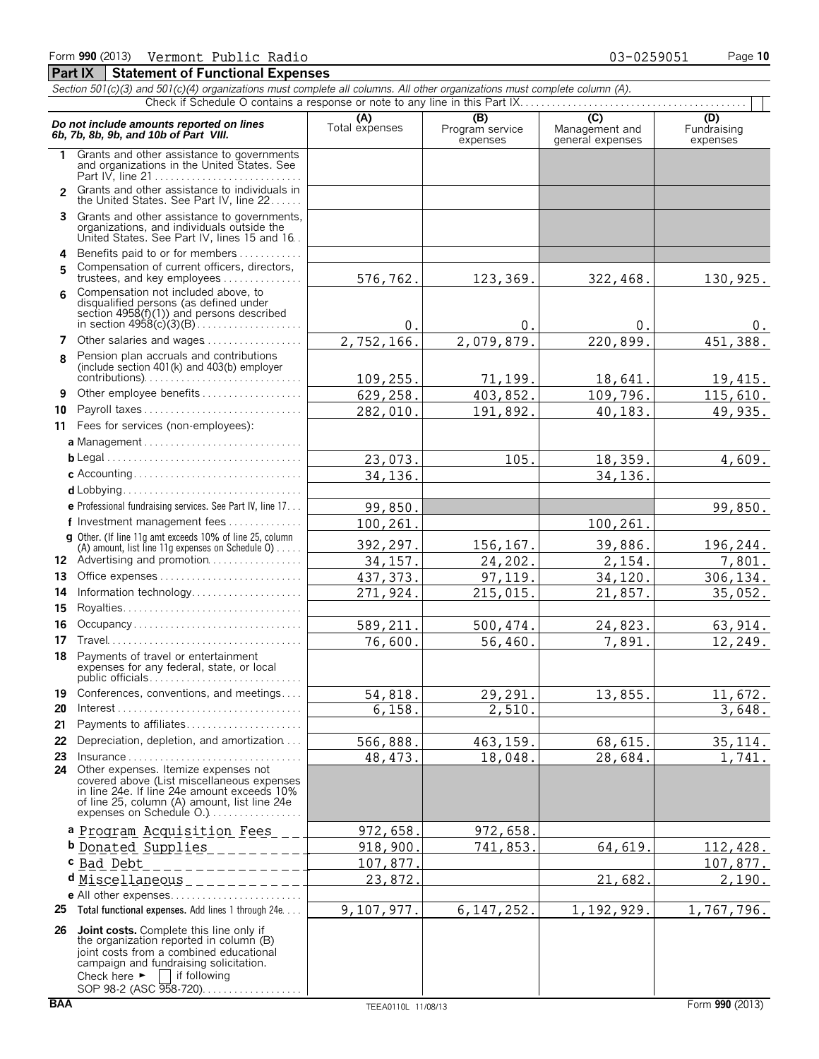Form **990** (2013) Vermont Public Radio 03-0259051

## Part IX Statement of Functional Expenses

*Section 501(c)(3) and 501(c)(4) organizations must complete all columns. All other organizations must complete column (A).*

Check if Schedule O contains a response or note to any line in this Part IX

| *Do not include amounts reported on lines 6b, 7b, 8b, 9b, and 10b of Part VIII.* | (A) Total expenses | (B) Program service expenses | (C) Management and general expenses | (D) Fundraising expenses |
|---|---|---|---|---|
| **1** Grants and other assistance to governments and organizations in the United States. See Part IV, line 21 | | | | |
| **2** Grants and other assistance to individuals in the United States. See Part IV, line 22 | | | | |
| **3** Grants and other assistance to governments, organizations, and individuals outside the United States. See Part IV, lines 15 and 16 | | | | |
| **4** Benefits paid to or for members | | | | |
| **5** Compensation of current officers, directors, trustees, and key employees | 576,762. | 123,369. | 322,468. | 130,925. |
| **6** Compensation not included above, to disqualified persons (as defined under section 4958(f)(1)) and persons described in section 4958(c)(3)(B) | 0. | 0. | 0. | 0. |
| **7** Other salaries and wages | 2,752,166. | 2,079,879. | 220,899. | 451,388. |
| **8** Pension plan accruals and contributions (include section 401(k) and 403(b) employer contributions) | 109,255. | 71,199. | 18,641. | 19,415. |
| **9** Other employee benefits | 629,258. | 403,852. | 109,796. | 115,610. |
| **10** Payroll taxes | 282,010. | 191,892. | 40,183. | 49,935. |
| **11** Fees for services (non-employees): | | | | |
| **a** Management | | | | |
| **b** Legal | 23,073. | 105. | 18,359. | 4,609. |
| **c** Accounting | 34,136. | | 34,136. | |
| **d** Lobbying | | | | |
| **e** Professional fundraising services. See Part IV, line 17 | 99,850. | | | 99,850. |
| **f** Investment management fees | 100,261. | | 100,261. | |
| **g** Other. (If line 11g amt exceeds 10% of line 25, column (A) amount, list line 11g expenses on Schedule O) | 392,297. | 156,167. | 39,886. | 196,244. |
| **12** Advertising and promotion | 34,157. | 24,202. | 2,154. | 7,801. |
| **13** Office expenses | 437,373. | 97,119. | 34,120. | 306,134. |
| **14** Information technology | 271,924. | 215,015. | 21,857. | 35,052. |
| **15** Royalties | | | | |
| **16** Occupancy | 589,211. | 500,474. | 24,823. | 63,914. |
| **17** Travel | 76,600. | 56,460. | 7,891. | 12,249. |
| **18** Payments of travel or entertainment expenses for any federal, state, or local public officials | | | | |
| **19** Conferences, conventions, and meetings | 54,818. | 29,291. | 13,855. | 11,672. |
| **20** Interest | 6,158. | 2,510. | | 3,648. |
| **21** Payments to affiliates | | | | |
| **22** Depreciation, depletion, and amortization | 566,888. | 463,159. | 68,615. | 35,114. |
| **23** Insurance | 48,473. | 18,048. | 28,684. | 1,741. |
| **24** Other expenses. Itemize expenses not covered above (List miscellaneous expenses in line 24e. If line 24e amount exceeds 10% of line 25, column (A) amount, list line 24e expenses on Schedule O.) | | | | |
| **a** Program Acquisition Fees | 972,658. | 972,658. | | |
| **b** Donated Supplies | 918,900. | 741,853. | 64,619. | 112,428. |
| **c** Bad Debt | 107,877. | | | 107,877. |
| **d** Miscellaneous | 23,872. | | 21,682. | 2,190. |
| **e** All other expenses | | | | |
| **25** Total functional expenses. Add lines 1 through 24e | 9,107,977. | 6,147,252. | 1,192,929. | 1,767,796. |
| **26** **Joint costs.** Complete this line only if the organization reported in column (B) joint costs from a combined educational campaign and fundraising solicitation. Check here ► ☐ if following SOP 98-2 (ASC 958-720) | | | | |

BAA TEEA0110L 11/08/13 Form **990** (2013)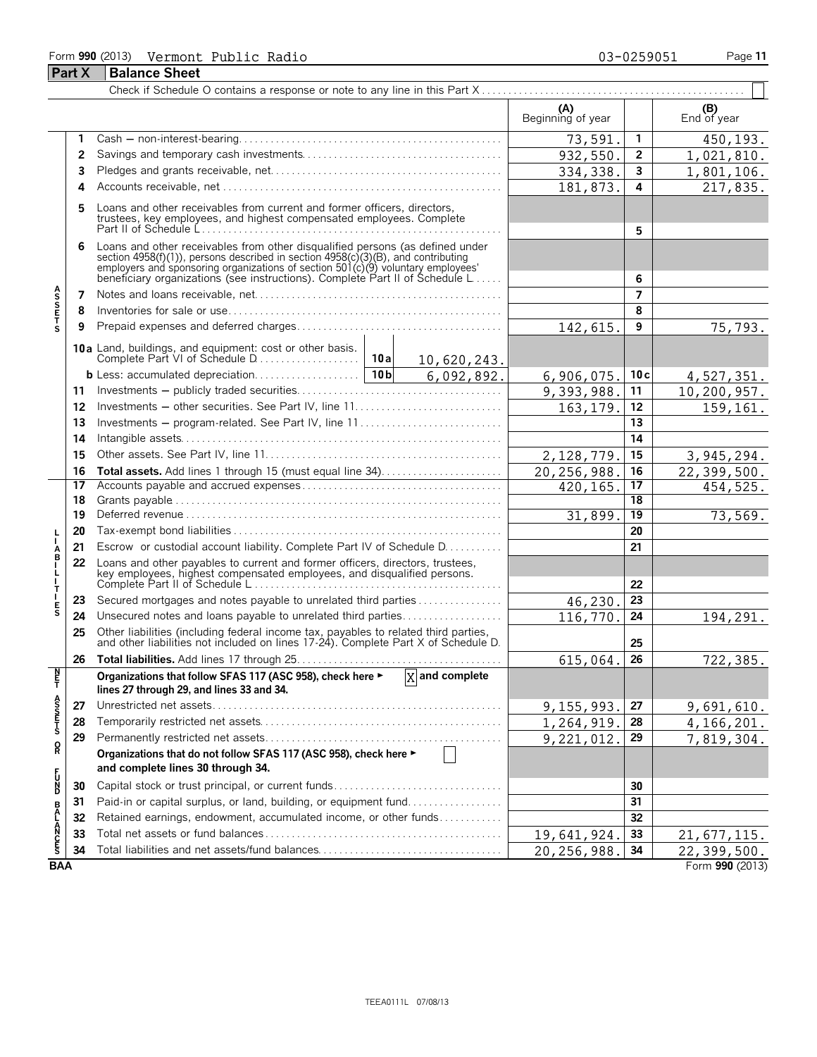Form **990** (2013) Vermont Public Radio 03-0259051

## Part X Balance Sheet

Check if Schedule O contains a response or note to any line in this Part X . . . . . . ☐

| | | | (A) Beginning of year | | (B) End of year |
|---|---|---|---|---|---|
| **ASSETS** | 1 | Cash — non-interest-bearing | 73,591. | 1 | 450,193. |
| | 2 | Savings and temporary cash investments | 932,550. | 2 | 1,021,810. |
| | 3 | Pledges and grants receivable, net | 334,338. | 3 | 1,801,106. |
| | 4 | Accounts receivable, net | 181,873. | 4 | 217,835. |
| | 5 | Loans and other receivables from current and former officers, directors, trustees, key employees, and highest compensated employees. Complete Part II of Schedule L | | 5 | |
| | 6 | Loans and other receivables from other disqualified persons (as defined under section 4958(f)(1)), persons described in section 4958(c)(3)(B), and contributing employers and sponsoring organizations of section 501(c)(9) voluntary employees' beneficiary organizations (see instructions). Complete Part II of Schedule L | | 6 | |
| | 7 | Notes and loans receivable, net | | 7 | |
| | 8 | Inventories for sale or use | | 8 | |
| | 9 | Prepaid expenses and deferred charges | 142,615. | 9 | 75,793. |
| | 10a | Land, buildings, and equipment: cost or other basis. Complete Part VI of Schedule D — 10a: 10,620,243. | | | |
| | b | Less: accumulated depreciation — 10b: 6,092,892. | 6,906,075. | 10c | 4,527,351. |
| | 11 | Investments — publicly traded securities | 9,393,988. | 11 | 10,200,957. |
| | 12 | Investments — other securities. See Part IV, line 11 | 163,179. | 12 | 159,161. |
| | 13 | Investments — program-related. See Part IV, line 11 | | 13 | |
| | 14 | Intangible assets | | 14 | |
| | 15 | Other assets. See Part IV, line 11 | 2,128,779. | 15 | 3,945,294. |
| | 16 | **Total assets.** Add lines 1 through 15 (must equal line 34) | 20,256,988. | 16 | 22,399,500. |
| **LIABILITIES** | 17 | Accounts payable and accrued expenses | 420,165. | 17 | 454,525. |
| | 18 | Grants payable | | 18 | |
| | 19 | Deferred revenue | 31,899. | 19 | 73,569. |
| | 20 | Tax-exempt bond liabilities | | 20 | |
| | 21 | Escrow or custodial account liability. Complete Part IV of Schedule D | | 21 | |
| | 22 | Loans and other payables to current and former officers, directors, trustees, key employees, highest compensated employees, and disqualified persons. Complete Part II of Schedule L | | 22 | |
| | 23 | Secured mortgages and notes payable to unrelated third parties | 46,230. | 23 | |
| | 24 | Unsecured notes and loans payable to unrelated third parties | 116,770. | 24 | 194,291. |
| | 25 | Other liabilities (including federal income tax, payables to related third parties, and other liabilities not included on lines 17-24). Complete Part X of Schedule D | | 25 | |
| | 26 | **Total liabilities.** Add lines 17 through 25 | 615,064. | 26 | 722,385. |
| **NET ASSETS OR FUND BALANCES** | | **Organizations that follow SFAS 117 (ASC 958), check here ► X and complete lines 27 through 29, and lines 33 and 34.** | | | |
| | 27 | Unrestricted net assets | 9,155,993. | 27 | 9,691,610. |
| | 28 | Temporarily restricted net assets | 1,264,919. | 28 | 4,166,201. |
| | 29 | Permanently restricted net assets | 9,221,012. | 29 | 7,819,304. |
| | | **Organizations that do not follow SFAS 117 (ASC 958), check here ► ☐ and complete lines 30 through 34.** | | | |
| | 30 | Capital stock or trust principal, or current funds | | 30 | |
| | 31 | Paid-in or capital surplus, or land, building, or equipment fund | | 31 | |
| | 32 | Retained earnings, endowment, accumulated income, or other funds | | 32 | |
| | 33 | Total net assets or fund balances | 19,641,924. | 33 | 21,677,115. |
| | 34 | Total liabilities and net assets/fund balances | 20,256,988. | 34 | 22,399,500. |

BAA Form **990** (2013)

TEEA0111L 07/08/13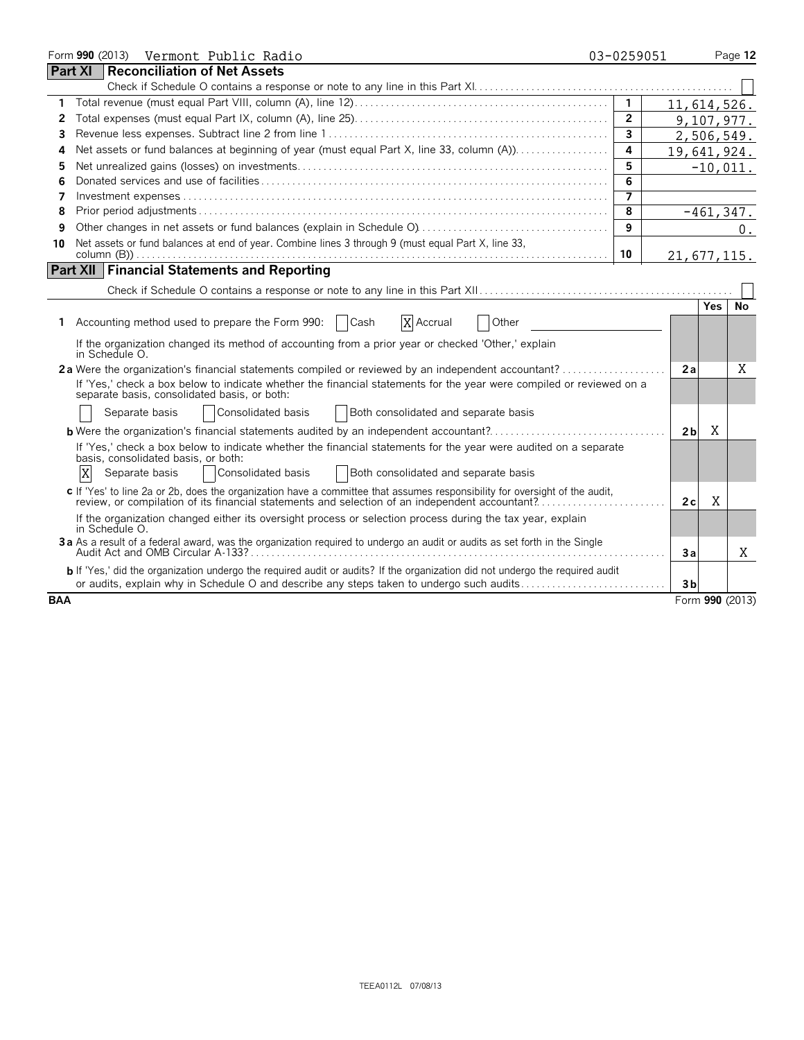Form **990** (2013) Vermont Public Radio 03-0259051 Page **12**

## Part XI Reconciliation of Net Assets

Check if Schedule O contains a response or note to any line in this Part XI . . . . . . . . . . . . . . . . . . . . . . . . . . . . . . . . . . . . . . . . . . . . . . . . . . ☐

| | | | |
|---|---|---|---|
| **1** | Total revenue (must equal Part VIII, column (A), line 12) | **1** | 11,614,526. |
| **2** | Total expenses (must equal Part IX, column (A), line 25) | **2** | 9,107,977. |
| **3** | Revenue less expenses. Subtract line 2 from line 1 | **3** | 2,506,549. |
| **4** | Net assets or fund balances at beginning of year (must equal Part X, line 33, column (A)) | **4** | 19,641,924. |
| **5** | Net unrealized gains (losses) on investments | **5** | -10,011. |
| **6** | Donated services and use of facilities | **6** | |
| **7** | Investment expenses | **7** | |
| **8** | Prior period adjustments | **8** | -461,347. |
| **9** | Other changes in net assets or fund balances (explain in Schedule O) | **9** | 0. |
| **10** | Net assets or fund balances at end of year. Combine lines 3 through 9 (must equal Part X, line 33, column (B)) | **10** | 21,677,115. |

## Part XII Financial Statements and Reporting

Check if Schedule O contains a response or note to any line in this Part XII . . . . . . . . . . . . . . . . . . . . . . . . . . . . . . . . . . . . . . . . . . . . . . . . . ☐

| | | | Yes | No |
|---|---|---|---|---|
| **1** | Accounting method used to prepare the Form 990: ☐ Cash ☒ Accrual ☐ Other | | | |
| | If the organization changed its method of accounting from a prior year or checked 'Other,' explain in Schedule O. | | | |
| **2a** | Were the organization's financial statements compiled or reviewed by an independent accountant? | **2a** | | X |
| | If 'Yes,' check a box below to indicate whether the financial statements for the year were compiled or reviewed on a separate basis, consolidated basis, or both: | | | |
| | ☐ Separate basis ☐ Consolidated basis ☐ Both consolidated and separate basis | | | |
| **b** | Were the organization's financial statements audited by an independent accountant? | **2b** | X | |
| | If 'Yes,' check a box below to indicate whether the financial statements for the year were audited on a separate basis, consolidated basis, or both: | | | |
| | ☒ Separate basis ☐ Consolidated basis ☐ Both consolidated and separate basis | | | |
| **c** | If 'Yes' to line 2a or 2b, does the organization have a committee that assumes responsibility for oversight of the audit, review, or compilation of its financial statements and selection of an independent accountant? | **2c** | X | |
| | If the organization changed either its oversight process or selection process during the tax year, explain in Schedule O. | | | |
| **3a** | As a result of a federal award, was the organization required to undergo an audit or audits as set forth in the Single Audit Act and OMB Circular A-133? | **3a** | | X |
| **b** | If 'Yes,' did the organization undergo the required audit or audits? If the organization did not undergo the required audit or audits, explain why in Schedule O and describe any steps taken to undergo such audits | **3b** | | |

BAA Form **990** (2013)

TEEA0112L 07/08/13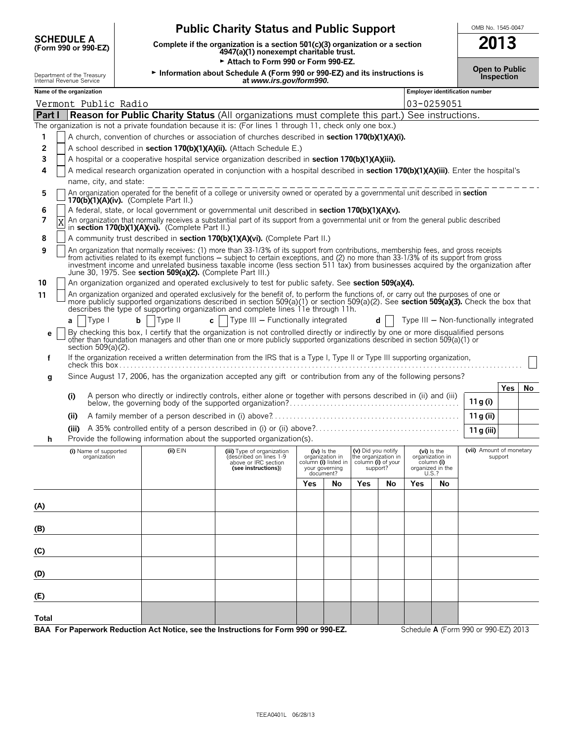**SCHEDULE A**
**(Form 990 or 990-EZ)**

Department of the Treasury
Internal Revenue Service

# Public Charity Status and Public Support

**Complete if the organization is a section 501(c)(3) organization or a section 4947(a)(1) nonexempt charitable trust.**
► **Attach to Form 990 or Form 990-EZ.**
► **Information about Schedule A (Form 990 or 990-EZ) and its instructions is at *www.irs.gov/form990.***

OMB No. 1545-0047
**2013**
**Open to Public Inspection**

**Name of the organization:** Vermont Public Radio
**Employer identification number:** 03-0259051

## Part I — Reason for Public Charity Status (All organizations must complete this part.) See instructions.

The organization is not a private foundation because it is: (For lines 1 through 11, check only one box.)

1. [ ] A church, convention of churches or association of churches described in **section 170(b)(1)(A)(i).**
2. [ ] A school described in **section 170(b)(1)(A)(ii).** (Attach Schedule E.)
3. [ ] A hospital or a cooperative hospital service organization described in **section 170(b)(1)(A)(iii).**
4. [ ] A medical research organization operated in conjunction with a hospital described in **section 170(b)(1)(A)(iii)**. Enter the hospital's name, city, and state:
5. [ ] An organization operated for the benefit of a college or university owned or operated by a governmental unit described in **section 170(b)(1)(A)(iv).** (Complete Part II.)
6. [ ] A federal, state, or local government or governmental unit described in **section 170(b)(1)(A)(v).**
7. [X] An organization that normally receives a substantial part of its support from a governmental unit or from the general public described in **section 170(b)(1)(A)(vi).** (Complete Part II.)
8. [ ] A community trust described in **section 170(b)(1)(A)(vi).** (Complete Part II.)
9. [ ] An organization that normally receives: (1) more than 33-1/3% of its support from contributions, membership fees, and gross receipts from activities related to its exempt functions – subject to certain exceptions, and (2) no more than 33-1/3% of its support from gross investment income and unrelated business taxable income (less section 511 tax) from businesses acquired by the organization after June 30, 1975. See **section 509(a)(2).** (Complete Part III.)
10. [ ] An organization organized and operated exclusively to test for public safety. See **section 509(a)(4).**
11. [ ] An organization organized and operated exclusively for the benefit of, to perform the functions of, or carry out the purposes of one or more publicly supported organizations described in section 509(a)(1) or section 509(a)(2). See **section 509(a)(3).** Check the box that describes the type of supporting organization and complete lines 11e through 11h.

   **a** [ ] Type I  **b** [ ] Type II  **c** [ ] Type III – Functionally integrated  **d** [ ] Type III – Non-functionally integrated

   **e** [ ] By checking this box, I certify that the organization is not controlled directly or indirectly by one or more disqualified persons other than foundation managers and other than one or more publicly supported organizations described in section 509(a)(1) or section 509(a)(2).

   **f** If the organization received a written determination from the IRS that is a Type I, Type II or Type III supporting organization, check this box [ ]

   **g** Since August 17, 2006, has the organization accepted any gift or contribution from any of the following persons?

| | | | Yes | No |
|---|---|---|---|---|
| (i) | A person who directly or indirectly controls, either alone or together with persons described in (ii) and (iii) below, the governing body of the supported organization? | 11 g (i) | | |
| (ii) | A family member of a person described in (i) above? | 11 g (ii) | | |
| (iii) | A 35% controlled entity of a person described in (i) or (ii) above? | 11 g (iii) | | |

   **h** Provide the following information about the supported organization(s).

| | (i) Name of supported organization | (ii) EIN | (iii) Type of organization (described on lines 1-9 above or IRC section (see instructions)) | (iv) Is the organization in column (i) listed in your governing document? Yes | No | (v) Did you notify the organization in column (i) of your support? Yes | No | (vi) Is the organization in column (i) organized in the U.S.? Yes | No | (vii) Amount of monetary support |
|---|---|---|---|---|---|---|---|---|---|---|
| (A) | | | | | | | | | | |
| (B) | | | | | | | | | | |
| (C) | | | | | | | | | | |
| (D) | | | | | | | | | | |
| (E) | | | | | | | | | | |
| Total | | | | | | | | | | |

**BAA For Paperwork Reduction Act Notice, see the Instructions for Form 990 or 990-EZ.** Schedule **A** (Form 990 or 990-EZ) 2013

TEEA0401L 06/28/13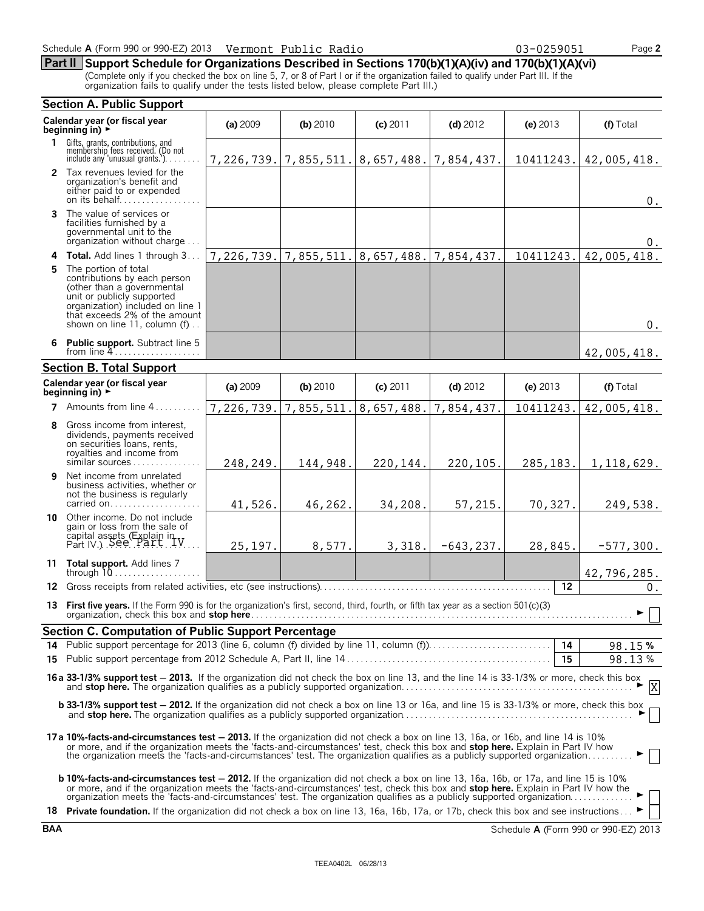Schedule A (Form 990 or 990-EZ) 2013 Vermont Public Radio 03-0259051

## Part II Support Schedule for Organizations Described in Sections 170(b)(1)(A)(iv) and 170(b)(1)(A)(vi)

(Complete only if you checked the box on line 5, 7, or 8 of Part I or if the organization failed to qualify under Part III. If the organization fails to qualify under the tests listed below, please complete Part III.)

### Section A. Public Support

| Calendar year (or fiscal year beginning in) ► | (a) 2009 | (b) 2010 | (c) 2011 | (d) 2012 | (e) 2013 | (f) Total |
|---|---|---|---|---|---|---|
| 1 Gifts, grants, contributions, and membership fees received. (Do not include any 'unusual grants.') | 7,226,739. | 7,855,511. | 8,657,488. | 7,854,437. | 10411243. | 42,005,418. |
| 2 Tax revenues levied for the organization's benefit and either paid to or expended on its behalf | | | | | | 0. |
| 3 The value of services or facilities furnished by a governmental unit to the organization without charge | | | | | | 0. |
| 4 **Total.** Add lines 1 through 3 | 7,226,739. | 7,855,511. | 8,657,488. | 7,854,437. | 10411243. | 42,005,418. |
| 5 The portion of total contributions by each person (other than a governmental unit or publicly supported organization) included on line 1 that exceeds 2% of the amount shown on line 11, column (f) | | | | | | 0. |
| 6 **Public support.** Subtract line 5 from line 4 | | | | | | 42,005,418. |

### Section B. Total Support

| Calendar year (or fiscal year beginning in) ► | (a) 2009 | (b) 2010 | (c) 2011 | (d) 2012 | (e) 2013 | (f) Total |
|---|---|---|---|---|---|---|
| 7 Amounts from line 4 | 7,226,739. | 7,855,511. | 8,657,488. | 7,854,437. | 10411243. | 42,005,418. |
| 8 Gross income from interest, dividends, payments received on securities loans, rents, royalties and income from similar sources | 248,249. | 144,948. | 220,144. | 220,105. | 285,183. | 1,118,629. |
| 9 Net income from unrelated business activities, whether or not the business is regularly carried on | 41,526. | 46,262. | 34,208. | 57,215. | 70,327. | 249,538. |
| 10 Other income. Do not include gain or loss from the sale of capital assets (Explain in Part IV.) See Part IV | 25,197. | 8,577. | 3,318. | -643,237. | 28,845. | -577,300. |
| 11 **Total support.** Add lines 7 through 10 | | | | | | 42,796,285. |
| 12 Gross receipts from related activities, etc (see instructions) | | | | | 12 | 0. |

13 **First five years.** If the Form 990 is for the organization's first, second, third, fourth, or fifth tax year as a section 501(c)(3) organization, check this box and **stop here** ► ☐

### Section C. Computation of Public Support Percentage

| | | | |
|---|---|---|---|
| 14 | Public support percentage for 2013 (line 6, column (f) divided by line 11, column (f)) | 14 | 98.15 % |
| 15 | Public support percentage from 2012 Schedule A, Part II, line 14 | 15 | 98.13 % |

**16a 33-1/3% support test — 2013.** If the organization did not check the box on line 13, and the line 14 is 33-1/3% or more, check this box and **stop here.** The organization qualifies as a publicly supported organization ► ☒

**b 33-1/3% support test — 2012.** If the organization did not check a box on line 13 or 16a, and line 15 is 33-1/3% or more, check this box and **stop here.** The organization qualifies as a publicly supported organization ► ☐

**17a 10%-facts-and-circumstances test — 2013.** If the organization did not check a box on line 13, 16a, or 16b, and line 14 is 10% or more, and if the organization meets the 'facts-and-circumstances' test, check this box and **stop here.** Explain in Part IV how the organization meets the 'facts-and-circumstances' test. The organization qualifies as a publicly supported organization ► ☐

**b 10%-facts-and-circumstances test — 2012.** If the organization did not check a box on line 13, 16a, 16b, or 17a, and line 15 is 10% or more, and if the organization meets the 'facts-and-circumstances' test, check this box and **stop here.** Explain in Part IV how the organization meets the 'facts-and-circumstances' test. The organization qualifies as a publicly supported organization ► ☐

18 **Private foundation.** If the organization did not check a box on line 13, 16a, 16b, 17a, or 17b, check this box and see instructions ► ☐

BAA Schedule A (Form 990 or 990-EZ) 2013

TEEA0402L 06/28/13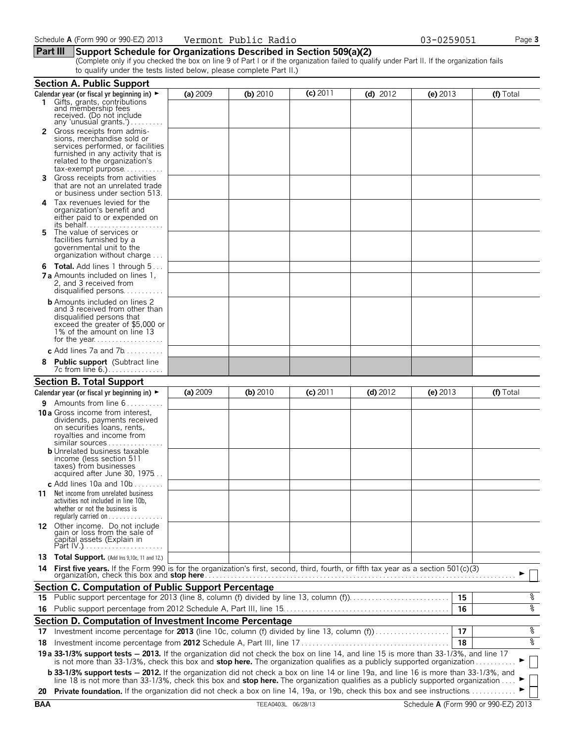Schedule A (Form 990 or 990-EZ) 2013 Vermont Public Radio 03-0259051

## Part III Support Schedule for Organizations Described in Section 509(a)(2)

(Complete only if you checked the box on line 9 of Part I or if the organization failed to qualify under Part II. If the organization fails to qualify under the tests listed below, please complete Part II.)

### Section A. Public Support

| Calendar year (or fiscal yr beginning in) ► | (a) 2009 | (b) 2010 | (c) 2011 | (d) 2012 | (e) 2013 | (f) Total |
|---|---|---|---|---|---|---|
| 1 Gifts, grants, contributions and membership fees received. (Do not include any 'unusual grants.') | | | | | | |
| 2 Gross receipts from admissions, merchandise sold or services performed, or facilities furnished in any activity that is related to the organization's tax-exempt purpose | | | | | | |
| 3 Gross receipts from activities that are not an unrelated trade or business under section 513 | | | | | | |
| 4 Tax revenues levied for the organization's benefit and either paid to or expended on its behalf | | | | | | |
| 5 The value of services or facilities furnished by a governmental unit to the organization without charge | | | | | | |
| 6 **Total.** Add lines 1 through 5 | | | | | | |
| 7a Amounts included on lines 1, 2, and 3 received from disqualified persons | | | | | | |
| b Amounts included on lines 2 and 3 received from other than disqualified persons that exceed the greater of $5,000 or 1% of the amount on line 13 for the year | | | | | | |
| c Add lines 7a and 7b | | | | | | |
| 8 **Public support** (Subtract line 7c from line 6.) | | | | | | |

### Section B. Total Support

| Calendar year (or fiscal yr beginning in) ► | (a) 2009 | (b) 2010 | (c) 2011 | (d) 2012 | (e) 2013 | (f) Total |
|---|---|---|---|---|---|---|
| 9 Amounts from line 6 | | | | | | |
| 10a Gross income from interest, dividends, payments received on securities loans, rents, royalties and income from similar sources | | | | | | |
| b Unrelated business taxable income (less section 511 taxes) from businesses acquired after June 30, 1975 | | | | | | |
| c Add lines 10a and 10b | | | | | | |
| 11 Net income from unrelated business activities not included in line 10b, whether or not the business is regularly carried on | | | | | | |
| 12 Other income. Do not include gain or loss from the sale of capital assets (Explain in Part IV.) | | | | | | |
| 13 **Total Support.** (Add lns 9,10c, 11 and 12.) | | | | | | |

14 **First five years.** If the Form 990 is for the organization's first, second, third, fourth, or fifth tax year as a section 501(c)(3) organization, check this box and **stop here** ► ☐

### Section C. Computation of Public Support Percentage

| | | | |
|---|---|---|---|
| 15 | Public support percentage for 2013 (line 8, column (f) divided by line 13, column (f)) | 15 | % |
| 16 | Public support percentage from 2012 Schedule A, Part III, line 15 | 16 | % |

### Section D. Computation of Investment Income Percentage

| | | | |
|---|---|---|---|
| 17 | Investment income percentage for **2013** (line 10c, column (f) divided by line 13, column (f)) | 17 | % |
| 18 | Investment income percentage from **2012** Schedule A, Part III, line 17 | 18 | % |

19a **33-1/3% support tests — 2013.** If the organization did not check the box on line 14, and line 15 is more than 33-1/3%, and line 17 is not more than 33-1/3%, check this box and **stop here.** The organization qualifies as a publicly supported organization ► ☐

b **33-1/3% support tests — 2012.** If the organization did not check a box on line 14 or line 19a, and line 16 is more than 33-1/3%, and line 18 is not more than 33-1/3%, check this box and **stop here.** The organization qualifies as a publicly supported organization ► ☐

20 **Private foundation.** If the organization did not check a box on line 14, 19a, or 19b, check this box and see instructions ► ☐

BAA TEEA0403L 06/28/13 Schedule A (Form 990 or 990-EZ) 2013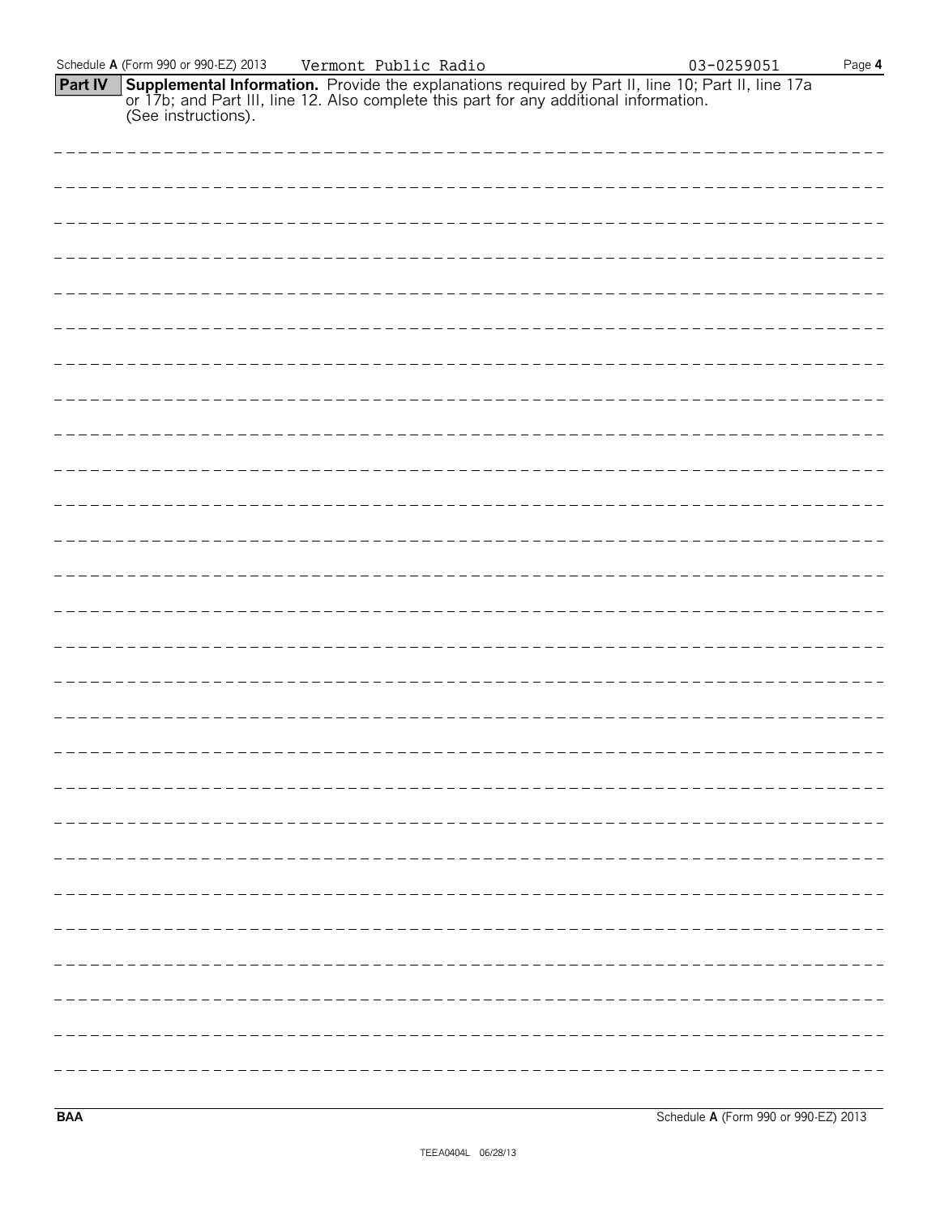Vermont Public Radio 03-0259051

**Part IV** **Supplemental Information.** Provide the explanations required by Part II, line 10; Part II, line 17a or 17b; and Part III, line 12. Also complete this part for any additional information. (See instructions).

**BAA** Schedule **A** (Form 990 or 990-EZ) 2013

TEEA0404L 06/28/13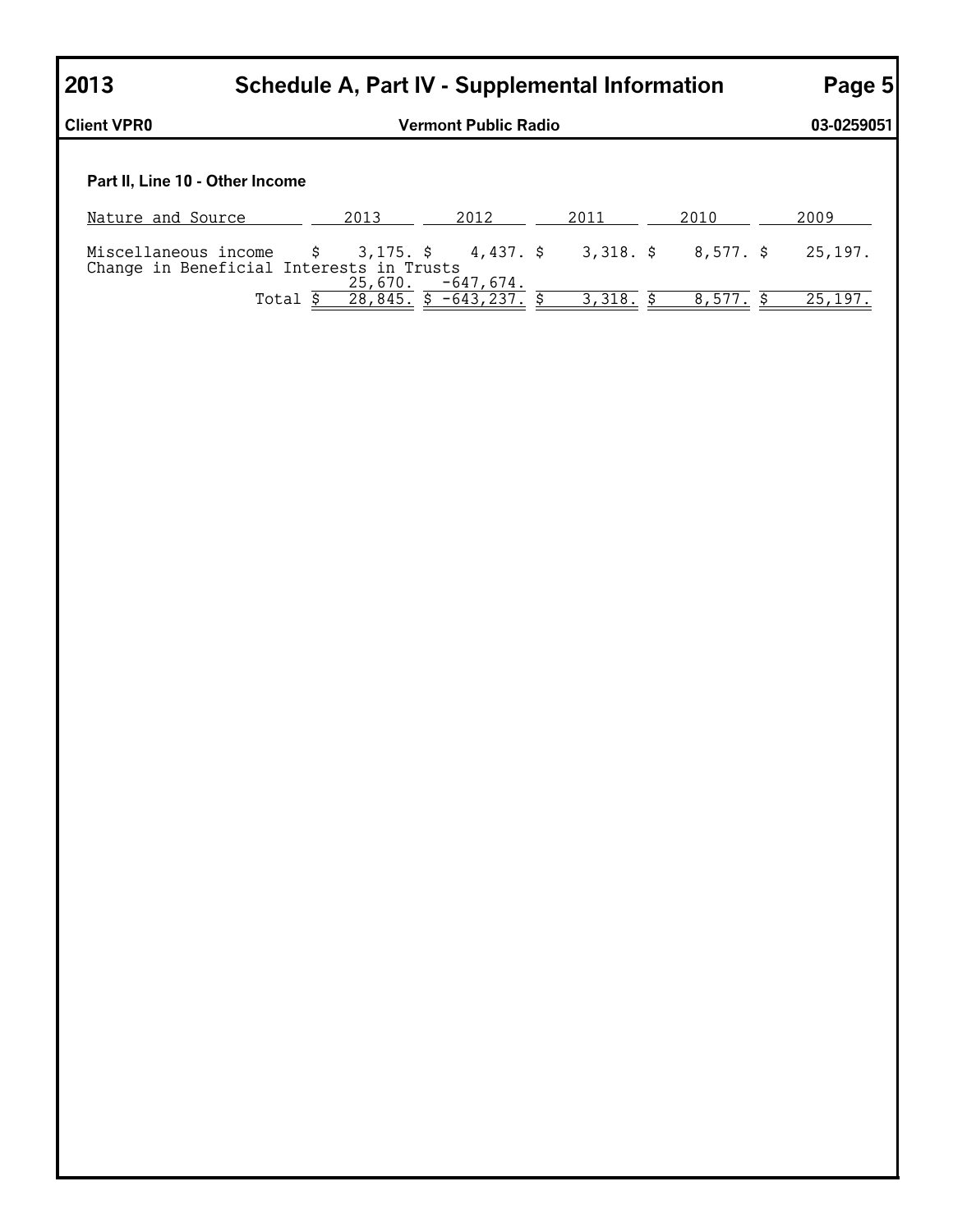# 2013 Schedule A, Part IV - Supplemental Information

**Client VPR0** **Vermont Public Radio** **03-0259051**

### Part II, Line 10 - Other Income

| Nature and Source | 2013 | 2012 | 2011 | 2010 | 2009 |
|---|---|---|---|---|---|
| Miscellaneous income | $ 3,175. | $ 4,437. | $ 3,318. | $ 8,577. | $ 25,197. |
| Change in Beneficial Interests in Trusts | 25,670. | -647,674. | | | |
| Total | $ 28,845. | $ -643,237. | $ 3,318. | $ 8,577. | $ 25,197. |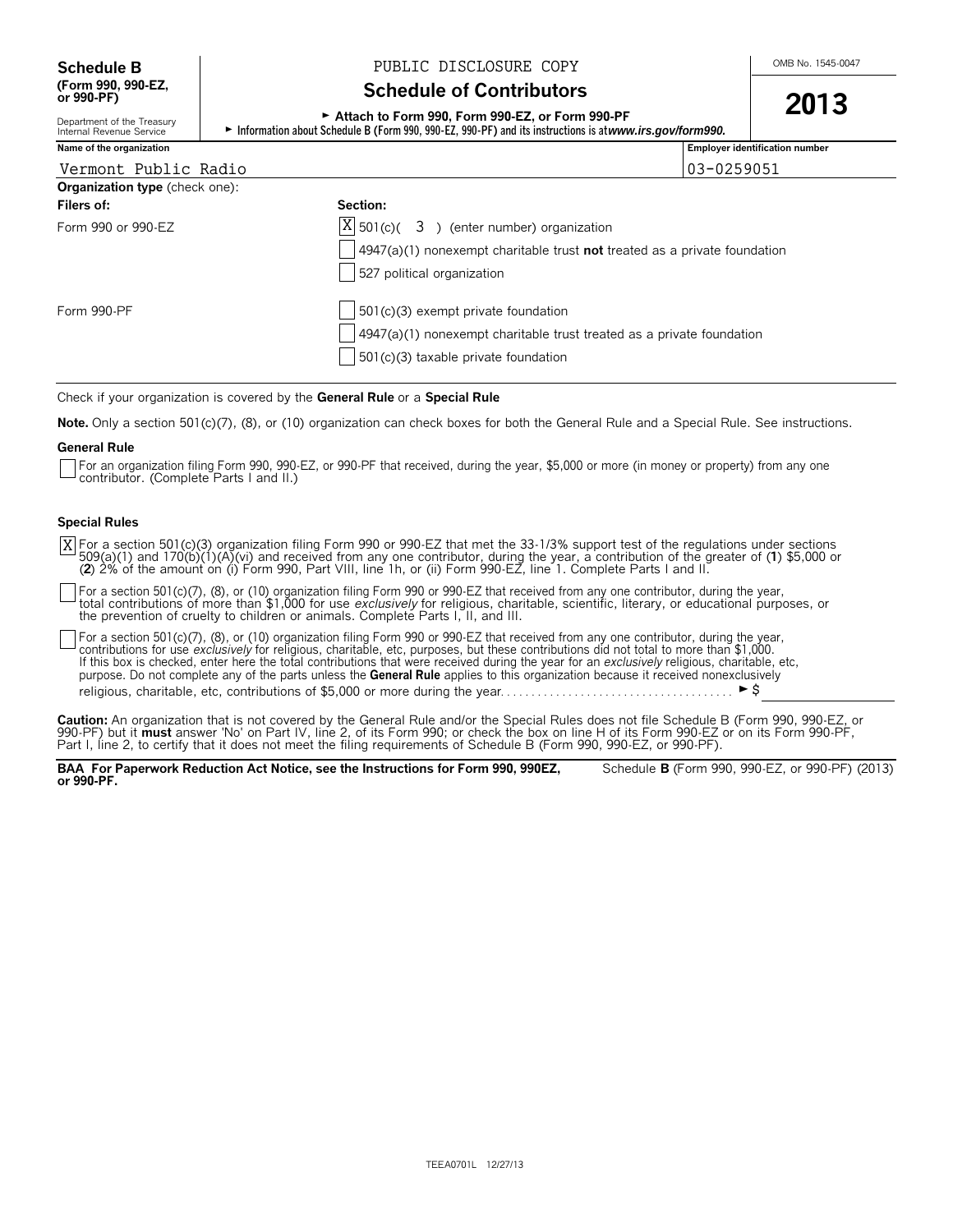**Schedule B**
**(Form 990, 990-EZ, or 990-PF)**

Department of the Treasury
Internal Revenue Service

PUBLIC DISCLOSURE COPY

# Schedule of Contributors

► **Attach to Form 990, Form 990-EZ, or Form 990-PF**

► **Information about Schedule B (Form 990, 990-EZ, 990-PF) and its instructions is at *www.irs.gov/form990.***

OMB No. 1545-0047

**2013**

| **Name of the organization** | **Employer identification number** |
|---|---|
| Vermont Public Radio | 03-0259051 |

**Organization type** (check one):

| **Filers of:** | **Section:** |
|---|---|
| Form 990 or 990-EZ | [X] 501(c)( 3 ) (enter number) organization |
| | [ ] 4947(a)(1) nonexempt charitable trust **not** treated as a private foundation |
| | [ ] 527 political organization |
| Form 990-PF | [ ] 501(c)(3) exempt private foundation |
| | [ ] 4947(a)(1) nonexempt charitable trust treated as a private foundation |
| | [ ] 501(c)(3) taxable private foundation |

Check if your organization is covered by the **General Rule** or a **Special Rule**

**Note.** Only a section 501(c)(7), (8), or (10) organization can check boxes for both the General Rule and a Special Rule. See instructions.

**General Rule**

[ ] For an organization filing Form 990, 990-EZ, or 990-PF that received, during the year, $5,000 or more (in money or property) from any one contributor. (Complete Parts I and II.)

**Special Rules**

[X] For a section 501(c)(3) organization filing Form 990 or 990-EZ that met the 33-1/3% support test of the regulations under sections 509(a)(1) and 170(b)(1)(A)(vi) and received from any one contributor, during the year, a contribution of the greater of (**1**) $5,000 or (**2**) 2% of the amount on (i) Form 990, Part VIII, line 1h, or (ii) Form 990-EZ, line 1. Complete Parts I and II.

[ ] For a section 501(c)(7), (8), or (10) organization filing Form 990 or 990-EZ that received from any one contributor, during the year, total contributions of more than $1,000 for use *exclusively* for religious, charitable, scientific, literary, or educational purposes, or the prevention of cruelty to children or animals. Complete Parts I, II, and III.

[ ] For a section 501(c)(7), (8), or (10) organization filing Form 990 or 990-EZ that received from any one contributor, during the year, contributions for use *exclusively* for religious, charitable, etc, purposes, but these contributions did not total to more than $1,000. If this box is checked, enter here the total contributions that were received during the year for an *exclusively* religious, charitable, etc, purpose. Do not complete any of the parts unless the **General Rule** applies to this organization because it received nonexclusively religious, charitable, etc, contributions of $5,000 or more during the year. . . . . . . . . . . . . . . . . . . . . . . . . . . . . . . . . . . . . . ► $ ________

**Caution:** An organization that is not covered by the General Rule and/or the Special Rules does not file Schedule B (Form 990, 990-EZ, or 990-PF) but it **must** answer 'No' on Part IV, line 2, of its Form 990; or check the box on line H of its Form 990-EZ or on its Form 990-PF, Part I, line 2, to certify that it does not meet the filing requirements of Schedule B (Form 990, 990-EZ, or 990-PF).

**BAA For Paperwork Reduction Act Notice, see the Instructions for Form 990, 990EZ, or 990-PF.** Schedule **B** (Form 990, 990-EZ, or 990-PF) (2013)

TEEA0701L 12/27/13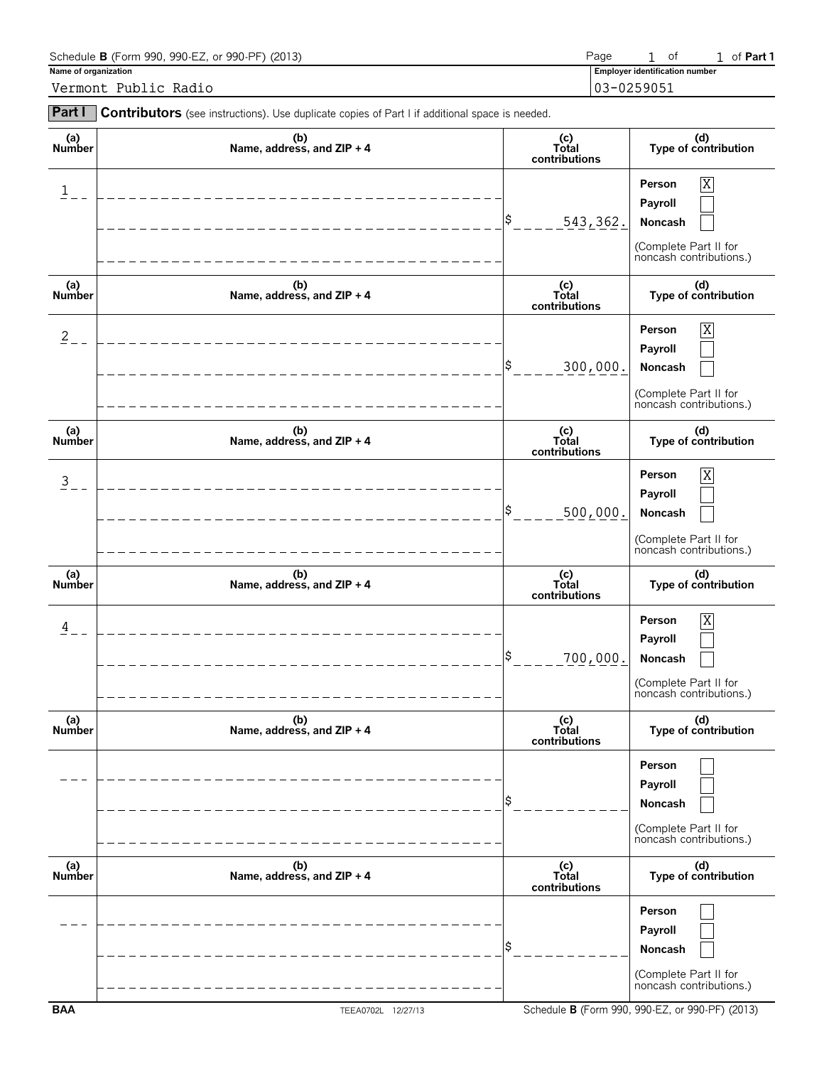Schedule **B** (Form 990, 990-EZ, or 990-PF) (2013) Page 1 of 1 of **Part 1**

**Name of organization**
Vermont Public Radio

**Employer identification number**
03-0259051

**Part I** **Contributors** (see instructions). Use duplicate copies of Part I if additional space is needed.

| (a) Number | (b) Name, address, and ZIP + 4 | (c) Total contributions | (d) Type of contribution |
|---|---|---|---|
| 1 | | $ 543,362. | Person [X] Payroll [ ] Noncash [ ] (Complete Part II for noncash contributions.) |
| 2 | | $ 300,000. | Person [X] Payroll [ ] Noncash [ ] (Complete Part II for noncash contributions.) |
| 3 | | $ 500,000. | Person [X] Payroll [ ] Noncash [ ] (Complete Part II for noncash contributions.) |
| 4 | | $ 700,000. | Person [X] Payroll [ ] Noncash [ ] (Complete Part II for noncash contributions.) |
| | | $ | Person [ ] Payroll [ ] Noncash [ ] (Complete Part II for noncash contributions.) |
| | | $ | Person [ ] Payroll [ ] Noncash [ ] (Complete Part II for noncash contributions.) |

BAA TEEA0702L 12/27/13 Schedule **B** (Form 990, 990-EZ, or 990-PF) (2013)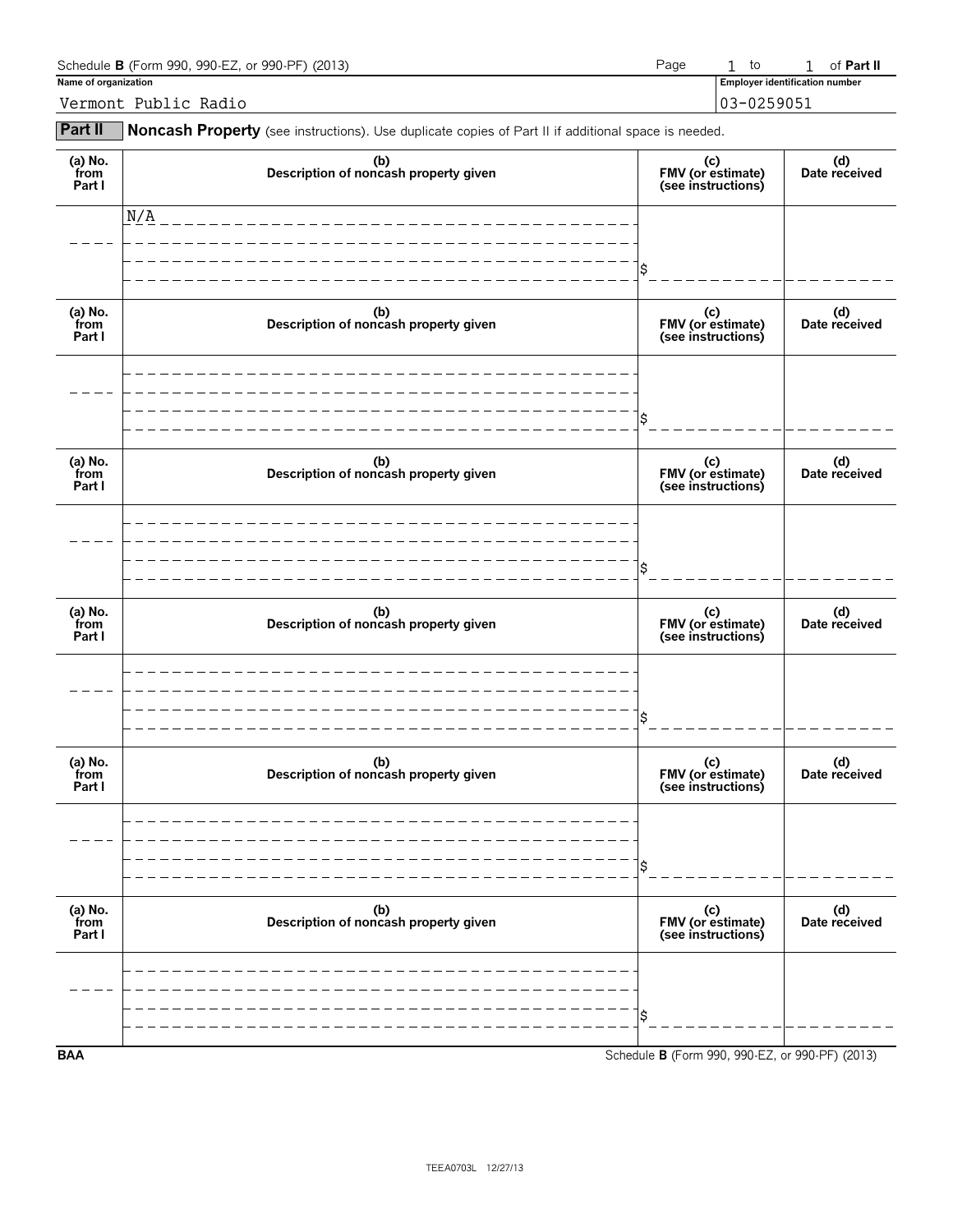Schedule **B** (Form 990, 990-EZ, or 990-PF) (2013) Page 1 to 1 of **Part II**

**Name of organization**

Vermont Public Radio

**Employer identification number**

03-0259051

## Part II Noncash Property (see instructions). Use duplicate copies of Part II if additional space is needed.

| (a) No. from Part I | (b) Description of noncash property given | (c) FMV (or estimate) (see instructions) | (d) Date received |
|---|---|---|---|
| | N/A | $ | |

| (a) No. from Part I | (b) Description of noncash property given | (c) FMV (or estimate) (see instructions) | (d) Date received |
|---|---|---|---|
| | | $ | |

| (a) No. from Part I | (b) Description of noncash property given | (c) FMV (or estimate) (see instructions) | (d) Date received |
|---|---|---|---|
| | | $ | |

| (a) No. from Part I | (b) Description of noncash property given | (c) FMV (or estimate) (see instructions) | (d) Date received |
|---|---|---|---|
| | | $ | |

| (a) No. from Part I | (b) Description of noncash property given | (c) FMV (or estimate) (see instructions) | (d) Date received |
|---|---|---|---|
| | | $ | |

| (a) No. from Part I | (b) Description of noncash property given | (c) FMV (or estimate) (see instructions) | (d) Date received |
|---|---|---|---|
| | | $ | |

**BAA** Schedule **B** (Form 990, 990-EZ, or 990-PF) (2013)

TEEA0703L 12/27/13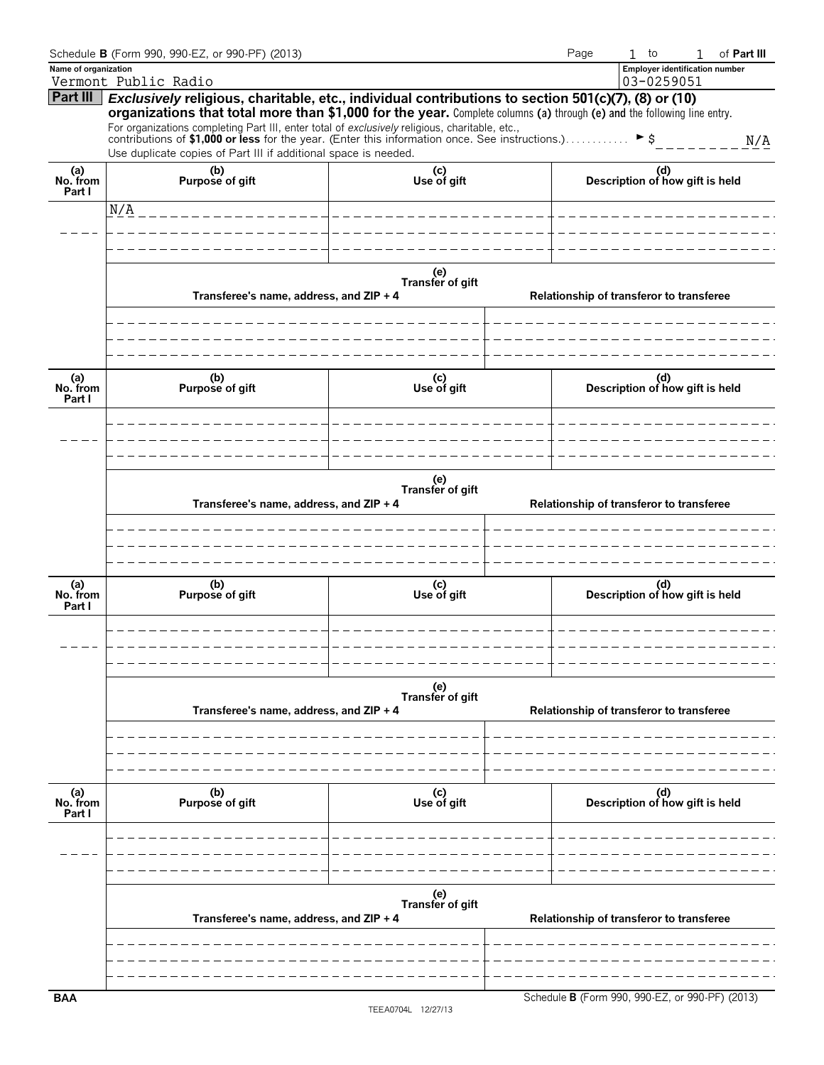Schedule **B** (Form 990, 990-EZ, or 990-PF) (2013) Page 1 to 1 of **Part III**

**Name of organization**
Vermont Public Radio

**Employer identification number**
03-0259051

## Part III *Exclusively* religious, charitable, etc., individual contributions to section 501(c)(7), (8) or (10) organizations that total more than $1,000 for the year.

Complete columns **(a)** through **(e)** and the following line entry.

For organizations completing Part III, enter total of *exclusively* religious, charitable, etc., contributions of **$1,000 or less** for the year. (Enter this information once. See instructions.) ► $ N/A

Use duplicate copies of Part III if additional space is needed.

| (a) No. from Part I | (b) Purpose of gift | (c) Use of gift | (d) Description of how gift is held |
|---|---|---|---|
| | N/A | | |

**(e) Transfer of gift**

| Transferee's name, address, and ZIP + 4 | Relationship of transferor to transferee |
|---|---|
| | |

| (a) No. from Part I | (b) Purpose of gift | (c) Use of gift | (d) Description of how gift is held |
|---|---|---|---|
| | | | |

**(e) Transfer of gift**

| Transferee's name, address, and ZIP + 4 | Relationship of transferor to transferee |
|---|---|
| | |

| (a) No. from Part I | (b) Purpose of gift | (c) Use of gift | (d) Description of how gift is held |
|---|---|---|---|
| | | | |

**(e) Transfer of gift**

| Transferee's name, address, and ZIP + 4 | Relationship of transferor to transferee |
|---|---|
| | |

| (a) No. from Part I | (b) Purpose of gift | (c) Use of gift | (d) Description of how gift is held |
|---|---|---|---|
| | | | |

**(e) Transfer of gift**

| Transferee's name, address, and ZIP + 4 | Relationship of transferor to transferee |
|---|---|
| | |

BAA Schedule **B** (Form 990, 990-EZ, or 990-PF) (2013)

TEEA0704L 12/27/13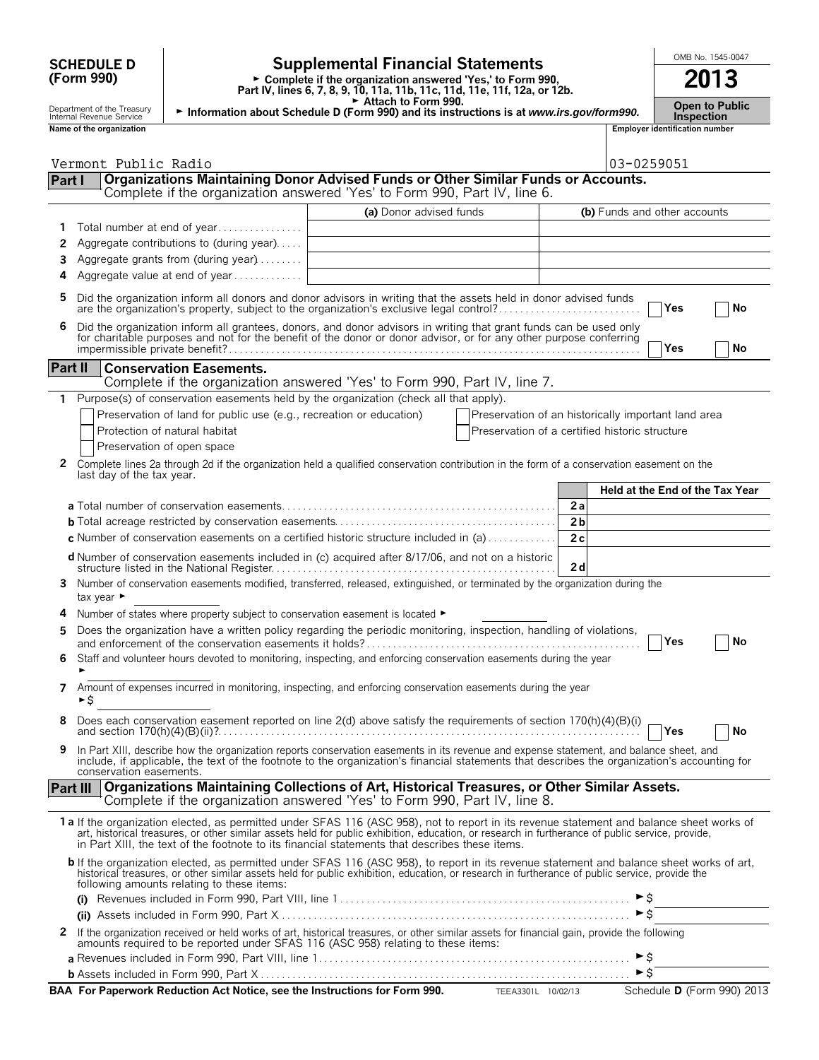**SCHEDULE D (Form 990)**

Department of the Treasury
Internal Revenue Service

# Supplemental Financial Statements

► Complete if the organization answered 'Yes,' to Form 990, Part IV, lines 6, 7, 8, 9, 10, 11a, 11b, 11c, 11d, 11e, 11f, 12a, or 12b.
► Attach to Form 990.
► Information about Schedule D (Form 990) and its instructions is at *www.irs.gov/form990.*

OMB No. 1545-0047

**2013**

**Open to Public Inspection**

**Name of the organization**: Vermont Public Radio

**Employer identification number**: 03-0259051

## Part I — Organizations Maintaining Donor Advised Funds or Other Similar Funds or Accounts.
Complete if the organization answered 'Yes' to Form 990, Part IV, line 6.

| | | (a) Donor advised funds | (b) Funds and other accounts |
|---|---|---|---|
| 1 | Total number at end of year | | |
| 2 | Aggregate contributions to (during year) | | |
| 3 | Aggregate grants from (during year) | | |
| 4 | Aggregate value at end of year | | |

5 Did the organization inform all donors and donor advisors in writing that the assets held in donor advised funds are the organization's property, subject to the organization's exclusive legal control? ☐ Yes ☐ No

6 Did the organization inform all grantees, donors, and donor advisors in writing that grant funds can be used only for charitable purposes and not for the benefit of the donor or donor advisor, or for any other purpose conferring impermissible private benefit? ☐ Yes ☐ No

## Part II — Conservation Easements.
Complete if the organization answered 'Yes' to Form 990, Part IV, line 7.

1 Purpose(s) of conservation easements held by the organization (check all that apply).

- ☐ Preservation of land for public use (e.g., recreation or education)
- ☐ Protection of natural habitat
- ☐ Preservation of open space
- ☐ Preservation of an historically important land area
- ☐ Preservation of a certified historic structure

2 Complete lines 2a through 2d if the organization held a qualified conservation contribution in the form of a conservation easement on the last day of the tax year.

| | | Held at the End of the Tax Year |
|---|---|---|
| **a** Total number of conservation easements | 2a | |
| **b** Total acreage restricted by conservation easements | 2b | |
| **c** Number of conservation easements on a certified historic structure included in (a) | 2c | |
| **d** Number of conservation easements included in (c) acquired after 8/17/06, and not on a historic structure listed in the National Register | 2d | |

3 Number of conservation easements modified, transferred, released, extinguished, or terminated by the organization during the tax year ►

4 Number of states where property subject to conservation easement is located ►

5 Does the organization have a written policy regarding the periodic monitoring, inspection, handling of violations, and enforcement of the conservation easements it holds? ☐ Yes ☐ No

6 Staff and volunteer hours devoted to monitoring, inspecting, and enforcing conservation easements during the year ►

7 Amount of expenses incurred in monitoring, inspecting, and enforcing conservation easements during the year ►$

8 Does each conservation easement reported on line 2(d) above satisfy the requirements of section 170(h)(4)(B)(i) and section 170(h)(4)(B)(ii)? ☐ Yes ☐ No

9 In Part XIII, describe how the organization reports conservation easements in its revenue and expense statement, and balance sheet, and include, if applicable, the text of the footnote to the organization's financial statements that describes the organization's accounting for conservation easements.

## Part III — Organizations Maintaining Collections of Art, Historical Treasures, or Other Similar Assets.
Complete if the organization answered 'Yes' to Form 990, Part IV, line 8.

**1 a** If the organization elected, as permitted under SFAS 116 (ASC 958), not to report in its revenue statement and balance sheet works of art, historical treasures, or other similar assets held for public exhibition, education, or research in furtherance of public service, provide, in Part XIII, the text of the footnote to its financial statements that describes these items.

**b** If the organization elected, as permitted under SFAS 116 (ASC 958), to report in its revenue statement and balance sheet works of art, historical treasures, or other similar assets held for public exhibition, education, or research in furtherance of public service, provide the following amounts relating to these items:

(i) Revenues included in Form 990, Part VIII, line 1 ►$

(ii) Assets included in Form 990, Part X ►$

2 If the organization received or held works of art, historical treasures, or other similar assets for financial gain, provide the following amounts required to be reported under SFAS 116 (ASC 958) relating to these items:

**a** Revenues included in Form 990, Part VIII, line 1 ►$

**b** Assets included in Form 990, Part X ►$

**BAA For Paperwork Reduction Act Notice, see the Instructions for Form 990.** TEEA3301L 10/02/13 Schedule **D** (Form 990) 2013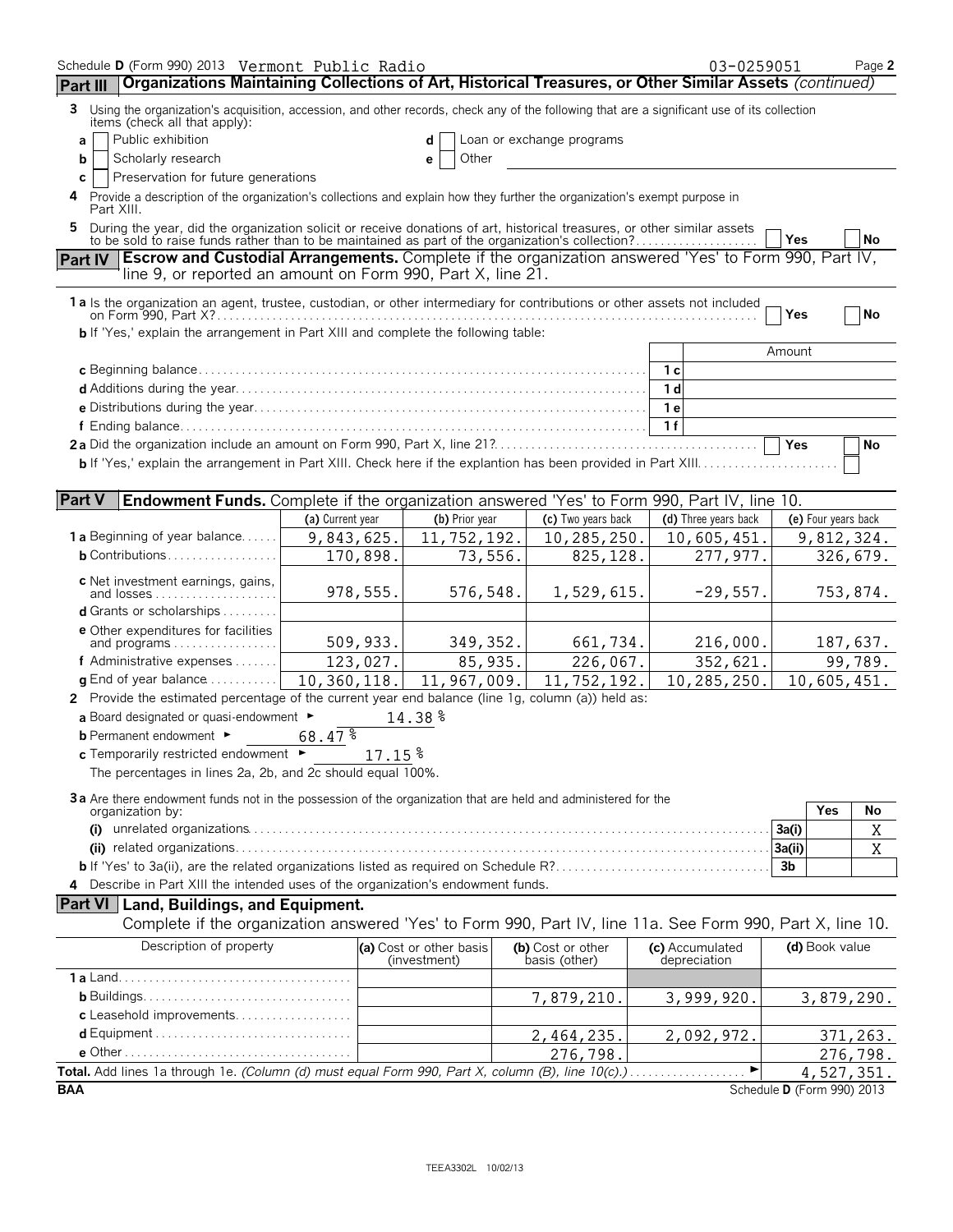Schedule D (Form 990) 2013 Vermont Public Radio 03-0259051 Page 2

**Part III** **Organizations Maintaining Collections of Art, Historical Treasures, or Other Similar Assets** *(continued)*

**3** Using the organization's acquisition, accession, and other records, check any of the following that are a significant use of its collection items (check all that apply):

**a** ☐ Public exhibition **d** ☐ Loan or exchange programs

**b** ☐ Scholarly research **e** ☐ Other

**c** ☐ Preservation for future generations

**4** Provide a description of the organization's collections and explain how they further the organization's exempt purpose in Part XIII.

**5** During the year, did the organization solicit or receive donations of art, historical treasures, or other similar assets to be sold to raise funds rather than to be maintained as part of the organization's collection? ☐ Yes ☐ No

**Part IV** **Escrow and Custodial Arrangements.** Complete if the organization answered 'Yes' to Form 990, Part IV, line 9, or reported an amount on Form 990, Part X, line 21.

**1a** Is the organization an agent, trustee, custodian, or other intermediary for contributions or other assets not included on Form 990, Part X? ☐ Yes ☐ No

**b** If 'Yes,' explain the arrangement in Part XIII and complete the following table:

| | | Amount |
|---|---|---|
| **c** Beginning balance | 1c | |
| **d** Additions during the year | 1d | |
| **e** Distributions during the year | 1e | |
| **f** Ending balance | 1f | |

**2a** Did the organization include an amount on Form 990, Part X, line 21? ☐ Yes ☐ No

**b** If 'Yes,' explain the arrangement in Part XIII. Check here if the explantion has been provided in Part XIII ☐

**Part V** **Endowment Funds.** Complete if the organization answered 'Yes' to Form 990, Part IV, line 10.

| | (a) Current year | (b) Prior year | (c) Two years back | (d) Three years back | (e) Four years back |
|---|---|---|---|---|---|
| **1a** Beginning of year balance | 9,843,625. | 11,752,192. | 10,285,250. | 10,605,451. | 9,812,324. |
| **b** Contributions | 170,898. | 73,556. | 825,128. | 277,977. | 326,679. |
| **c** Net investment earnings, gains, and losses | 978,555. | 576,548. | 1,529,615. | -29,557. | 753,874. |
| **d** Grants or scholarships | | | | | |
| **e** Other expenditures for facilities and programs | 509,933. | 349,352. | 661,734. | 216,000. | 187,637. |
| **f** Administrative expenses | 123,027. | 85,935. | 226,067. | 352,621. | 99,789. |
| **g** End of year balance | 10,360,118. | 11,967,009. | 11,752,192. | 10,285,250. | 10,605,451. |

**2** Provide the estimated percentage of the current year end balance (line 1g, column (a)) held as:

**a** Board designated or quasi-endowment ► 14.38 %

**b** Permanent endowment ► 68.47 %

**c** Temporarily restricted endowment ► 17.15 %

The percentages in lines 2a, 2b, and 2c should equal 100%.

**3a** Are there endowment funds not in the possession of the organization that are held and administered for the organization by:

| | | Yes | No |
|---|---|---|---|
| **(i)** unrelated organizations | 3a(i) | | X |
| **(ii)** related organizations | 3a(ii) | | X |
| **b** If 'Yes' to 3a(ii), are the related organizations listed as required on Schedule R? | 3b | | |

**4** Describe in Part XIII the intended uses of the organization's endowment funds.

**Part VI** **Land, Buildings, and Equipment.**

Complete if the organization answered 'Yes' to Form 990, Part IV, line 11a. See Form 990, Part X, line 10.

| Description of property | (a) Cost or other basis (investment) | (b) Cost or other basis (other) | (c) Accumulated depreciation | (d) Book value |
|---|---|---|---|---|
| **1a** Land | | | | |
| **b** Buildings | | 7,879,210. | 3,999,920. | 3,879,290. |
| **c** Leasehold improvements | | | | |
| **d** Equipment | | 2,464,235. | 2,092,972. | 371,263. |
| **e** Other | | 276,798. | | 276,798. |

**Total.** Add lines 1a through 1e. *(Column (d) must equal Form 990, Part X, column (B), line 10(c).)* ► 4,527,351.

BAA Schedule D (Form 990) 2013

TEEA3302L 10/02/13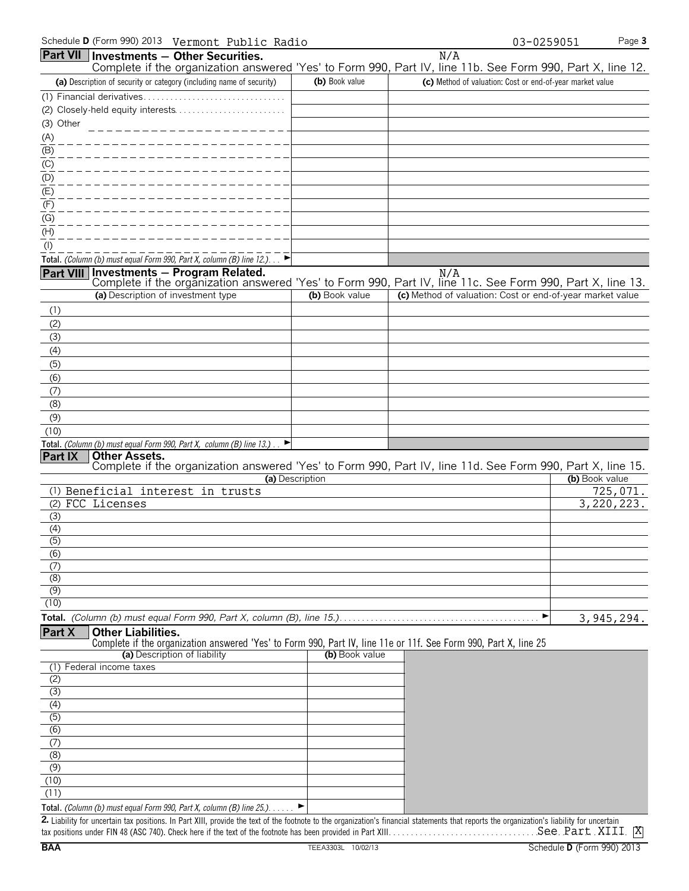Schedule D (Form 990) 2013 Vermont Public Radio 03-0259051

## Part VII Investments — Other Securities.

N/A

Complete if the organization answered 'Yes' to Form 990, Part IV, line 11b. See Form 990, Part X, line 12.

| (a) Description of security or category (including name of security) | (b) Book value | (c) Method of valuation: Cost or end-of-year market value |
|---|---|---|
| (1) Financial derivatives | | |
| (2) Closely-held equity interests | | |
| (3) Other | | |
| (A) | | |
| (B) | | |
| (C) | | |
| (D) | | |
| (E) | | |
| (F) | | |
| (G) | | |
| (H) | | |
| (I) | | |
| **Total.** *(Column (b) must equal Form 990, Part X, column (B) line 12.)* ► | | |

## Part VIII Investments — Program Related.

N/A

Complete if the organization answered 'Yes' to Form 990, Part IV, line 11c. See Form 990, Part X, line 13.

| (a) Description of investment type | (b) Book value | (c) Method of valuation: Cost or end-of-year market value |
|---|---|---|
| (1) | | |
| (2) | | |
| (3) | | |
| (4) | | |
| (5) | | |
| (6) | | |
| (7) | | |
| (8) | | |
| (9) | | |
| (10) | | |
| **Total.** *(Column (b) must equal Form 990, Part X, column (B) line 13.)* ► | | |

## Part IX Other Assets.

Complete if the organization answered 'Yes' to Form 990, Part IV, line 11d. See Form 990, Part X, line 15.

| (a) Description | (b) Book value |
|---|---|
| (1) Beneficial interest in trusts | 725,071. |
| (2) FCC Licenses | 3,220,223. |
| (3) | |
| (4) | |
| (5) | |
| (6) | |
| (7) | |
| (8) | |
| (9) | |
| (10) | |
| **Total.** *(Column (b) must equal Form 990, Part X, column (B), line 15.)* ► | 3,945,294. |

## Part X Other Liabilities.

Complete if the organization answered 'Yes' to Form 990, Part IV, line 11e or 11f. See Form 990, Part X, line 25

| (a) Description of liability | (b) Book value |
|---|---|
| (1) Federal income taxes | |
| (2) | |
| (3) | |
| (4) | |
| (5) | |
| (6) | |
| (7) | |
| (8) | |
| (9) | |
| (10) | |
| (11) | |
| **Total.** *(Column (b) must equal Form 990, Part X, column (B) line 25.)* ► | |

**2.** Liability for uncertain tax positions. In Part XIII, provide the text of the footnote to the organization's financial statements that reports the organization's liability for uncertain tax positions under FIN 48 (ASC 740). Check here if the text of the footnote has been provided in Part XIII. See Part XIII [X]

BAA TEEA3303L 10/02/13 Schedule D (Form 990) 2013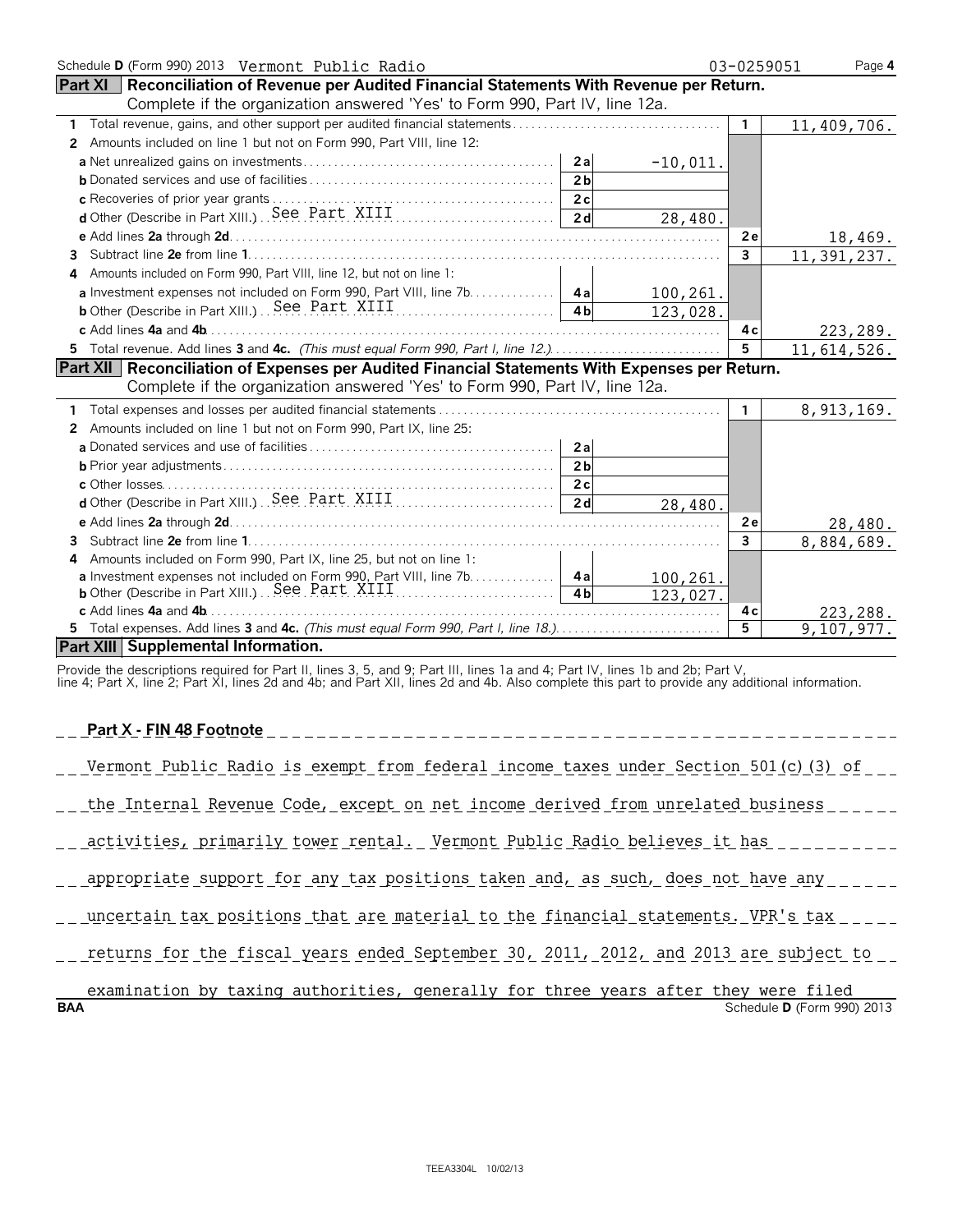Schedule **D** (Form 990) 2013 Vermont Public Radio 03-0259051

**Part XI** **Reconciliation of Revenue per Audited Financial Statements With Revenue per Return.** Complete if the organization answered 'Yes' to Form 990, Part IV, line 12a.

| | | | | |
|---|---|---|---|---|
| **1** Total revenue, gains, and other support per audited financial statements | | | **1** | 11,409,706. |
| **2** Amounts included on line 1 but not on Form 990, Part VIII, line 12: | | | | |
| **a** Net unrealized gains on investments | **2a** | -10,011. | | |
| **b** Donated services and use of facilities | **2b** | | | |
| **c** Recoveries of prior year grants | **2c** | | | |
| **d** Other (Describe in Part XIII.) See Part XIII | **2d** | 28,480. | | |
| **e** Add lines **2a** through **2d** | | | **2e** | 18,469. |
| **3** Subtract line **2e** from line **1** | | | **3** | 11,391,237. |
| **4** Amounts included on Form 990, Part VIII, line 12, but not on line 1: | | | | |
| **a** Investment expenses not included on Form 990, Part VIII, line 7b | **4a** | 100,261. | | |
| **b** Other (Describe in Part XIII.) See Part XIII | **4b** | 123,028. | | |
| **c** Add lines **4a** and **4b** | | | **4c** | 223,289. |
| **5** Total revenue. Add lines **3** and **4c.** *(This must equal Form 990, Part I, line 12.)* | | | **5** | 11,614,526. |

**Part XII** **Reconciliation of Expenses per Audited Financial Statements With Expenses per Return.** Complete if the organization answered 'Yes' to Form 990, Part IV, line 12a.

| | | | | |
|---|---|---|---|---|
| **1** Total expenses and losses per audited financial statements | | | **1** | 8,913,169. |
| **2** Amounts included on line 1 but not on Form 990, Part IX, line 25: | | | | |
| **a** Donated services and use of facilities | **2a** | | | |
| **b** Prior year adjustments | **2b** | | | |
| **c** Other losses | **2c** | | | |
| **d** Other (Describe in Part XIII.) See Part XIII | **2d** | 28,480. | | |
| **e** Add lines **2a** through **2d** | | | **2e** | 28,480. |
| **3** Subtract line **2e** from line **1** | | | **3** | 8,884,689. |
| **4** Amounts included on Form 990, Part IX, line 25, but not on line 1: | | | | |
| **a** Investment expenses not included on Form 990, Part VIII, line 7b | **4a** | 100,261. | | |
| **b** Other (Describe in Part XIII.) See Part XIII | **4b** | 123,027. | | |
| **c** Add lines **4a** and **4b** | | | **4c** | 223,288. |
| **5** Total expenses. Add lines **3** and **4c.** *(This must equal Form 990, Part I, line 18.)* | | | **5** | 9,107,977. |

**Part XIII** **Supplemental Information.**

Provide the descriptions required for Part II, lines 3, 5, and 9; Part III, lines 1a and 4; Part IV, lines 1b and 2b; Part V, line 4; Part X, line 2; Part XI, lines 2d and 4b; and Part XII, lines 2d and 4b. Also complete this part to provide any additional information.

**Part X - FIN 48 Footnote**

Vermont Public Radio is exempt from federal income taxes under Section 501(c)(3) of the Internal Revenue Code, except on net income derived from unrelated business activities, primarily tower rental. Vermont Public Radio believes it has appropriate support for any tax positions taken and, as such, does not have any uncertain tax positions that are material to the financial statements. VPR's tax returns for the fiscal years ended September 30, 2011, 2012, and 2013 are subject to examination by taxing authorities, generally for three years after they were filed

BAA Schedule **D** (Form 990) 2013

TEEA3304L 10/02/13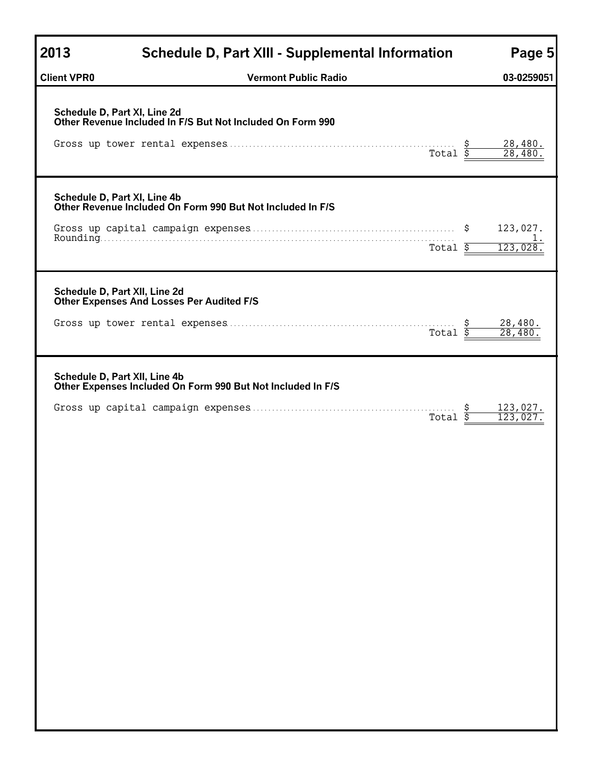# 2013 Schedule D, Part XIII - Supplemental Information

**Client VPR0** | **Vermont Public Radio** | **03-0259051**

### Schedule D, Part XI, Line 2d
### Other Revenue Included In F/S But Not Included On Form 990

| | | |
|---|---|---|
| Gross up tower rental expenses | $ | 28,480. |
| Total | $ | 28,480. |

### Schedule D, Part XI, Line 4b
### Other Revenue Included On Form 990 But Not Included In F/S

| | | |
|---|---|---|
| Gross up capital campaign expenses | $ | 123,027. |
| Rounding | | 1. |
| Total | $ | 123,028. |

### Schedule D, Part XII, Line 2d
### Other Expenses And Losses Per Audited F/S

| | | |
|---|---|---|
| Gross up tower rental expenses | $ | 28,480. |
| Total | $ | 28,480. |

### Schedule D, Part XII, Line 4b
### Other Expenses Included On Form 990 But Not Included In F/S

| | | |
|---|---|---|
| Gross up capital campaign expenses | $ | 123,027. |
| Total | $ | 123,027. |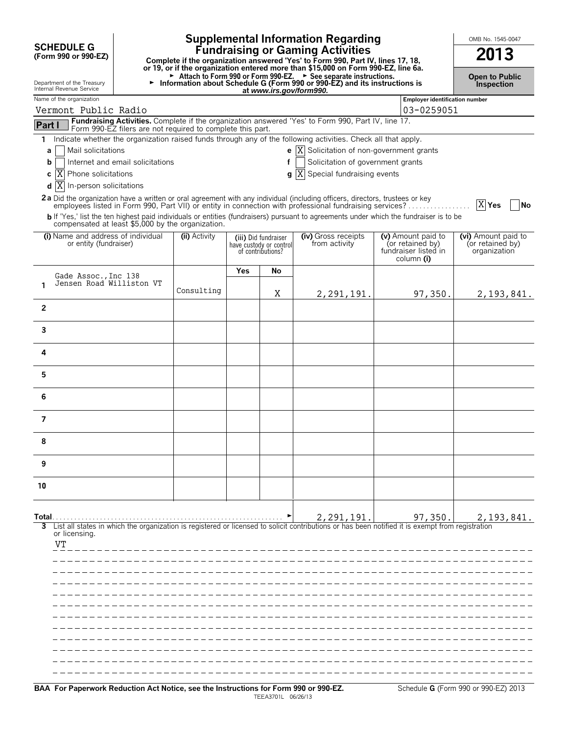**SCHEDULE G (Form 990 or 990-EZ)**

Department of the Treasury Internal Revenue Service

# Supplemental Information Regarding Fundraising or Gaming Activities

**Complete if the organization answered 'Yes' to Form 990, Part IV, lines 17, 18, or 19, or if the organization entered more than $15,000 on Form 990-EZ, line 6a.**

► Attach to Form 990 or Form 990-EZ. ► See separate instructions.

► Information about Schedule G (Form 990 or 990-EZ) and its instructions is at *www.irs.gov/form990.*

OMB No. 1545-0047

**2013**

**Open to Public Inspection**

Name of the organization: Vermont Public Radio

Employer identification number: 03-0259051

**Part I** **Fundraising Activities.** Complete if the organization answered 'Yes' to Form 990, Part IV, line 17. Form 990-EZ filers are not required to complete this part.

1 Indicate whether the organization raised funds through any of the following activities. Check all that apply.

- a [ ] Mail solicitations
- b [ ] Internet and email solicitations
- c [X] Phone solicitations
- d [X] In-person solicitations
- e [X] Solicitation of non-government grants
- f [ ] Solicitation of government grants
- g [X] Special fundraising events

**2a** Did the organization have a written or oral agreement with any individual (including officers, directors, trustees or key employees listed in Form 990, Part VII) or entity in connection with professional fundraising services? [X] Yes [ ] No

**b** If 'Yes,' list the ten highest paid individuals or entities (fundraisers) pursuant to agreements under which the fundraiser is to be compensated at least $5,000 by the organization.

| | (i) Name and address of individual or entity (fundraiser) | (ii) Activity | (iii) Did fundraiser have custody or control of contributions? Yes | No | (iv) Gross receipts from activity | (v) Amount paid to (or retained by) fundraiser listed in column (i) | (vi) Amount paid to (or retained by) organization |
|---|---|---|---|---|---|---|---|
| 1 | Gade Assoc.,Inc 138 Jensen Road Williston VT | Consulting | | X | 2,291,191. | 97,350. | 2,193,841. |
| 2 | | | | | | | |
| 3 | | | | | | | |
| 4 | | | | | | | |
| 5 | | | | | | | |
| 6 | | | | | | | |
| 7 | | | | | | | |
| 8 | | | | | | | |
| 9 | | | | | | | |
| 10 | | | | | | | |
| **Total** | | | | | 2,291,191. | 97,350. | 2,193,841. |

**3** List all states in which the organization is registered or licensed to solicit contributions or has been notified it is exempt from registration or licensing.

VT

**BAA For Paperwork Reduction Act Notice, see the Instructions for Form 990 or 990-EZ.** TEEA3701L 06/26/13 Schedule **G** (Form 990 or 990-EZ) 2013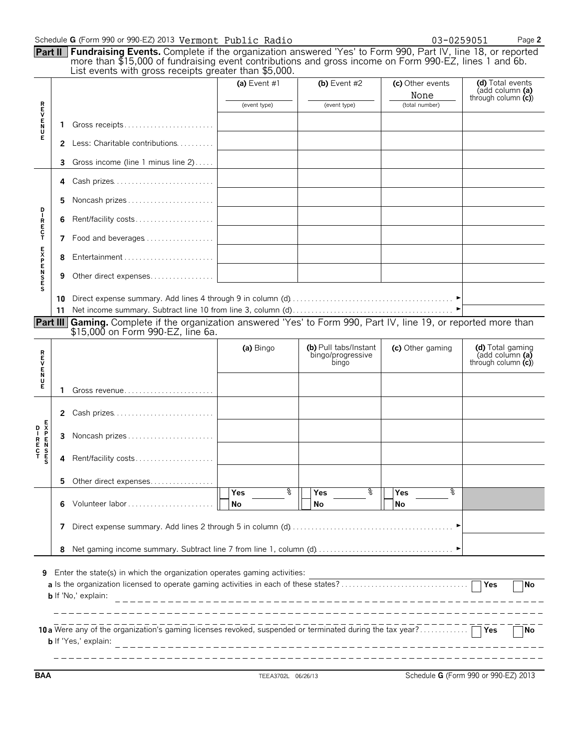Schedule G (Form 990 or 990-EZ) 2013 Vermont Public Radio 03-0259051

## Part II Fundraising Events.

Complete if the organization answered 'Yes' to Form 990, Part IV, line 18, or reported more than $15,000 of fundraising event contributions and gross income on Form 990-EZ, lines 1 and 6b. List events with gross receipts greater than $5,000.

| | | (a) Event #1 (event type) | (b) Event #2 (event type) | (c) Other events None (total number) | (d) Total events (add column (a) through column (c)) |
|---|---|---|---|---|---|
| REVENUE | 1 Gross receipts | | | | |
| | 2 Less: Charitable contributions | | | | |
| | 3 Gross income (line 1 minus line 2) | | | | |
| DIRECT EXPENSES | 4 Cash prizes | | | | |
| | 5 Noncash prizes | | | | |
| | 6 Rent/facility costs | | | | |
| | 7 Food and beverages | | | | |
| | 8 Entertainment | | | | |
| | 9 Other direct expenses | | | | |
| | 10 Direct expense summary. Add lines 4 through 9 in column (d) ► | | | | |
| | 11 Net income summary. Subtract line 10 from line 3, column (d) ► | | | | |

## Part III Gaming.

Complete if the organization answered 'Yes' to Form 990, Part IV, line 19, or reported more than $15,000 on Form 990-EZ, line 6a.

| | | (a) Bingo | (b) Pull tabs/Instant bingo/progressive bingo | (c) Other gaming | (d) Total gaming (add column (a) through column (c)) |
|---|---|---|---|---|---|
| REVENUE | 1 Gross revenue | | | | |
| DIRECT EXPENSES | 2 Cash prizes | | | | |
| | 3 Noncash prizes | | | | |
| | 4 Rent/facility costs | | | | |
| | 5 Other direct expenses | | | | |
| | 6 Volunteer labor | Yes ___ % No | Yes ___ % No | Yes ___ % No | |
| | 7 Direct expense summary. Add lines 2 through 5 in column (d) ► | | | | |
| | 8 Net gaming income summary. Subtract line 7 from line 1, column (d) ► | | | | |

**9** Enter the state(s) in which the organization operates gaming activities:

**a** Is the organization licensed to operate gaming activities in each of these states? Yes No

**b** If 'No,' explain:

**10a** Were any of the organization's gaming licenses revoked, suspended or terminated during the tax year? Yes No

**b** If 'Yes,' explain:

BAA TEEA3702L 06/26/13 Schedule G (Form 990 or 990-EZ) 2013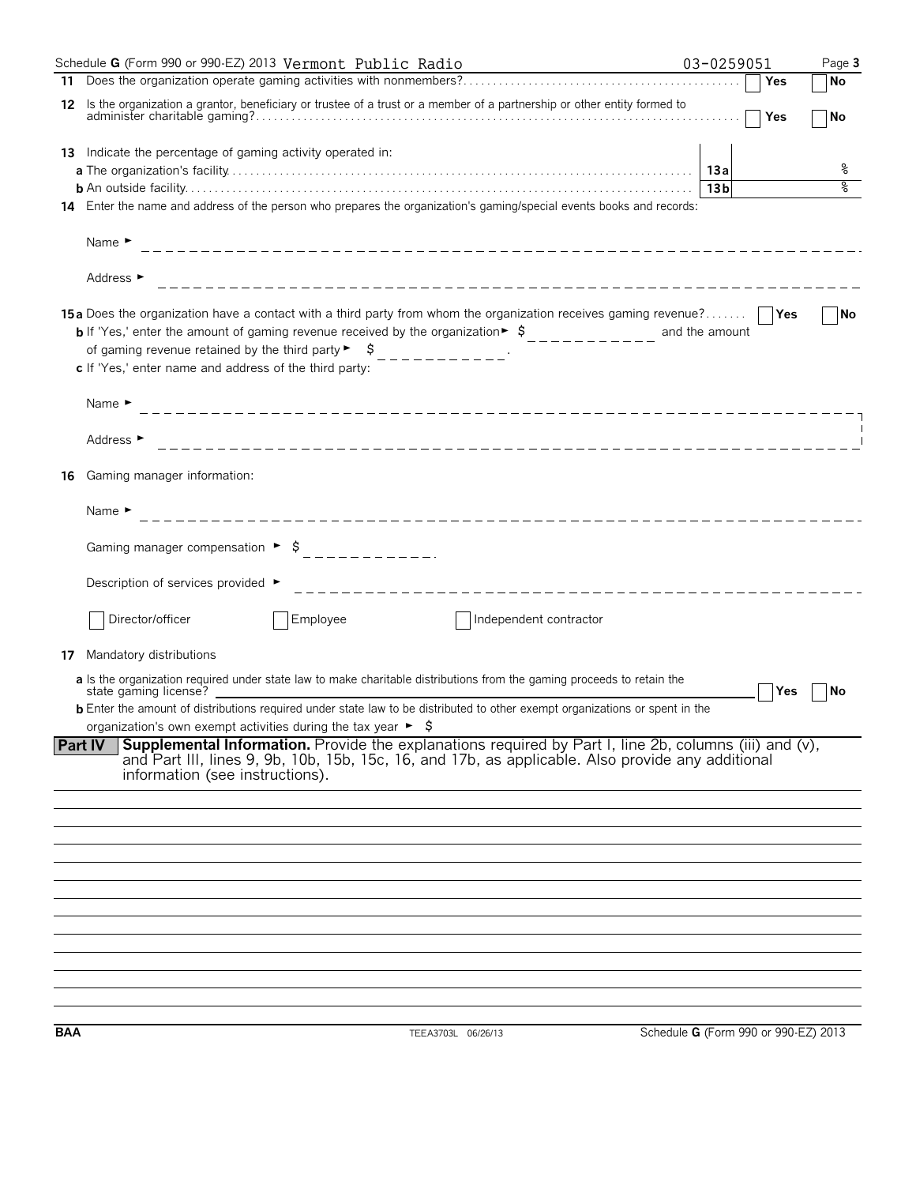Schedule G (Form 990 or 990-EZ) 2013 Vermont Public Radio 03-0259051

**11** Does the organization operate gaming activities with nonmembers? ☐ Yes ☐ No

**12** Is the organization a grantor, beneficiary or trustee of a trust or a member of a partnership or other entity formed to administer charitable gaming? ☐ Yes ☐ No

**13** Indicate the percentage of gaming activity operated in:

**a** The organization's facility — 13a ____ %

**b** An outside facility — 13b ____ %

**14** Enter the name and address of the person who prepares the organization's gaming/special events books and records:

Name ►

Address ►

**15a** Does the organization have a contact with a third party from whom the organization receives gaming revenue? ☐ Yes ☐ No

**b** If 'Yes,' enter the amount of gaming revenue received by the organization ► $ ________ and the amount of gaming revenue retained by the third party ► $ ________.

**c** If 'Yes,' enter name and address of the third party:

Name ►

Address ►

**16** Gaming manager information:

Name ►

Gaming manager compensation ► $ ________

Description of services provided ►

☐ Director/officer ☐ Employee ☐ Independent contractor

**17** Mandatory distributions

**a** Is the organization required under state law to make charitable distributions from the gaming proceeds to retain the state gaming license? ☐ Yes ☐ No

**b** Enter the amount of distributions required under state law to be distributed to other exempt organizations or spent in the organization's own exempt activities during the tax year ► $

## Part IV — Supplemental Information.

Provide the explanations required by Part I, line 2b, columns (iii) and (v), and Part III, lines 9, 9b, 10b, 15b, 15c, 16, and 17b, as applicable. Also provide any additional information (see instructions).

BAA TEEA3703L 06/26/13 Schedule G (Form 990 or 990-EZ) 2013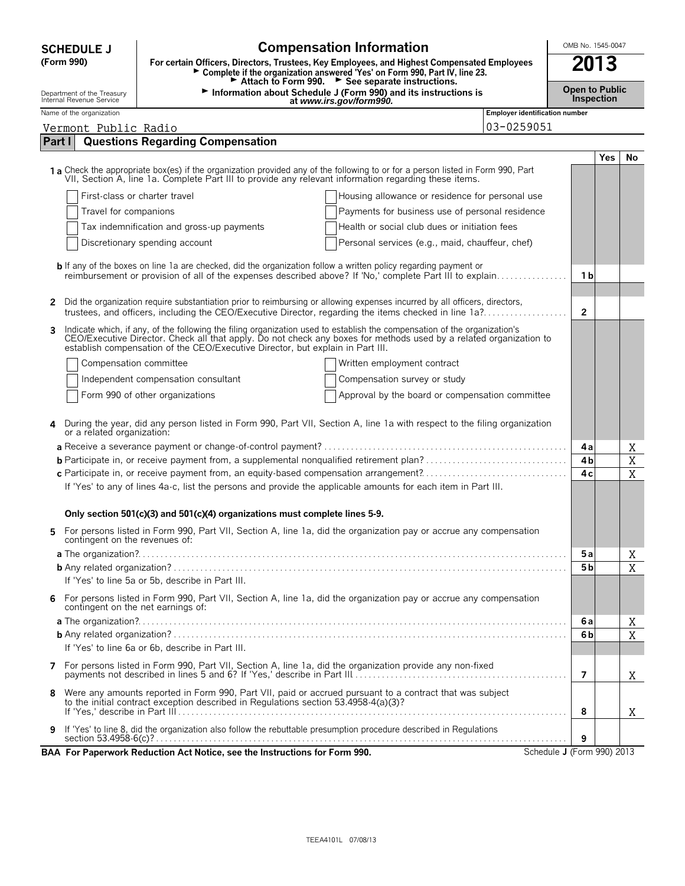# SCHEDULE J (Form 990)

## Compensation Information

**For certain Officers, Directors, Trustees, Key Employees, and Highest Compensated Employees**

► Complete if the organization answered 'Yes' on Form 990, Part IV, line 23.
► Attach to Form 990. ► See separate instructions.
► Information about Schedule J (Form 990) and its instructions is at *www.irs.gov/form990*.

OMB No. 1545-0047

**2013**

**Open to Public Inspection**

Department of the Treasury
Internal Revenue Service

| Name of the organization | Employer identification number |
|---|---|
| Vermont Public Radio | 03-0259051 |

## Part I Questions Regarding Compensation

| | | | Yes | No |
|---|---|---|---|---|
| **1 a** | Check the appropriate box(es) if the organization provided any of the following to or for a person listed in Form 990, Part VII, Section A, line 1a. Complete Part III to provide any relevant information regarding these items. | | | |
| | ☐ First-class or charter travel ☐ Housing allowance or residence for personal use | | | |
| | ☐ Travel for companions ☐ Payments for business use of personal residence | | | |
| | ☐ Tax indemnification and gross-up payments ☐ Health or social club dues or initiation fees | | | |
| | ☐ Discretionary spending account ☐ Personal services (e.g., maid, chauffeur, chef) | | | |
| **b** | If any of the boxes on line 1a are checked, did the organization follow a written policy regarding payment or reimbursement or provision of all of the expenses described above? If 'No,' complete Part III to explain | 1 b | | |
| **2** | Did the organization require substantiation prior to reimbursing or allowing expenses incurred by all officers, directors, trustees, and officers, including the CEO/Executive Director, regarding the items checked in line 1a? | 2 | | |
| **3** | Indicate which, if any, of the following the filing organization used to establish the compensation of the organization's CEO/Executive Director. Check all that apply. Do not check any boxes for methods used by a related organization to establish compensation of the CEO/Executive Director, but explain in Part III. | | | |
| | ☐ Compensation committee ☐ Written employment contract | | | |
| | ☐ Independent compensation consultant ☐ Compensation survey or study | | | |
| | ☐ Form 990 of other organizations ☐ Approval by the board or compensation committee | | | |
| **4** | During the year, did any person listed in Form 990, Part VII, Section A, line 1a with respect to the filing organization or a related organization: | | | |
| **a** | Receive a severance payment or change-of-control payment? | 4 a | | X |
| **b** | Participate in, or receive payment from, a supplemental nonqualified retirement plan? | 4 b | | X |
| **c** | Participate in, or receive payment from, an equity-based compensation arrangement? | 4 c | | X |
| | If 'Yes' to any of lines 4a-c, list the persons and provide the applicable amounts for each item in Part III. | | | |
| | **Only section 501(c)(3) and 501(c)(4) organizations must complete lines 5-9.** | | | |
| **5** | For persons listed in Form 990, Part VII, Section A, line 1a, did the organization pay or accrue any compensation contingent on the revenues of: | | | |
| **a** | The organization? | 5 a | | X |
| **b** | Any related organization? | 5 b | | X |
| | If 'Yes' to line 5a or 5b, describe in Part III. | | | |
| **6** | For persons listed in Form 990, Part VII, Section A, line 1a, did the organization pay or accrue any compensation contingent on the net earnings of: | | | |
| **a** | The organization? | 6 a | | X |
| **b** | Any related organization? | 6 b | | X |
| | If 'Yes' to line 6a or 6b, describe in Part III. | | | |
| **7** | For persons listed in Form 990, Part VII, Section A, line 1a, did the organization provide any non-fixed payments not described in lines 5 and 6? If 'Yes,' describe in Part III | 7 | | X |
| **8** | Were any amounts reported in Form 990, Part VII, paid or accrued pursuant to a contract that was subject to the initial contract exception described in Regulations section 53.4958-4(a)(3)? If 'Yes,' describe in Part III | 8 | | X |
| **9** | If 'Yes' to line 8, did the organization also follow the rebuttable presumption procedure described in Regulations section 53.4958-6(c)? | 9 | | |

**BAA For Paperwork Reduction Act Notice, see the Instructions for Form 990.** Schedule J (Form 990) 2013

TEEA4101L 07/08/13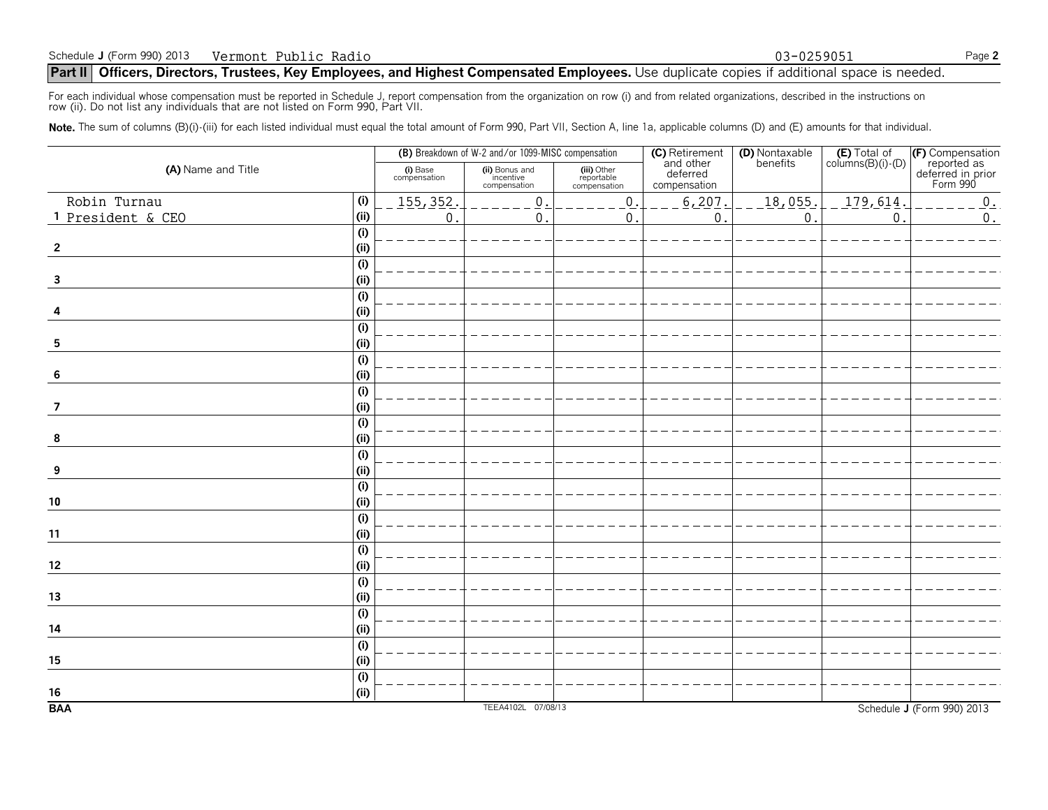Schedule J (Form 990) 2013 Vermont Public Radio 03-0259051 Page 2

## Part II Officers, Directors, Trustees, Key Employees, and Highest Compensated Employees. Use duplicate copies if additional space is needed.

For each individual whose compensation must be reported in Schedule J, report compensation from the organization on row (i) and from related organizations, described in the instructions on row (ii). Do not list any individuals that are not listed on Form 990, Part VII.

**Note.** The sum of columns (B)(i)-(iii) for each listed individual must equal the total amount of Form 990, Part VII, Section A, line 1a, applicable columns (D) and (E) amounts for that individual.

| (A) Name and Title | | (B) Breakdown of W-2 and/or 1099-MISC compensation | | | (C) Retirement and other deferred compensation | (D) Nontaxable benefits | (E) Total of columns(B)(i)-(D) | (F) Compensation reported as deferred in prior Form 990 |
|---|---|---|---|---|---|---|---|---|
| | | (i) Base compensation | (ii) Bonus and incentive compensation | (iii) Other reportable compensation | | | | |
| 1 Robin Turnau | (i) | 155,352. | 0. | 0. | 6,207. | 18,055. | 179,614. | 0. |
| President & CEO | (ii) | 0. | 0. | 0. | 0. | 0. | 0. | 0. |
| 2 | (i) | | | | | | | |
| | (ii) | | | | | | | |
| 3 | (i) | | | | | | | |
| | (ii) | | | | | | | |
| 4 | (i) | | | | | | | |
| | (ii) | | | | | | | |
| 5 | (i) | | | | | | | |
| | (ii) | | | | | | | |
| 6 | (i) | | | | | | | |
| | (ii) | | | | | | | |
| 7 | (i) | | | | | | | |
| | (ii) | | | | | | | |
| 8 | (i) | | | | | | | |
| | (ii) | | | | | | | |
| 9 | (i) | | | | | | | |
| | (ii) | | | | | | | |
| 10 | (i) | | | | | | | |
| | (ii) | | | | | | | |
| 11 | (i) | | | | | | | |
| | (ii) | | | | | | | |
| 12 | (i) | | | | | | | |
| | (ii) | | | | | | | |
| 13 | (i) | | | | | | | |
| | (ii) | | | | | | | |
| 14 | (i) | | | | | | | |
| | (ii) | | | | | | | |
| 15 | (i) | | | | | | | |
| | (ii) | | | | | | | |
| 16 | (i) | | | | | | | |
| | (ii) | | | | | | | |

BAA TEEA4102L 07/08/13 Schedule J (Form 990) 2013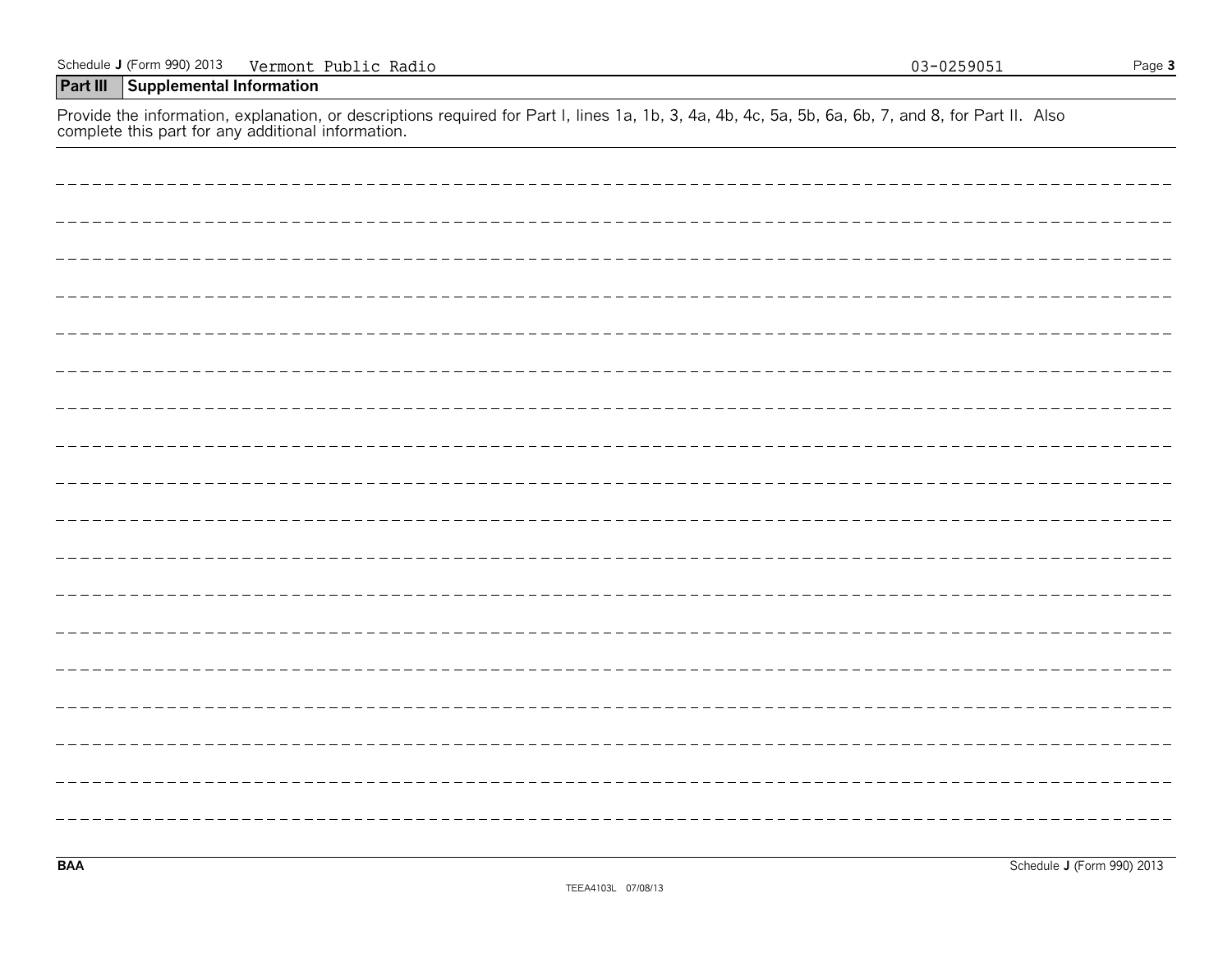Schedule J (Form 990) 2013 Vermont Public Radio 03-0259051

## Part III Supplemental Information

Provide the information, explanation, or descriptions required for Part I, lines 1a, 1b, 3, 4a, 4b, 4c, 5a, 5b, 6a, 6b, 7, and 8, for Part II. Also complete this part for any additional information.

BAA Schedule J (Form 990) 2013

TEEA4103L 07/08/13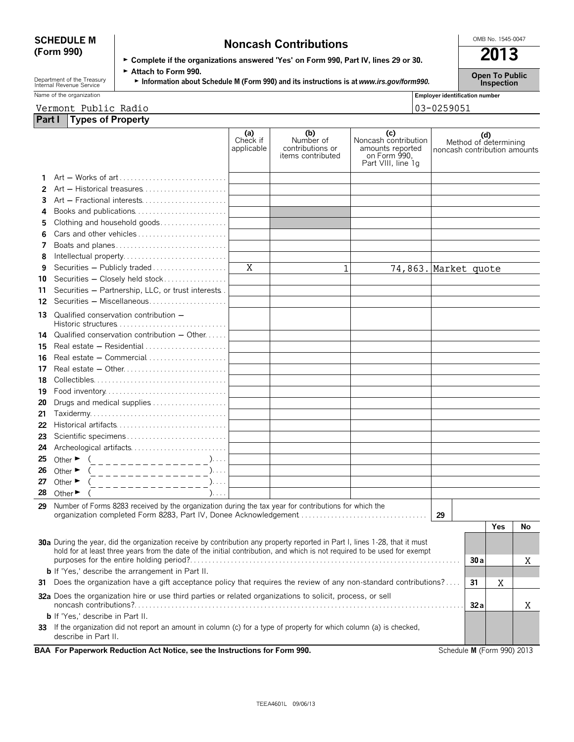# SCHEDULE M (Form 990)

## Noncash Contributions

OMB No. 1545-0047

**2013**

**Open To Public Inspection**

Department of the Treasury
Internal Revenue Service

► **Complete if the organizations answered 'Yes' on Form 990, Part IV, lines 29 or 30.**

► **Attach to Form 990.**

► **Information about Schedule M (Form 990) and its instructions is at *www.irs.gov/form990.***

Name of the organization: Vermont Public Radio

Employer identification number: 03-0259051

### Part I Types of Property

| | | (a) Check if applicable | (b) Number of contributions or items contributed | (c) Noncash contribution amounts reported on Form 990, Part VIII, line 1g | (d) Method of determining noncash contribution amounts |
|---|---|---|---|---|---|
| 1 | Art — Works of art | | | | |
| 2 | Art — Historical treasures | | | | |
| 3 | Art — Fractional interests | | | | |
| 4 | Books and publications | | | | |
| 5 | Clothing and household goods | | | | |
| 6 | Cars and other vehicles | | | | |
| 7 | Boats and planes | | | | |
| 8 | Intellectual property | | | | |
| 9 | Securities — Publicly traded | X | 1 | 74,863. | Market quote |
| 10 | Securities — Closely held stock | | | | |
| 11 | Securities — Partnership, LLC, or trust interests | | | | |
| 12 | Securities — Miscellaneous | | | | |
| 13 | Qualified conservation contribution — Historic structures | | | | |
| 14 | Qualified conservation contribution — Other | | | | |
| 15 | Real estate — Residential | | | | |
| 16 | Real estate — Commercial | | | | |
| 17 | Real estate — Other | | | | |
| 18 | Collectibles | | | | |
| 19 | Food inventory | | | | |
| 20 | Drugs and medical supplies | | | | |
| 21 | Taxidermy | | | | |
| 22 | Historical artifacts | | | | |
| 23 | Scientific specimens | | | | |
| 24 | Archeological artifacts | | | | |
| 25 | Other ► ( ) | | | | |
| 26 | Other ► ( ) | | | | |
| 27 | Other ► ( ) | | | | |
| 28 | Other ► ( ) | | | | |

**29** Number of Forms 8283 received by the organization during the tax year for contributions for which the organization completed Form 8283, Part IV, Donee Acknowledgement ........ **29**

| | | | Yes | No |
|---|---|---|---|---|
| **30a** | During the year, did the organization receive by contribution any property reported in Part I, lines 1-28, that it must hold for at least three years from the date of the initial contribution, and which is not required to be used for exempt purposes for the entire holding period? | 30a | | X |
| **b** | If 'Yes,' describe the arrangement in Part II. | | | |
| **31** | Does the organization have a gift acceptance policy that requires the review of any non-standard contributions? | 31 | X | |
| **32a** | Does the organization hire or use third parties or related organizations to solicit, process, or sell noncash contributions? | 32a | | X |
| **b** | If 'Yes,' describe in Part II. | | | |
| **33** | If the organization did not report an amount in column (c) for a type of property for which column (a) is checked, describe in Part II. | | | |

**BAA For Paperwork Reduction Act Notice, see the Instructions for Form 990.** Schedule **M** (Form 990) 2013

TEEA4601L 09/06/13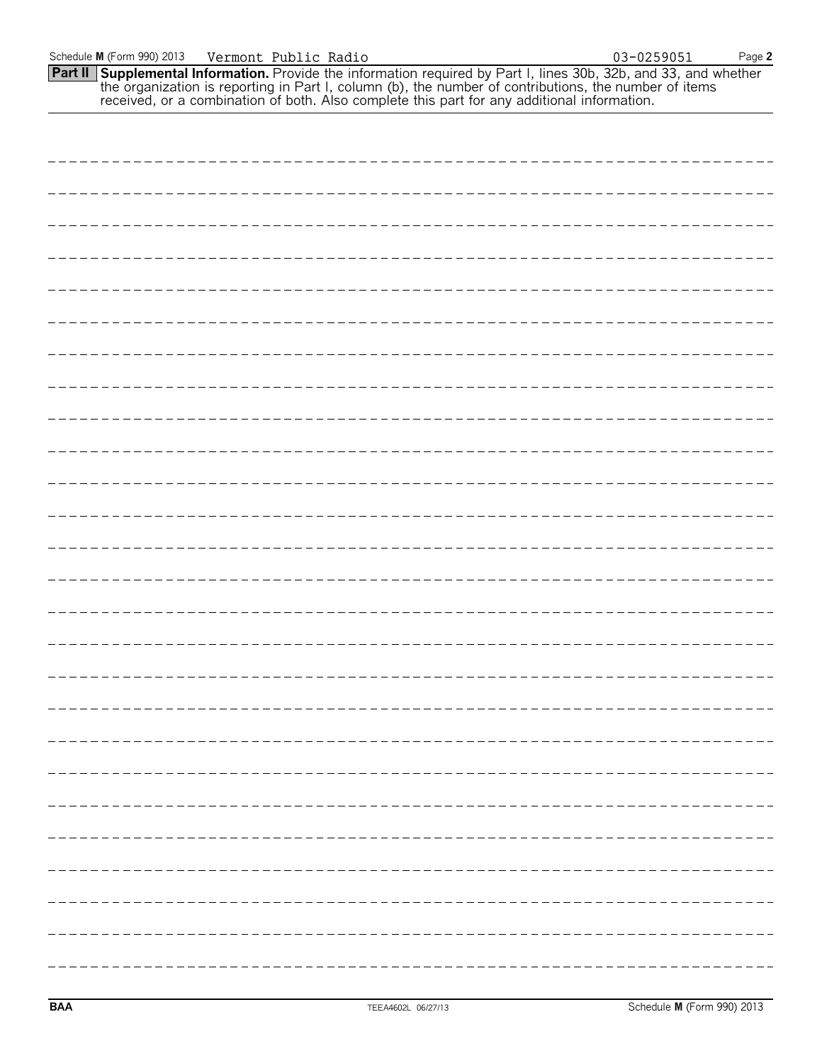Schedule M (Form 990) 2013 Vermont Public Radio 03-0259051

**Part II Supplemental Information.** Provide the information required by Part I, lines 30b, 32b, and 33, and whether the organization is reporting in Part I, column (b), the number of contributions, the number of items received, or a combination of both. Also complete this part for any additional information.

BAA TEEA4602L 06/27/13 Schedule M (Form 990) 2013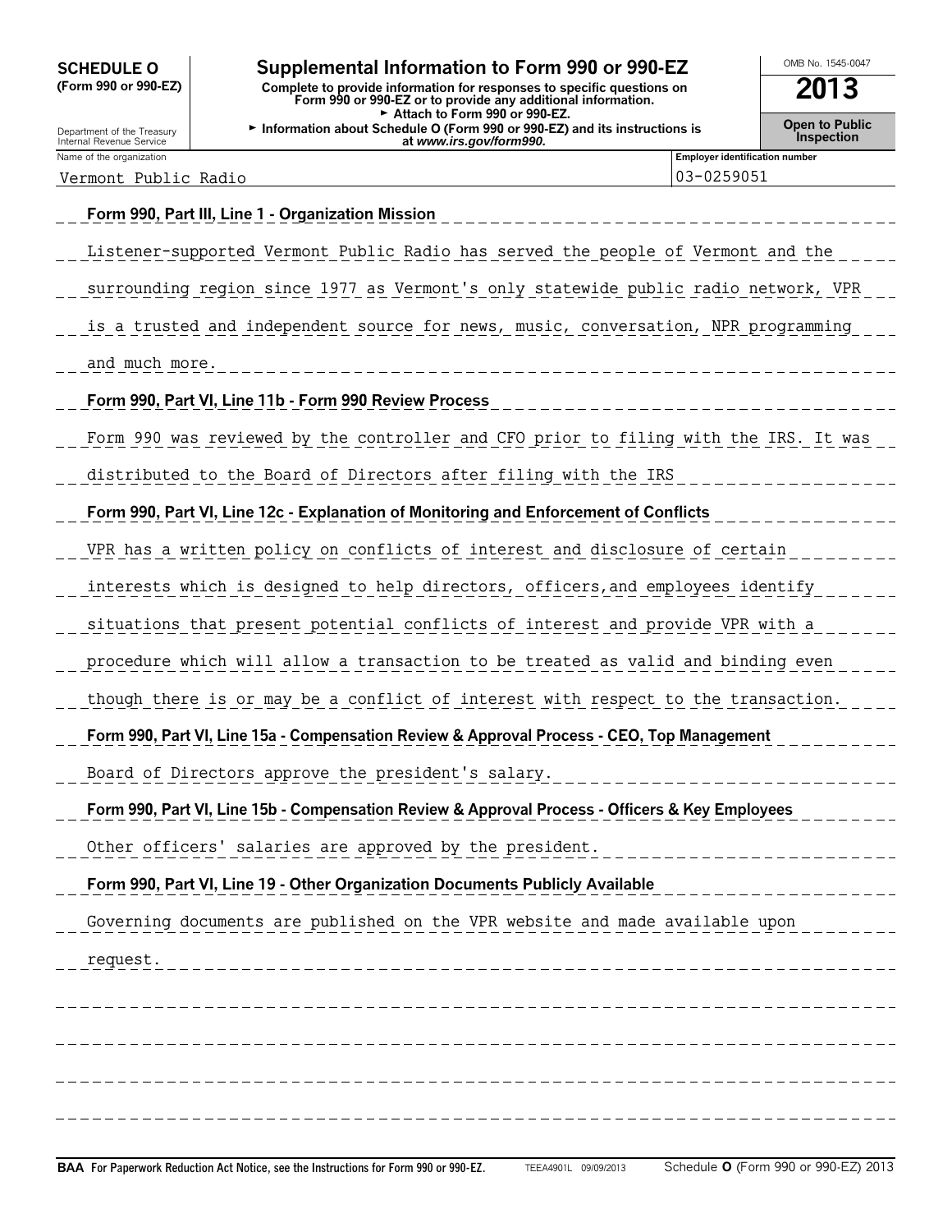**SCHEDULE O (Form 990 or 990-EZ)**

Department of the Treasury
Internal Revenue Service

# Supplemental Information to Form 990 or 990-EZ

**Complete to provide information for responses to specific questions on Form 990 or 990-EZ or to provide any additional information.**
► Attach to Form 990 or 990-EZ.
► Information about Schedule O (Form 990 or 990-EZ) and its instructions is at *www.irs.gov/form990.*

OMB No. 1545-0047

**2013**

**Open to Public Inspection**

| Name of the organization | Employer identification number |
|---|---|
| Vermont Public Radio | 03-0259051 |

**Form 990, Part III, Line 1 - Organization Mission**

Listener-supported Vermont Public Radio has served the people of Vermont and the surrounding region since 1977 as Vermont's only statewide public radio network, VPR is a trusted and independent source for news, music, conversation, NPR programming and much more.

**Form 990, Part VI, Line 11b - Form 990 Review Process**

Form 990 was reviewed by the controller and CFO prior to filing with the IRS. It was distributed to the Board of Directors after filing with the IRS

**Form 990, Part VI, Line 12c - Explanation of Monitoring and Enforcement of Conflicts**

VPR has a written policy on conflicts of interest and disclosure of certain interests which is designed to help directors, officers,and employees identify situations that present potential conflicts of interest and provide VPR with a procedure which will allow a transaction to be treated as valid and binding even though there is or may be a conflict of interest with respect to the transaction.

**Form 990, Part VI, Line 15a - Compensation Review & Approval Process - CEO, Top Management**

Board of Directors approve the president's salary.

**Form 990, Part VI, Line 15b - Compensation Review & Approval Process - Officers & Key Employees**

Other officers' salaries are approved by the president.

**Form 990, Part VI, Line 19 - Other Organization Documents Publicly Available**

Governing documents are published on the VPR website and made available upon request.

**BAA For Paperwork Reduction Act Notice, see the Instructions for Form 990 or 990-EZ.** TEEA4901L 09/09/2013 Schedule **O** (Form 990 or 990-EZ) 2013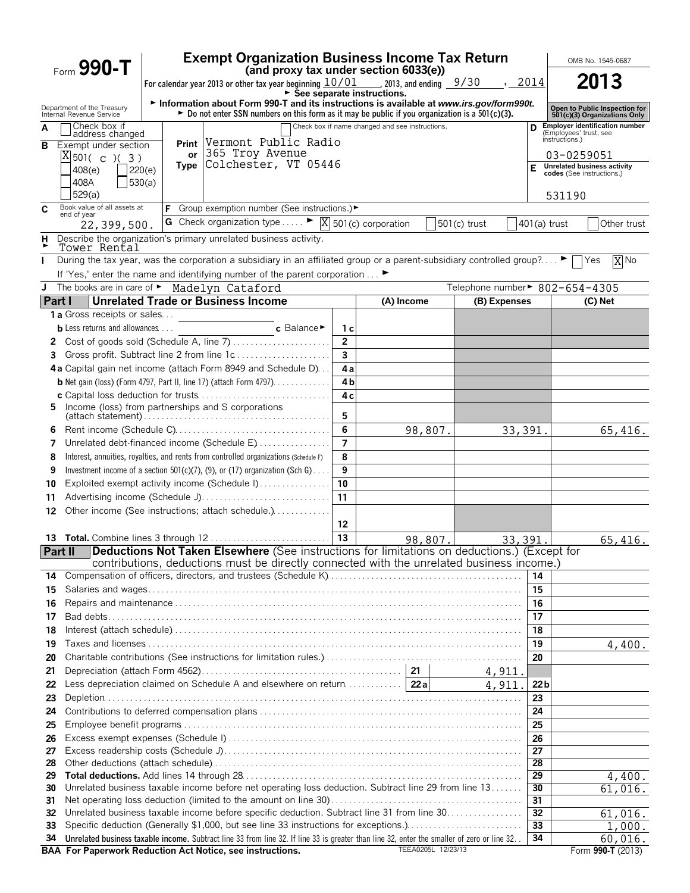# Form 990-T

## Exempt Organization Business Income Tax Return
**(and proxy tax under section 6033(e))**

For calendar year 2013 or other tax year beginning 10/01, 2013, and ending 9/30, 2014

► See separate instructions.

► Information about Form 990-T and its instructions is available at *www.irs.gov/form990t*.

► Do not enter SSN numbers on this form as it may be public if you organization is a 501(c)(3).

OMB No. 1545-0687

**2013**

Open to Public Inspection for 501(c)(3) Organizations Only

Department of the Treasury
Internal Revenue Service

**A** ☐ Check box if address changed

**B** Exempt under section
☒ 501( c )( 3 )
☐ 408(e) ☐ 220(e)
☐ 408A ☐ 530(a)
☐ 529(a)

Print or Type:
Check box if name changed and see instructions.
Vermont Public Radio
365 Troy Avenue
Colchester, VT 05446

**D** Employer identification number (Employees' trust, see instructions.)
03-0259051

**E** Unrelated business activity codes (See instructions.)
531190

**C** Book value of all assets at end of year
22,399,500.

**F** Group exemption number (See instructions.) ►

**G** Check organization type ..... ► ☒ 501(c) corporation ☐ 501(c) trust ☐ 401(a) trust ☐ Other trust

**H** Describe the organization's primary unrelated business activity.
► Tower Rental

**I** During the tax year, was the corporation a subsidiary in an affiliated group or a parent-subsidiary controlled group? .... ► ☐ Yes ☒ No

If 'Yes,' enter the name and identifying number of the parent corporation ... ►

**J** The books are in care of ► Madelyn Cataford Telephone number ► 802-654-4305

### Part I — Unrelated Trade or Business Income

| | | Line | (A) Income | (B) Expenses | (C) Net |
|---|---|---|---|---|---|
| 1a | Gross receipts or sales | | | | |
| b | Less returns and allowances ... c Balance ► | 1c | | | |
| 2 | Cost of goods sold (Schedule A, line 7) | 2 | | | |
| 3 | Gross profit. Subtract line 2 from line 1c | 3 | | | |
| 4a | Capital gain net income (attach Form 8949 and Schedule D) | 4a | | | |
| b | Net gain (loss) (Form 4797, Part II, line 17) (attach Form 4797) | 4b | | | |
| c | Capital loss deduction for trusts | 4c | | | |
| 5 | Income (loss) from partnerships and S corporations (attach statement) | 5 | | | |
| 6 | Rent income (Schedule C) | 6 | 98,807. | 33,391. | 65,416. |
| 7 | Unrelated debt-financed income (Schedule E) | 7 | | | |
| 8 | Interest, annuities, royalties, and rents from controlled organizations (Schedule F) | 8 | | | |
| 9 | Investment income of a section 501(c)(7), (9), or (17) organization (Sch G) | 9 | | | |
| 10 | Exploited exempt activity income (Schedule I) | 10 | | | |
| 11 | Advertising income (Schedule J) | 11 | | | |
| 12 | Other income (See instructions; attach schedule.) | 12 | | | |
| 13 | **Total.** Combine lines 3 through 12 | 13 | 98,807. | 33,391. | 65,416. |

### Part II — Deductions Not Taken Elsewhere (See instructions for limitations on deductions.) (Except for contributions, deductions must be directly connected with the unrelated business income.)

| | | | | Line | Amount |
|---|---|---|---|---|---|
| 14 | Compensation of officers, directors, and trustees (Schedule K) | | | 14 | |
| 15 | Salaries and wages | | | 15 | |
| 16 | Repairs and maintenance | | | 16 | |
| 17 | Bad debts | | | 17 | |
| 18 | Interest (attach schedule) | | | 18 | |
| 19 | Taxes and licenses | | | 19 | 4,400. |
| 20 | Charitable contributions (See instructions for limitation rules.) | | | 20 | |
| 21 | Depreciation (attach Form 4562) | 21 | 4,911. | | |
| 22 | Less depreciation claimed on Schedule A and elsewhere on return | 22a | 4,911. | 22b | |
| 23 | Depletion | | | 23 | |
| 24 | Contributions to deferred compensation plans | | | 24 | |
| 25 | Employee benefit programs | | | 25 | |
| 26 | Excess exempt expenses (Schedule I) | | | 26 | |
| 27 | Excess readership costs (Schedule J) | | | 27 | |
| 28 | Other deductions (attach schedule) | | | 28 | |
| 29 | **Total deductions.** Add lines 14 through 28 | | | 29 | 4,400. |
| 30 | Unrelated business taxable income before net operating loss deduction. Subtract line 29 from line 13 | | | 30 | 61,016. |
| 31 | Net operating loss deduction (limited to the amount on line 30) | | | 31 | |
| 32 | Unrelated business taxable income before specific deduction. Subtract line 31 from line 30 | | | 32 | 61,016. |
| 33 | Specific deduction (Generally $1,000, but see line 33 instructions for exceptions.) | | | 33 | 1,000. |
| 34 | **Unrelated business taxable income.** Subtract line 33 from line 32. If line 33 is greater than line 32, enter the smaller of zero or line 32 | | | 34 | 60,016. |

**BAA For Paperwork Reduction Act Notice, see instructions.** TEEA0205L 12/23/13 Form **990-T** (2013)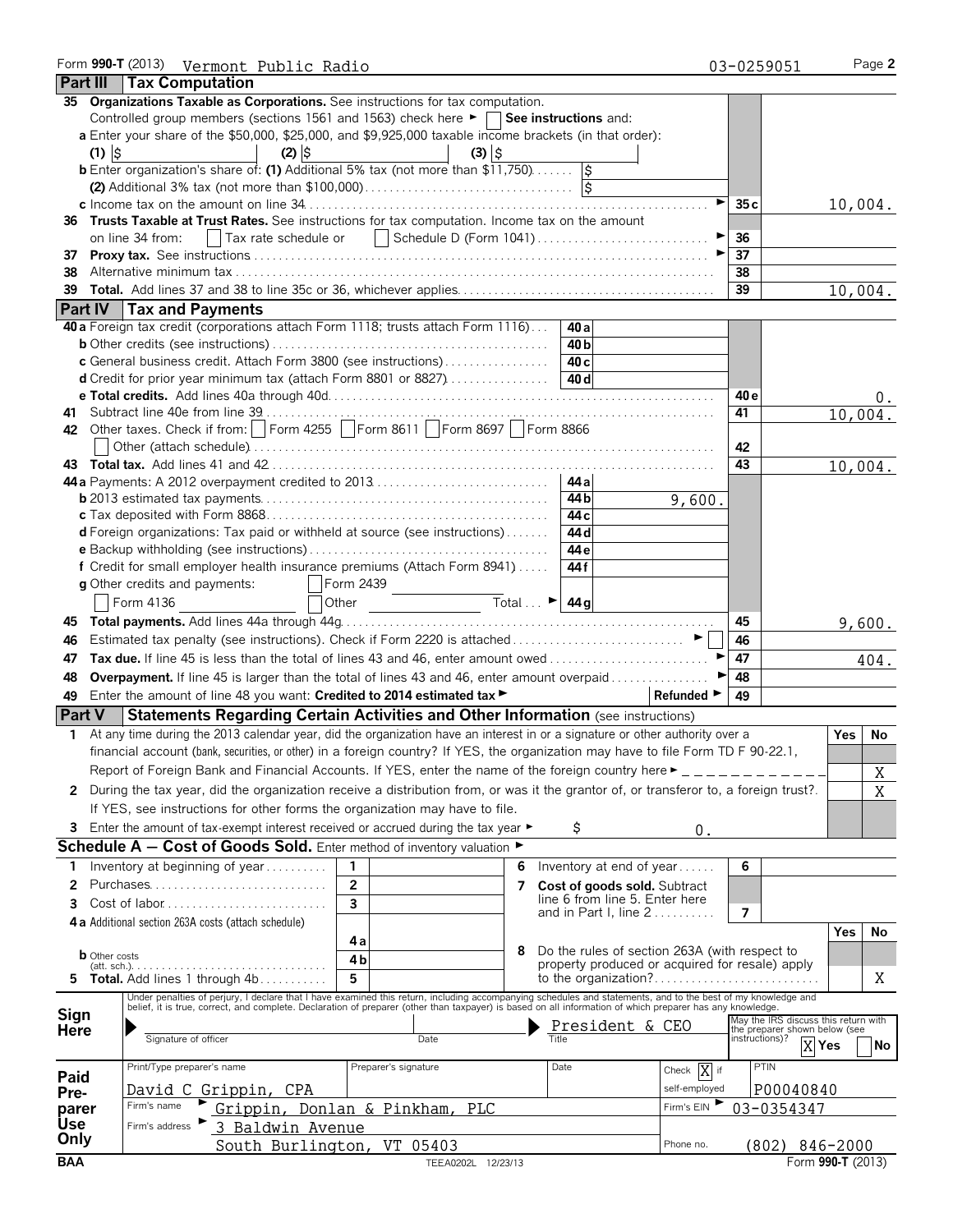Form **990-T** (2013) Vermont Public Radio 03-0259051 Page **2**

## Part III Tax Computation

| | | | |
|---|---|---|---|
| **35** | **Organizations Taxable as Corporations.** See instructions for tax computation. Controlled group members (sections 1561 and 1563) check here ► ☐ **See instructions** and: | | |
| | **a** Enter your share of the $50,000, $25,000, and $9,925,000 taxable income brackets (in that order): (1) $ (2) $ (3) $ | | |
| | **b** Enter organization's share of: **(1)** Additional 5% tax (not more than $11,750) $ | | |
| | **(2)** Additional 3% tax (not more than $100,000) $ | | |
| | **c** Income tax on the amount on line 34 ► | 35c | 10,004. |
| **36** | **Trusts Taxable at Trust Rates.** See instructions for tax computation. Income tax on the amount on line 34 from: ☐ Tax rate schedule or ☐ Schedule D (Form 1041) ► | 36 | |
| **37** | **Proxy tax.** See instructions ► | 37 | |
| **38** | Alternative minimum tax | 38 | |
| **39** | **Total.** Add lines 37 and 38 to line 35c or 36, whichever applies | 39 | 10,004. |

## Part IV Tax and Payments

| | | | | | |
|---|---|---|---|---|---|
| **40a** | Foreign tax credit (corporations attach Form 1118; trusts attach Form 1116) | 40a | | | |
| **b** | Other credits (see instructions) | 40b | | | |
| **c** | General business credit. Attach Form 3800 (see instructions) | 40c | | | |
| **d** | Credit for prior year minimum tax (attach Form 8801 or 8827) | 40d | | | |
| **e** | **Total credits.** Add lines 40a through 40d | | | 40e | 0. |
| **41** | Subtract line 40e from line 39 | | | 41 | 10,004. |
| **42** | Other taxes. Check if from: ☐ Form 4255 ☐ Form 8611 ☐ Form 8697 ☐ Form 8866 ☐ Other (attach schedule) | | | 42 | |
| **43** | **Total tax.** Add lines 41 and 42 | | | 43 | 10,004. |
| **44a** | Payments: A 2012 overpayment credited to 2013 | 44a | | | |
| **b** | 2013 estimated tax payments | 44b | 9,600. | | |
| **c** | Tax deposited with Form 8868 | 44c | | | |
| **d** | Foreign organizations: Tax paid or withheld at source (see instructions) | 44d | | | |
| **e** | Backup withholding (see instructions) | 44e | | | |
| **f** | Credit for small employer health insurance premiums (Attach Form 8941) | 44f | | | |
| **g** | Other credits and payments: ☐ Form 2439 ☐ Form 4136 ☐ Other Total ► | 44g | | | |
| **45** | **Total payments.** Add lines 44a through 44g | | | 45 | 9,600. |
| **46** | Estimated tax penalty (see instructions). Check if Form 2220 is attached ► ☐ | | | 46 | |
| **47** | **Tax due.** If line 45 is less than the total of lines 43 and 46, enter amount owed ► | | | 47 | 404. |
| **48** | **Overpayment.** If line 45 is larger than the total of lines 43 and 46, enter amount overpaid ► | | | 48 | |
| **49** | Enter the amount of line 48 you want: **Credited to 2014 estimated tax** ► | | **Refunded** ► | 49 | |

## Part V Statements Regarding Certain Activities and Other Information (see instructions)

| | | Yes | No |
|---|---|---|---|
| **1** | At any time during the 2013 calendar year, did the organization have an interest in or a signature or other authority over a financial account (bank, securities, or other) in a foreign country? If YES, the organization may have to file Form TD F 90-22.1, Report of Foreign Bank and Financial Accounts. If YES, enter the name of the foreign country here ► | | X |
| **2** | During the tax year, did the organization receive a distribution from, or was it the grantor of, or transferor to, a foreign trust? If YES, see instructions for other forms the organization may have to file. | | X |
| **3** | Enter the amount of tax-exempt interest received or accrued during the tax year ► $ 0. | | |

## Schedule A — Cost of Goods Sold. Enter method of inventory valuation ►

| | | | | | | | |
|---|---|---|---|---|---|---|---|
| **1** | Inventory at beginning of year | 1 | | **6** | Inventory at end of year | 6 | |
| **2** | Purchases | 2 | | **7** | **Cost of goods sold.** Subtract line 6 from line 5. Enter here and in Part I, line 2 | 7 | |
| **3** | Cost of labor | 3 | | | | | |
| **4a** | Additional section 263A costs (attach schedule) | 4a | | **8** | Do the rules of section 263A (with respect to property produced or acquired for resale) apply to the organization? | Yes | No: X |
| **b** | Other costs (att. sch.) | 4b | | | | | |
| **5** | **Total.** Add lines 1 through 4b | 5 | | | | | |

**Sign Here**

Under penalties of perjury, I declare that I have examined this return, including accompanying schedules and statements, and to the best of my knowledge and belief, it is true, correct, and complete. Declaration of preparer (other than taxpayer) is based on all information of which preparer has any knowledge.

Signature of officer | Date | Title: President & CEO

May the IRS discuss this return with the preparer shown below (see instructions)? ☒ Yes ☐ No

**Paid Preparer Use Only**

| | | | | |
|---|---|---|---|---|
| Print/Type preparer's name: David C Grippin, CPA | Preparer's signature | Date | Check ☒ if self-employed | PTIN: P00040840 |
| Firm's name ► Grippin, Donlan & Pinkham, PLC | | | Firm's EIN ► 03-0354347 | |
| Firm's address ► 3 Baldwin Avenue, South Burlington, VT 05403 | | | Phone no. (802) 846-2000 | |

BAA TEEA0202L 12/23/13 Form **990-T** (2013)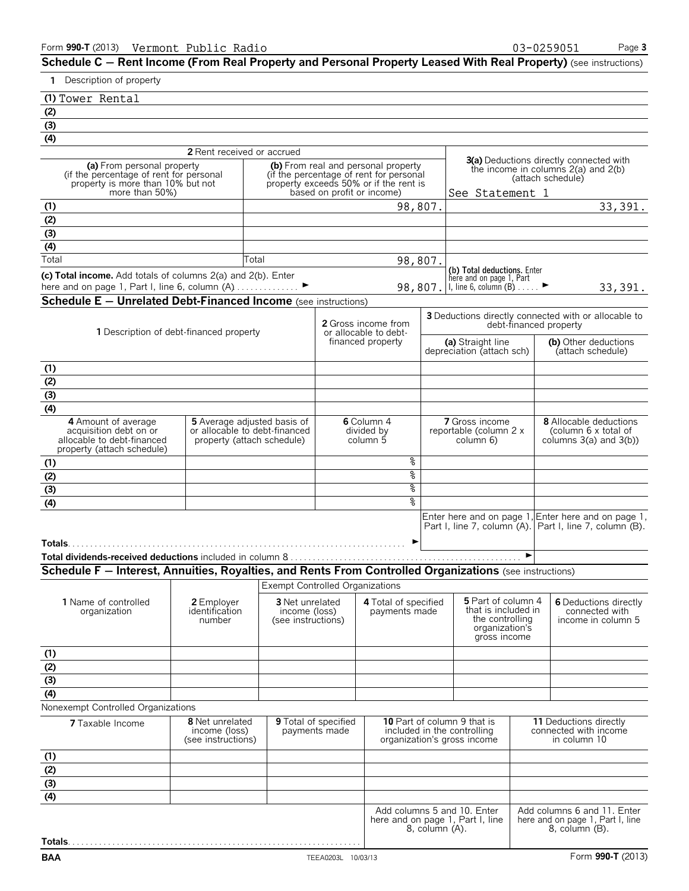Form **990-T** (2013) Vermont Public Radio 03-0259051

## Schedule C — Rent Income (From Real Property and Personal Property Leased With Real Property) (see instructions)

**1** Description of property

(1) Tower Rental
(2)
(3)
(4)

| | **2** Rent received or accrued | | |
|---|---|---|---|
| | **(a)** From personal property (if the percentage of rent for personal property is more than 10% but not more than 50%) | **(b)** From real and personal property (if the percentage of rent for personal property exceeds 50% or if the rent is based on profit or income) | **3(a)** Deductions directly connected with the income in columns 2(a) and 2(b) (attach schedule) See Statement 1 |
| (1) | | 98,807. | 33,391. |
| (2) | | | |
| (3) | | | |
| (4) | | | |
| Total | | Total 98,807. | |

**(c) Total income.** Add totals of columns 2(a) and 2(b). Enter here and on page 1, Part I, line 6, column (A) ► 98,807.

**(b) Total deductions.** Enter here and on page 1, Part I, line 6, column (B) ► 33,391.

## Schedule E — Unrelated Debt-Financed Income (see instructions)

| **1** Description of debt-financed property | **2** Gross income from or allocable to debt-financed property | **3** Deductions directly connected with or allocable to debt-financed property | |
|---|---|---|---|
| | | **(a)** Straight line depreciation (attach sch) | **(b)** Other deductions (attach schedule) |
| (1) | | | |
| (2) | | | |
| (3) | | | |
| (4) | | | |

| | **4** Amount of average acquisition debt on or allocable to debt-financed property (attach schedule) | **5** Average adjusted basis of or allocable to debt-financed property (attach schedule) | **6** Column 4 divided by column 5 | **7** Gross income reportable (column 2 x column 6) | **8** Allocable deductions (column 6 x total of columns 3(a) and 3(b)) |
|---|---|---|---|---|---|
| (1) | | | % | | |
| (2) | | | % | | |
| (3) | | | % | | |
| (4) | | | % | | |
| | | | | Enter here and on page 1, Part I, line 7, column (A). | Enter here and on page 1, Part I, line 7, column (B). |
| **Totals** ► | | | | | |
| **Total dividends-received deductions** included in column 8 ► | | | | | |

## Schedule F — Interest, Annuities, Royalties, and Rents From Controlled Organizations (see instructions)

Exempt Controlled Organizations

| **1** Name of controlled organization | **2** Employer identification number | **3** Net unrelated income (loss) (see instructions) | **4** Total of specified payments made | **5** Part of column 4 that is included in the controlling organization's gross income | **6** Deductions directly connected with income in column 5 |
|---|---|---|---|---|---|
| (1) | | | | | |
| (2) | | | | | |
| (3) | | | | | |
| (4) | | | | | |

Nonexempt Controlled Organizations

| **7** Taxable Income | **8** Net unrelated income (loss) (see instructions) | **9** Total of specified payments made | **10** Part of column 9 that is included in the controlling organization's gross income | **11** Deductions directly connected with income in column 10 |
|---|---|---|---|---|
| (1) | | | | |
| (2) | | | | |
| (3) | | | | |
| (4) | | | | |
| | | | Add columns 5 and 10. Enter here and on page 1, Part I, line 8, column (A). | Add columns 6 and 11. Enter here and on page 1, Part I, line 8, column (B). |
| **Totals** | | | | |

BAA TEEA0203L 10/03/13 Form **990-T** (2013)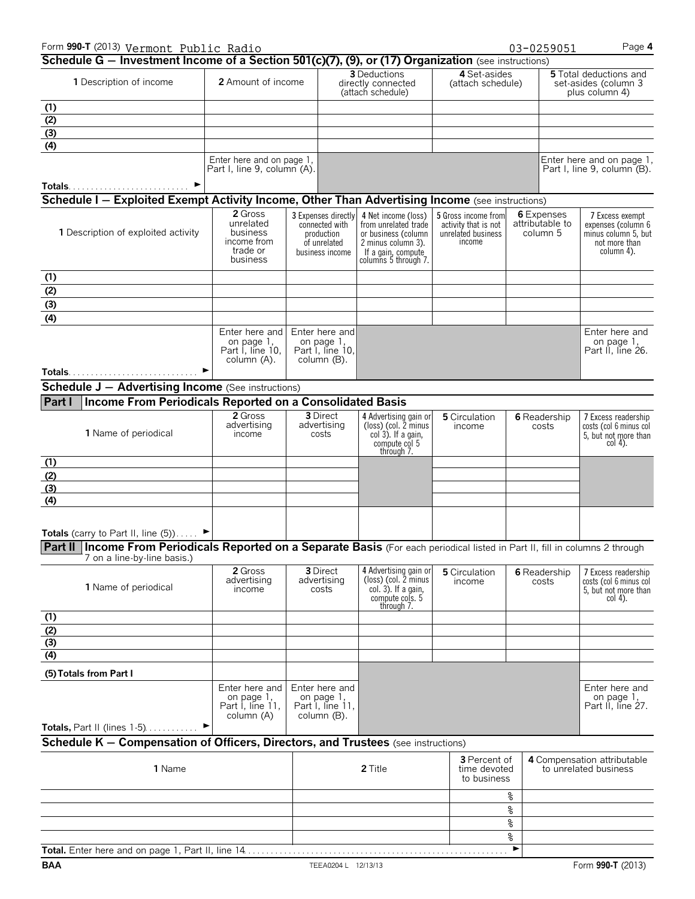Form **990-T** (2013) Vermont Public Radio 03-0259051 Page **4**

## Schedule G — Investment Income of a Section 501(c)(7), (9), or (17) Organization (see instructions)

| **1** Description of income | **2** Amount of income | **3** Deductions directly connected (attach schedule) | **4** Set-asides (attach schedule) | **5** Total deductions and set-asides (column 3 plus column 4) |
|---|---|---|---|---|
| (1) | | | | |
| (2) | | | | |
| (3) | | | | |
| (4) | | | | |
| **Totals** ► | Enter here and on page 1, Part I, line 9, column (A). | | | Enter here and on page 1, Part I, line 9, column (B). |

## Schedule I — Exploited Exempt Activity Income, Other Than Advertising Income (see instructions)

| **1** Description of exploited activity | **2** Gross unrelated business income from trade or business | **3** Expenses directly connected with production of unrelated business income | **4** Net income (loss) from unrelated trade or business (column 2 minus column 3). If a gain, compute columns 5 through 7. | **5** Gross income from activity that is not unrelated business income | **6** Expenses attributable to column 5 | **7** Excess exempt expenses (column 6 minus column 5, but not more than column 4). |
|---|---|---|---|---|---|---|
| (1) | | | | | | |
| (2) | | | | | | |
| (3) | | | | | | |
| (4) | | | | | | |
| **Totals** ► | Enter here and on page 1, Part I, line 10, column (A). | Enter here and on page 1, Part I, line 10, column (B). | | | | Enter here and on page 1, Part II, line 26. |

## Schedule J — Advertising Income (See instructions)

### Part I Income From Periodicals Reported on a Consolidated Basis

| **1** Name of periodical | **2** Gross advertising income | **3** Direct advertising costs | **4** Advertising gain or (loss) (col. 2 minus col 3). If a gain, compute col 5 through 7. | **5** Circulation income | **6** Readership costs | **7** Excess readership costs (col 6 minus col 5, but not more than col 4). |
|---|---|---|---|---|---|---|
| (1) | | | | | | |
| (2) | | | | | | |
| (3) | | | | | | |
| (4) | | | | | | |
| **Totals** (carry to Part II, line (5)) ► | | | | | | |

### Part II Income From Periodicals Reported on a Separate Basis (For each periodical listed in Part II, fill in columns 2 through 7 on a line-by-line basis.)

| **1** Name of periodical | **2** Gross advertising income | **3** Direct advertising costs | **4** Advertising gain or (loss) (col. 2 minus col. 3). If a gain, compute cols. 5 through 7. | **5** Circulation income | **6** Readership costs | **7** Excess readership costs (col 6 minus col 5, but not more than col 4). |
|---|---|---|---|---|---|---|
| (1) | | | | | | |
| (2) | | | | | | |
| (3) | | | | | | |
| (4) | | | | | | |
| **(5) Totals from Part I** | | | | | | |
| **Totals,** Part II (lines 1-5) ► | Enter here and on page 1, Part I, line 11, column (A) | Enter here and on page 1, Part I, line 11, column (B). | | | | Enter here and on page 1, Part II, line 27. |

## Schedule K — Compensation of Officers, Directors, and Trustees (see instructions)

| **1** Name | **2** Title | **3** Percent of time devoted to business | **4** Compensation attributable to unrelated business |
|---|---|---|---|
| | | % | |
| | | % | |
| | | % | |
| | | % | |
| **Total.** Enter here and on page 1, Part II, line 14 ► | | | |

**BAA** TEEA0204 L 12/13/13 Form **990-T** (2013)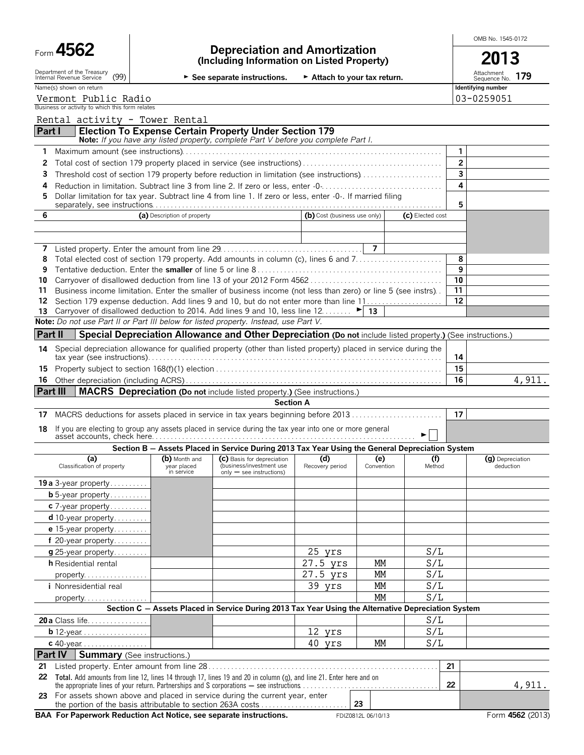Form **4562**

Department of the Treasury Internal Revenue Service (99)

# Depreciation and Amortization
**(Including Information on Listed Property)**

► See separate instructions. ► Attach to your tax return.

OMB No. 1545-0172

**2013**

Attachment Sequence No. **179**

Name(s) shown on return: Vermont Public Radio

Identifying number: 03-0259051

Business or activity to which this form relates: Rental activity - Tower Rental

## Part I Election To Expense Certain Property Under Section 179

**Note:** *If you have any listed property, complete Part V before you complete Part I.*

| | | | |
|---|---|---|---|
| 1 | Maximum amount (see instructions) | 1 | |
| 2 | Total cost of section 179 property placed in service (see instructions) | 2 | |
| 3 | Threshold cost of section 179 property before reduction in limitation (see instructions) | 3 | |
| 4 | Reduction in limitation. Subtract line 3 from line 2. If zero or less, enter -0- | 4 | |
| 5 | Dollar limitation for tax year. Subtract line 4 from line 1. If zero or less, enter -0-. If married filing separately, see instructions | 5 | |

| 6 | (a) Description of property | (b) Cost (business use only) | (c) Elected cost |
|---|---|---|---|
| | | | |
| | | | |

| | | | |
|---|---|---|---|
| 7 | Listed property. Enter the amount from line 29 | 7 | |
| 8 | Total elected cost of section 179 property. Add amounts in column (c), lines 6 and 7 | 8 | |
| 9 | Tentative deduction. Enter the **smaller** of line 5 or line 8 | 9 | |
| 10 | Carryover of disallowed deduction from line 13 of your 2012 Form 4562 | 10 | |
| 11 | Business income limitation. Enter the smaller of business income (not less than zero) or line 5 (see instrs) | 11 | |
| 12 | Section 179 expense deduction. Add lines 9 and 10, but do not enter more than line 11 | 12 | |
| 13 | Carryover of disallowed deduction to 2014. Add lines 9 and 10, less line 12 ► | 13 | |

**Note:** *Do not use Part II or Part III below for listed property. Instead, use Part V.*

## Part II Special Depreciation Allowance and Other Depreciation (Do not include listed property.) (See instructions.)

| | | | |
|---|---|---|---|
| 14 | Special depreciation allowance for qualified property (other than listed property) placed in service during the tax year (see instructions) | 14 | |
| 15 | Property subject to section 168(f)(1) election | 15 | |
| 16 | Other depreciation (including ACRS) | 16 | 4,911. |

## Part III MACRS Depreciation (Do not include listed property.) (See instructions.)

**Section A**

| | | | |
|---|---|---|---|
| 17 | MACRS deductions for assets placed in service in tax years beginning before 2013 | 17 | |
| 18 | If you are electing to group any assets placed in service during the tax year into one or more general asset accounts, check here ► ☐ | | |

**Section B — Assets Placed in Service During 2013 Tax Year Using the General Depreciation System**

| (a) Classification of property | (b) Month and year placed in service | (c) Basis for depreciation (business/investment use only — see instructions) | (d) Recovery period | (e) Convention | (f) Method | (g) Depreciation deduction |
|---|---|---|---|---|---|---|
| 19a 3-year property | | | | | | |
| b 5-year property | | | | | | |
| c 7-year property | | | | | | |
| d 10-year property | | | | | | |
| e 15-year property | | | | | | |
| f 20-year property | | | | | | |
| g 25-year property | | | 25 yrs | | S/L | |
| h Residential rental property | | | 27.5 yrs | MM | S/L | |
| | | | 27.5 yrs | MM | S/L | |
| i Nonresidential real property | | | 39 yrs | MM | S/L | |
| | | | | MM | S/L | |

**Section C — Assets Placed in Service During 2013 Tax Year Using the Alternative Depreciation System**

| (a) Classification of property | (b) | (c) | (d) | (e) | (f) | (g) |
|---|---|---|---|---|---|---|
| 20a Class life | | | | | S/L | |
| b 12-year | | | 12 yrs | | S/L | |
| c 40-year | | | 40 yrs | MM | S/L | |

## Part IV Summary (See instructions.)

| | | | |
|---|---|---|---|
| 21 | Listed property. Enter amount from line 28 | 21 | |
| 22 | **Total.** Add amounts from line 12, lines 14 through 17, lines 19 and 20 in column (g), and line 21. Enter here and on the appropriate lines of your return. Partnerships and S corporations — see instructions | 22 | 4,911. |
| 23 | For assets shown above and placed in service during the current year, enter the portion of the basis attributable to section 263A costs | 23 | |

**BAA For Paperwork Reduction Act Notice, see separate instructions.** FDIZ0812L 06/10/13 Form **4562** (2013)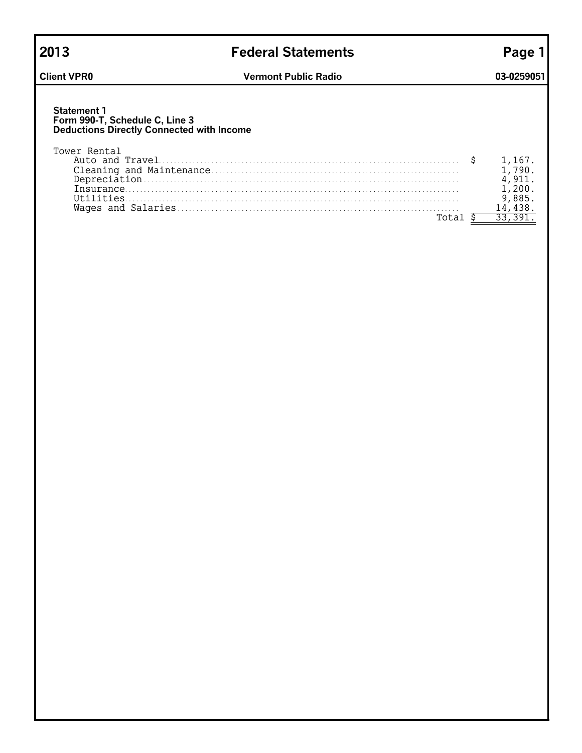# 2013 Federal Statements

**Client VPR0** — **Vermont Public Radio** — **03-0259051**

### Statement 1
**Form 990-T, Schedule C, Line 3**
**Deductions Directly Connected with Income**

| Tower Rental | |
|---|---|
| Auto and Travel | $ 1,167. |
| Cleaning and Maintenance | 1,790. |
| Depreciation | 4,911. |
| Insurance | 1,200. |
| Utilities | 9,885. |
| Wages and Salaries | 14,438. |
| Total | $ 33,391. |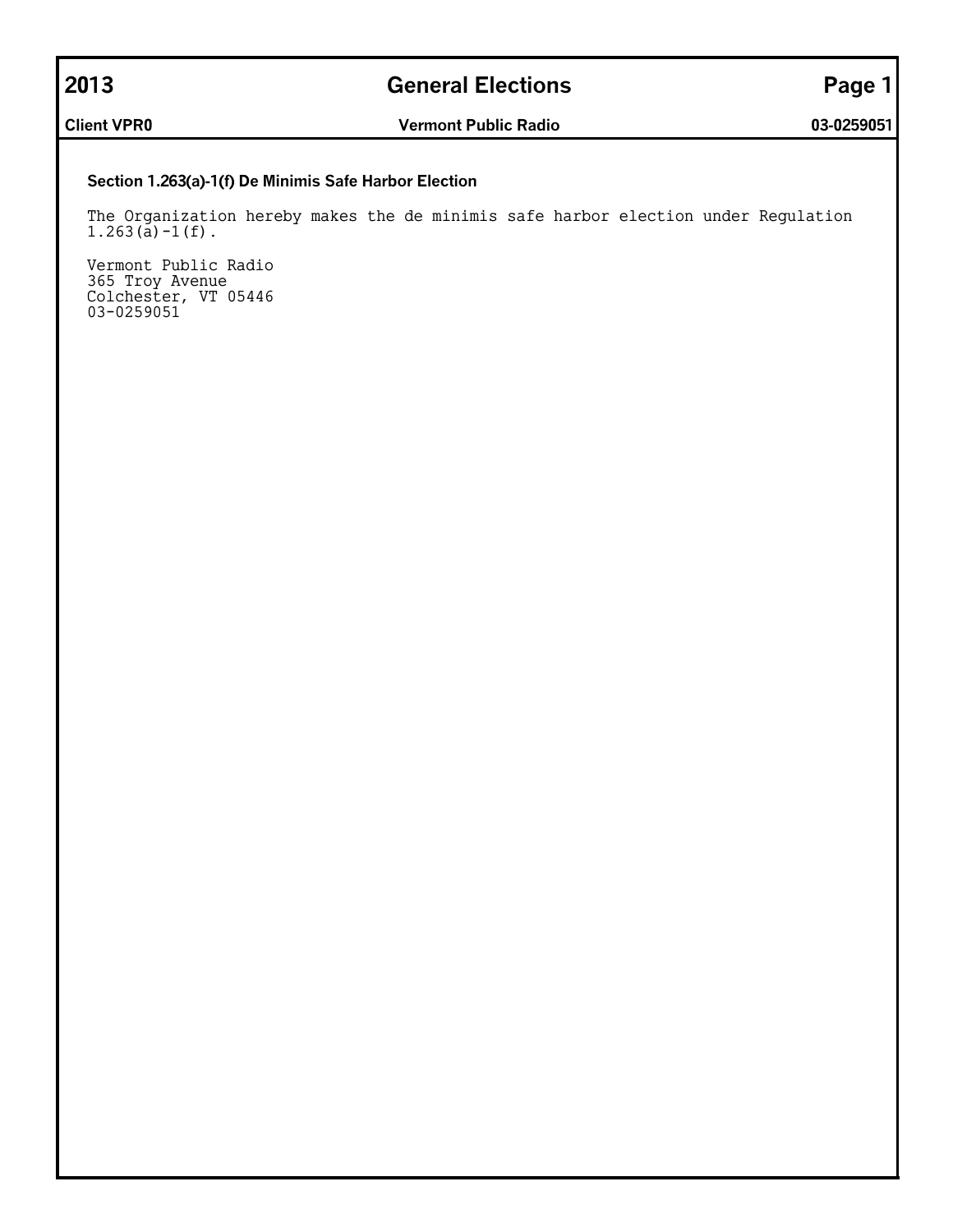# 2013 General Elections

**Client VPR0** | **Vermont Public Radio** | **03-0259051**

### Section 1.263(a)-1(f) De Minimis Safe Harbor Election

The Organization hereby makes the de minimis safe harbor election under Regulation 1.263(a)-1(f).

Vermont Public Radio
365 Troy Avenue
Colchester, VT 05446
03-0259051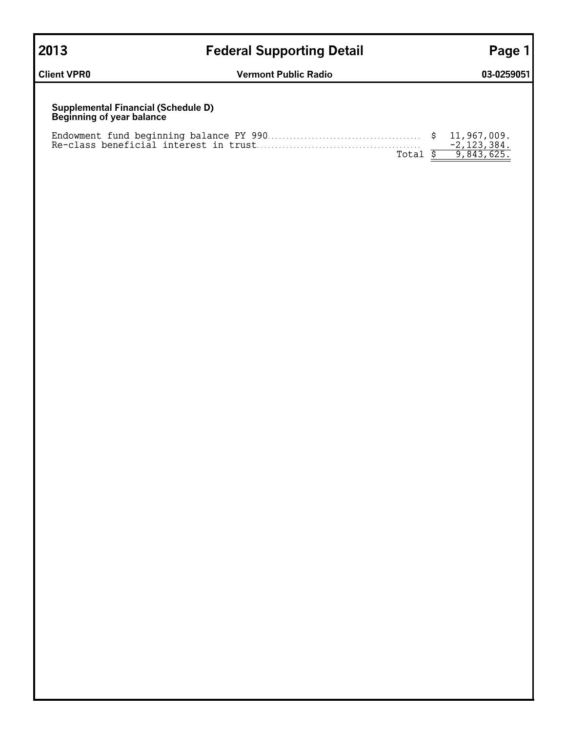## 2013 Federal Supporting Detail

**Client VPR0** | **Vermont Public Radio** | **03-0259051**

**Supplemental Financial (Schedule D)**
**Beginning of year balance**

| | |
|---|---|
| Endowment fund beginning balance PY 990 | $ 11,967,009. |
| Re-class beneficial interest in trust | -2,123,384. |
| Total | $ 9,843,625. |